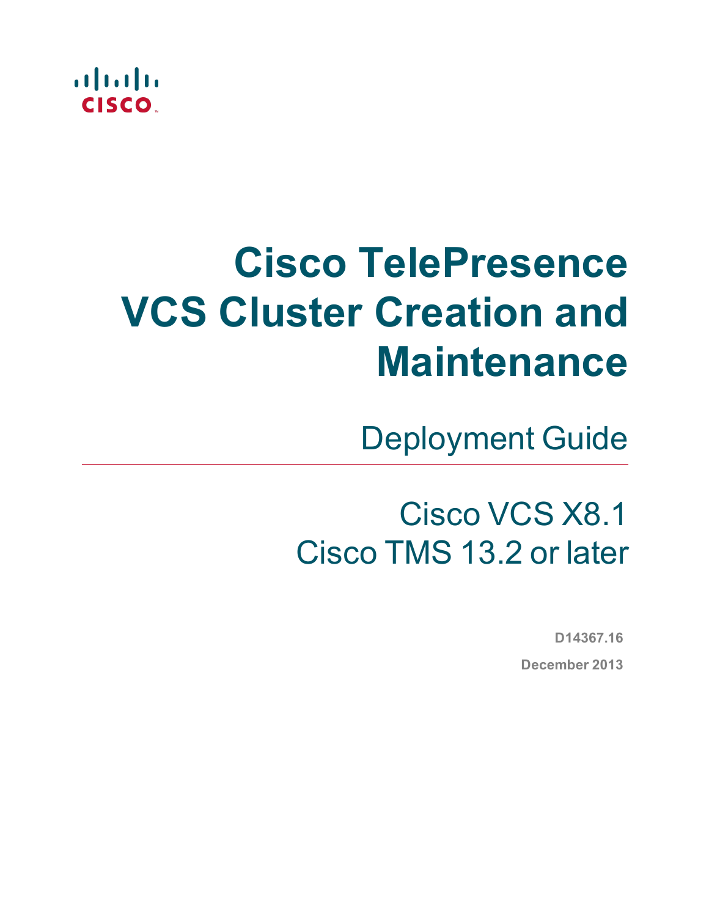# Cisco TelePresence VCS Cluster Creation and Maintenance

## Deployment Guide

Cisco VCS X8.1

Cisco TMS 13.2 or later

**D14367.16**

**December 2013**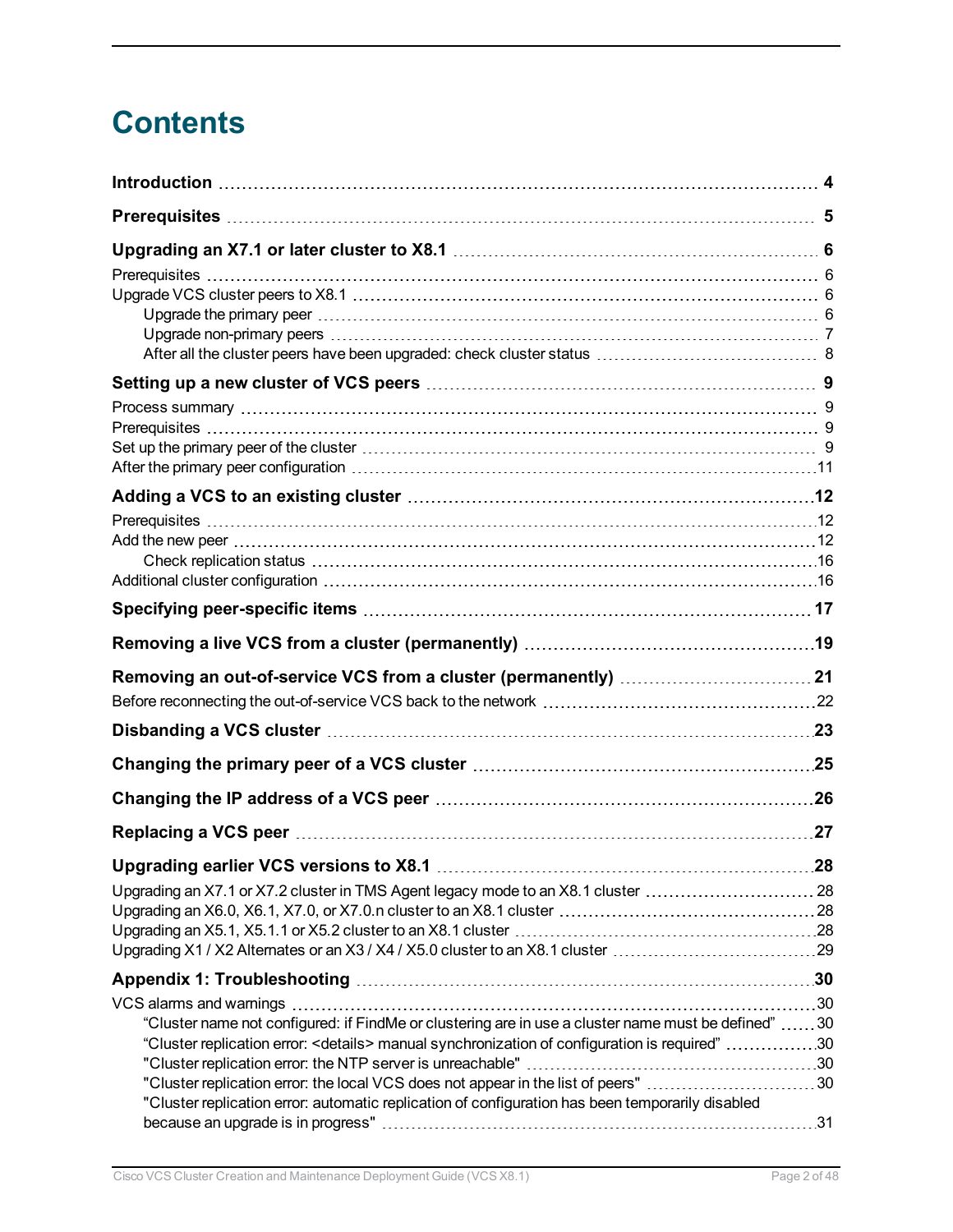# Contents

**Introduction** 4

**Prerequisites** 5

**Upgrading an X7.1 or later cluster to X8.1** 6

- Prerequisites 6
- Upgrade VCS cluster peers to X8.1 6
  - Upgrade the primary peer 6
  - Upgrade non-primary peers 7
  - After all the cluster peers have been upgraded: check cluster status 8

**Setting up a new cluster of VCS peers** 9

- Process summary 9
- Prerequisites 9
- Set up the primary peer of the cluster 9
- After the primary peer configuration 11

**Adding a VCS to an existing cluster** 12

- Prerequisites 12
- Add the new peer 12
  - Check replication status 16
- Additional cluster configuration 16

**Specifying peer-specific items** 17

**Removing a live VCS from a cluster (permanently)** 19

**Removing an out-of-service VCS from a cluster (permanently)** 21

- Before reconnecting the out-of-service VCS back to the network 22

**Disbanding a VCS cluster** 23

**Changing the primary peer of a VCS cluster** 25

**Changing the IP address of a VCS peer** 26

**Replacing a VCS peer** 27

**Upgrading earlier VCS versions to X8.1** 28

- Upgrading an X7.1 or X7.2 cluster in TMS Agent legacy mode to an X8.1 cluster 28
- Upgrading an X6.0, X6.1, X7.0, or X7.0.n cluster to an X8.1 cluster 28
- Upgrading an X5.1, X5.1.1 or X5.2 cluster to an X8.1 cluster 28
- Upgrading X1 / X2 Alternates or an X3 / X4 / X5.0 cluster to an X8.1 cluster 29

**Appendix 1: Troubleshooting** 30

- VCS alarms and warnings 30
  - "Cluster name not configured: if FindMe or clustering are in use a cluster name must be defined" 30
  - "Cluster replication error: <details> manual synchronization of configuration is required" 30
  - "Cluster replication error: the NTP server is unreachable" 30
  - "Cluster replication error: the local VCS does not appear in the list of peers" 30
  - "Cluster replication error: automatic replication of configuration has been temporarily disabled because an upgrade is in progress" 31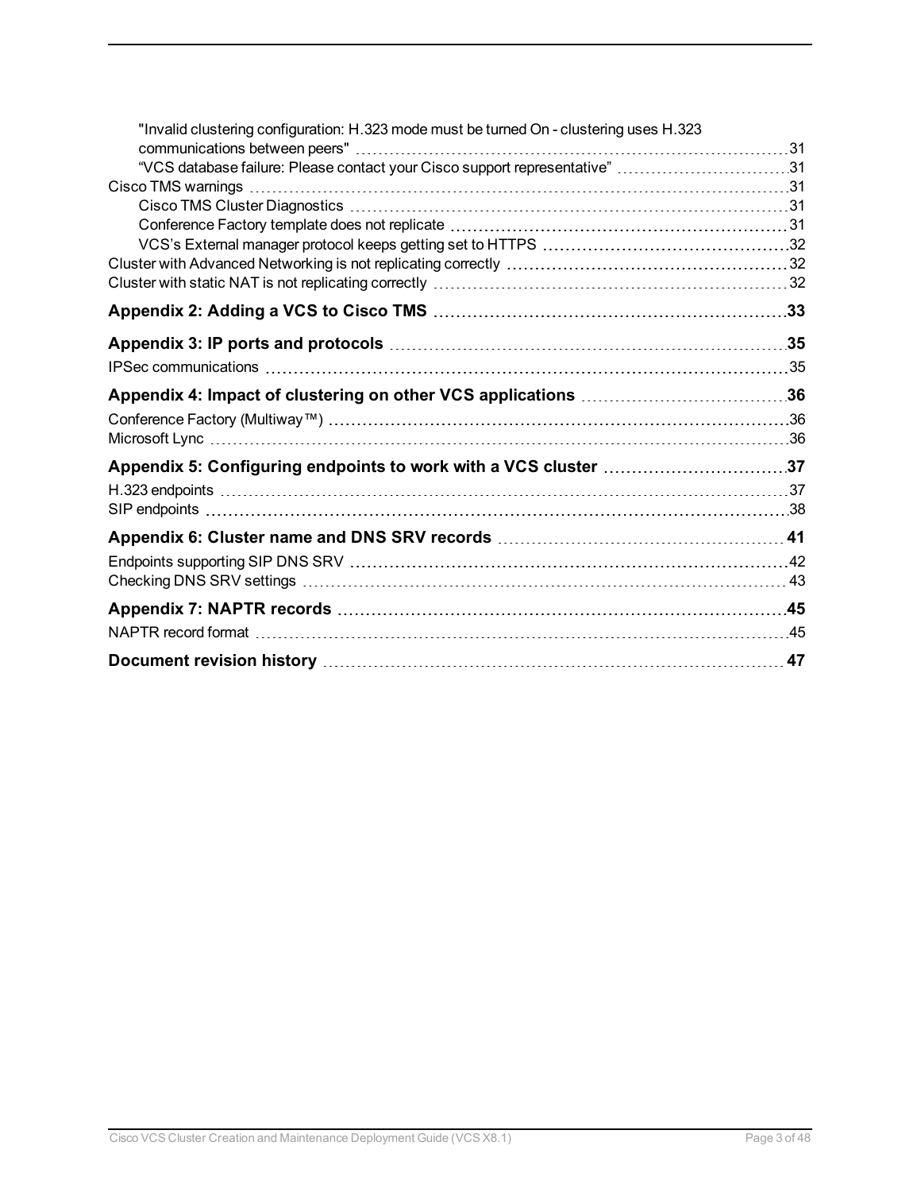"Invalid clustering configuration: H.323 mode must be turned On - clustering uses H.323 communications between peers" 31
"VCS database failure: Please contact your Cisco support representative" 31
Cisco TMS warnings 31
Cisco TMS Cluster Diagnostics 31
Conference Factory template does not replicate 31
VCS's External manager protocol keeps getting set to HTTPS 32
Cluster with Advanced Networking is not replicating correctly 32
Cluster with static NAT is not replicating correctly 32

**Appendix 2: Adding a VCS to Cisco TMS 33**

**Appendix 3: IP ports and protocols 35**

IPSec communications 35

**Appendix 4: Impact of clustering on other VCS applications 36**

Conference Factory (Multiway™) 36
Microsoft Lync 36

**Appendix 5: Configuring endpoints to work with a VCS cluster 37**

H.323 endpoints 37
SIP endpoints 38

**Appendix 6: Cluster name and DNS SRV records 41**

Endpoints supporting SIP DNS SRV 42
Checking DNS SRV settings 43

**Appendix 7: NAPTR records 45**

NAPTR record format 45

**Document revision history 47**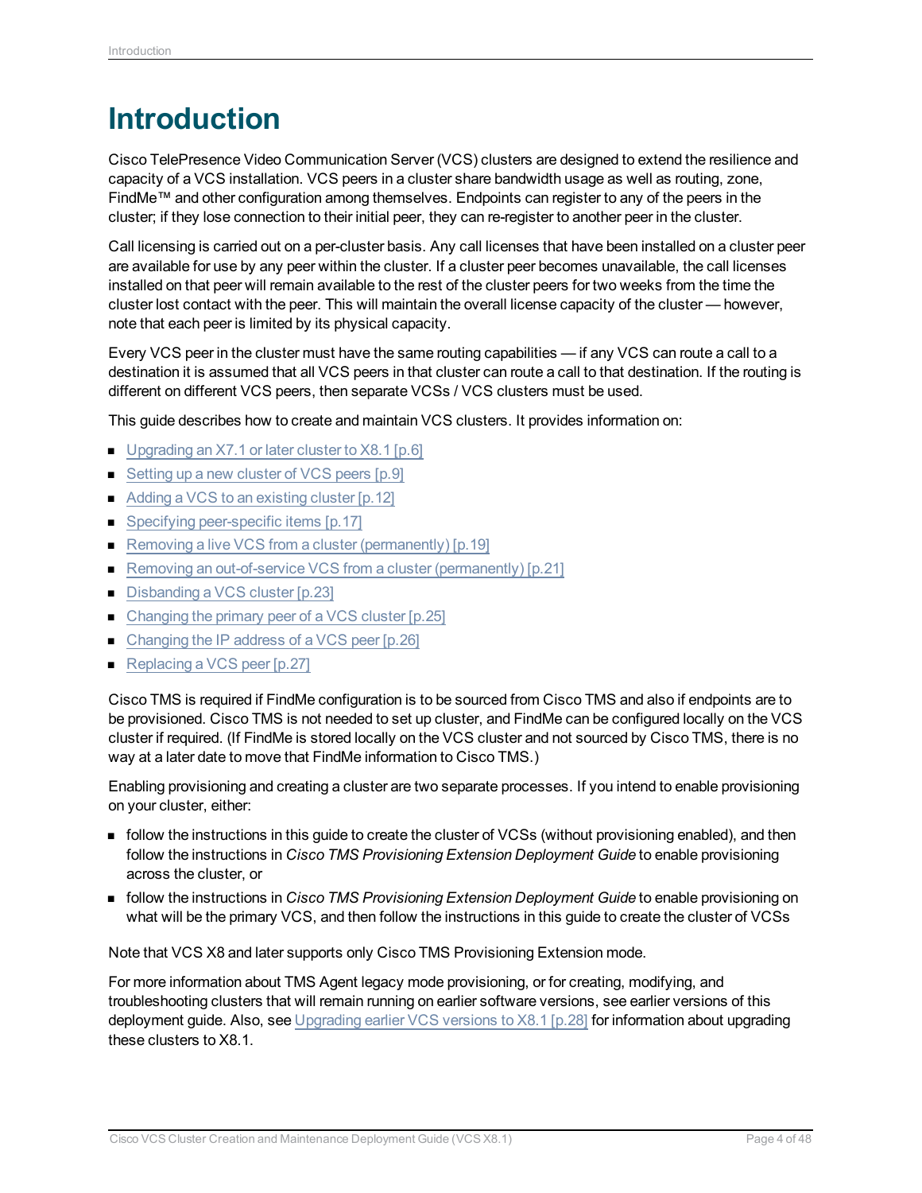# Introduction

Cisco TelePresence Video Communication Server (VCS) clusters are designed to extend the resilience and capacity of a VCS installation. VCS peers in a cluster share bandwidth usage as well as routing, zone, FindMe™ and other configuration among themselves. Endpoints can register to any of the peers in the cluster; if they lose connection to their initial peer, they can re-register to another peer in the cluster.

Call licensing is carried out on a per-cluster basis. Any call licenses that have been installed on a cluster peer are available for use by any peer within the cluster. If a cluster peer becomes unavailable, the call licenses installed on that peer will remain available to the rest of the cluster peers for two weeks from the time the cluster lost contact with the peer. This will maintain the overall license capacity of the cluster — however, note that each peer is limited by its physical capacity.

Every VCS peer in the cluster must have the same routing capabilities — if any VCS can route a call to a destination it is assumed that all VCS peers in that cluster can route a call to that destination. If the routing is different on different VCS peers, then separate VCSs / VCS clusters must be used.

This guide describes how to create and maintain VCS clusters. It provides information on:

- Upgrading an X7.1 or later cluster to X8.1 [p.6]
- Setting up a new cluster of VCS peers [p.9]
- Adding a VCS to an existing cluster [p.12]
- Specifying peer-specific items [p.17]
- Removing a live VCS from a cluster (permanently) [p.19]
- Removing an out-of-service VCS from a cluster (permanently) [p.21]
- Disbanding a VCS cluster [p.23]
- Changing the primary peer of a VCS cluster [p.25]
- Changing the IP address of a VCS peer [p.26]
- Replacing a VCS peer [p.27]

Cisco TMS is required if FindMe configuration is to be sourced from Cisco TMS and also if endpoints are to be provisioned. Cisco TMS is not needed to set up cluster, and FindMe can be configured locally on the VCS cluster if required. (If FindMe is stored locally on the VCS cluster and not sourced by Cisco TMS, there is no way at a later date to move that FindMe information to Cisco TMS.)

Enabling provisioning and creating a cluster are two separate processes. If you intend to enable provisioning on your cluster, either:

- follow the instructions in this guide to create the cluster of VCSs (without provisioning enabled), and then follow the instructions in *Cisco TMS Provisioning Extension Deployment Guide* to enable provisioning across the cluster, or
- follow the instructions in *Cisco TMS Provisioning Extension Deployment Guide* to enable provisioning on what will be the primary VCS, and then follow the instructions in this guide to create the cluster of VCSs

Note that VCS X8 and later supports only Cisco TMS Provisioning Extension mode.

For more information about TMS Agent legacy mode provisioning, or for creating, modifying, and troubleshooting clusters that will remain running on earlier software versions, see earlier versions of this deployment guide. Also, see Upgrading earlier VCS versions to X8.1 [p.28] for information about upgrading these clusters to X8.1.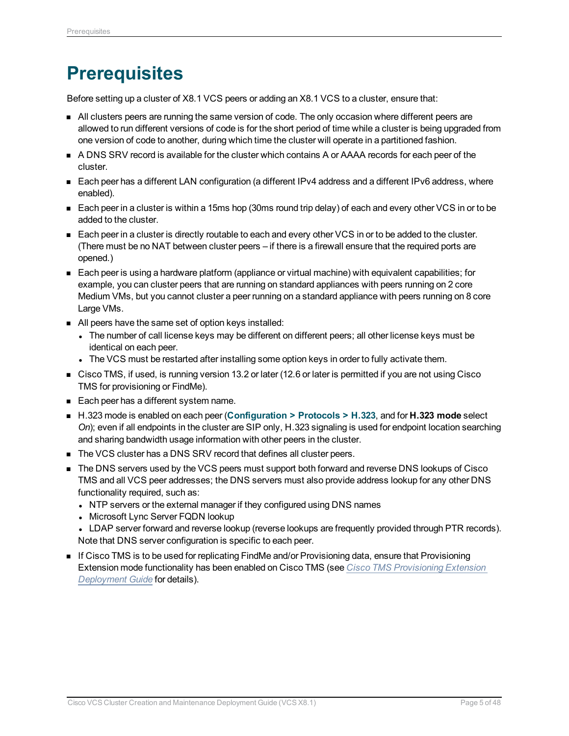# Prerequisites

Before setting up a cluster of X8.1 VCS peers or adding an X8.1 VCS to a cluster, ensure that:

- All clusters peers are running the same version of code. The only occasion where different peers are allowed to run different versions of code is for the short period of time while a cluster is being upgraded from one version of code to another, during which time the cluster will operate in a partitioned fashion.
- A DNS SRV record is available for the cluster which contains A or AAAA records for each peer of the cluster.
- Each peer has a different LAN configuration (a different IPv4 address and a different IPv6 address, where enabled).
- Each peer in a cluster is within a 15ms hop (30ms round trip delay) of each and every other VCS in or to be added to the cluster.
- Each peer in a cluster is directly routable to each and every other VCS in or to be added to the cluster. (There must be no NAT between cluster peers – if there is a firewall ensure that the required ports are opened.)
- Each peer is using a hardware platform (appliance or virtual machine) with equivalent capabilities; for example, you can cluster peers that are running on standard appliances with peers running on 2 core Medium VMs, but you cannot cluster a peer running on a standard appliance with peers running on 8 core Large VMs.
- All peers have the same set of option keys installed:
  - The number of call license keys may be different on different peers; all other license keys must be identical on each peer.
  - The VCS must be restarted after installing some option keys in order to fully activate them.
- Cisco TMS, if used, is running version 13.2 or later (12.6 or later is permitted if you are not using Cisco TMS for provisioning or FindMe).
- Each peer has a different system name.
- H.323 mode is enabled on each peer (**Configuration > Protocols > H.323**, and for **H.323 mode** select *On*); even if all endpoints in the cluster are SIP only, H.323 signaling is used for endpoint location searching and sharing bandwidth usage information with other peers in the cluster.
- The VCS cluster has a DNS SRV record that defines all cluster peers.
- The DNS servers used by the VCS peers must support both forward and reverse DNS lookups of Cisco TMS and all VCS peer addresses; the DNS servers must also provide address lookup for any other DNS functionality required, such as:
  - NTP servers or the external manager if they configured using DNS names
  - Microsoft Lync Server FQDN lookup
  - LDAP server forward and reverse lookup (reverse lookups are frequently provided through PTR records).

  Note that DNS server configuration is specific to each peer.
- If Cisco TMS is to be used for replicating FindMe and/or Provisioning data, ensure that Provisioning Extension mode functionality has been enabled on Cisco TMS (see *Cisco TMS Provisioning Extension Deployment Guide* for details).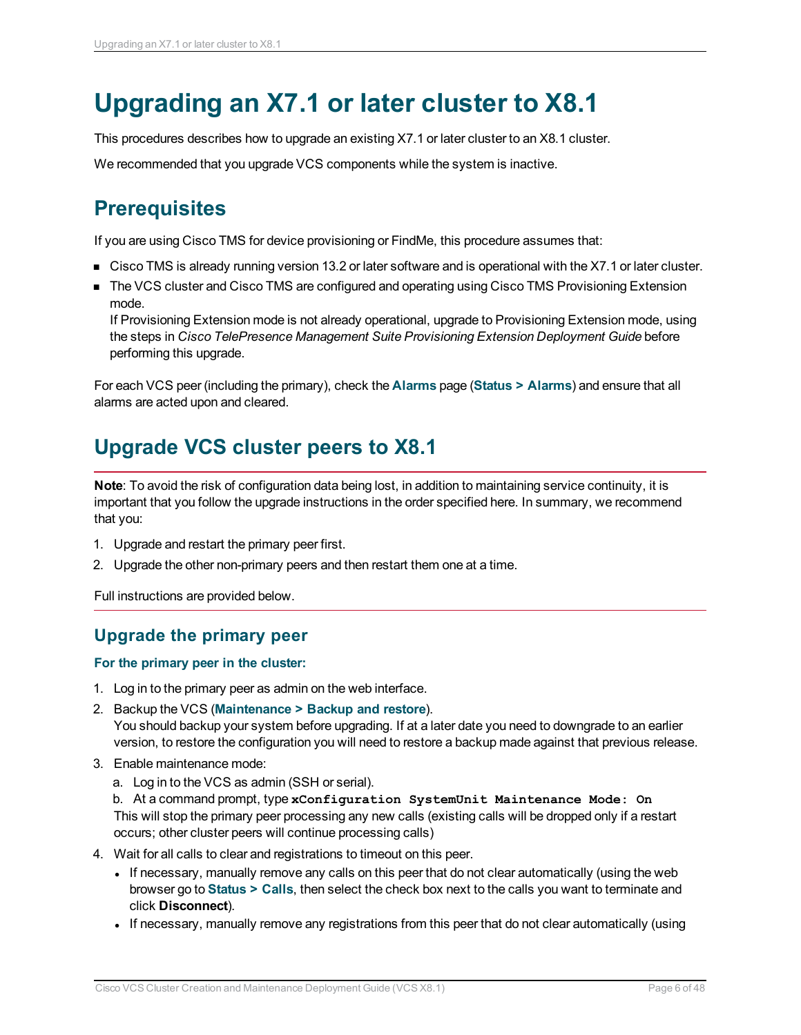# Upgrading an X7.1 or later cluster to X8.1

This procedures describes how to upgrade an existing X7.1 or later cluster to an X8.1 cluster.

We recommended that you upgrade VCS components while the system is inactive.

## Prerequisites

If you are using Cisco TMS for device provisioning or FindMe, this procedure assumes that:

- Cisco TMS is already running version 13.2 or later software and is operational with the X7.1 or later cluster.
- The VCS cluster and Cisco TMS are configured and operating using Cisco TMS Provisioning Extension mode.
  If Provisioning Extension mode is not already operational, upgrade to Provisioning Extension mode, using the steps in *Cisco TelePresence Management Suite Provisioning Extension Deployment Guide* before performing this upgrade.

For each VCS peer (including the primary), check the **Alarms** page (**Status > Alarms**) and ensure that all alarms are acted upon and cleared.

## Upgrade VCS cluster peers to X8.1

**Note**: To avoid the risk of configuration data being lost, in addition to maintaining service continuity, it is important that you follow the upgrade instructions in the order specified here. In summary, we recommend that you:

1. Upgrade and restart the primary peer first.
2. Upgrade the other non-primary peers and then restart them one at a time.

Full instructions are provided below.

### Upgrade the primary peer

**For the primary peer in the cluster:**

1. Log in to the primary peer as admin on the web interface.
2. Backup the VCS (**Maintenance > Backup and restore**).
   You should backup your system before upgrading. If at a later date you need to downgrade to an earlier version, to restore the configuration you will need to restore a backup made against that previous release.
3. Enable maintenance mode:
   a. Log in to the VCS as admin (SSH or serial).
   b. At a command prompt, type **`xConfiguration SystemUnit Maintenance Mode: On`**
   This will stop the primary peer processing any new calls (existing calls will be dropped only if a restart occurs; other cluster peers will continue processing calls)
4. Wait for all calls to clear and registrations to timeout on this peer.
   - If necessary, manually remove any calls on this peer that do not clear automatically (using the web browser go to **Status > Calls**, then select the check box next to the calls you want to terminate and click **Disconnect**).
   - If necessary, manually remove any registrations from this peer that do not clear automatically (using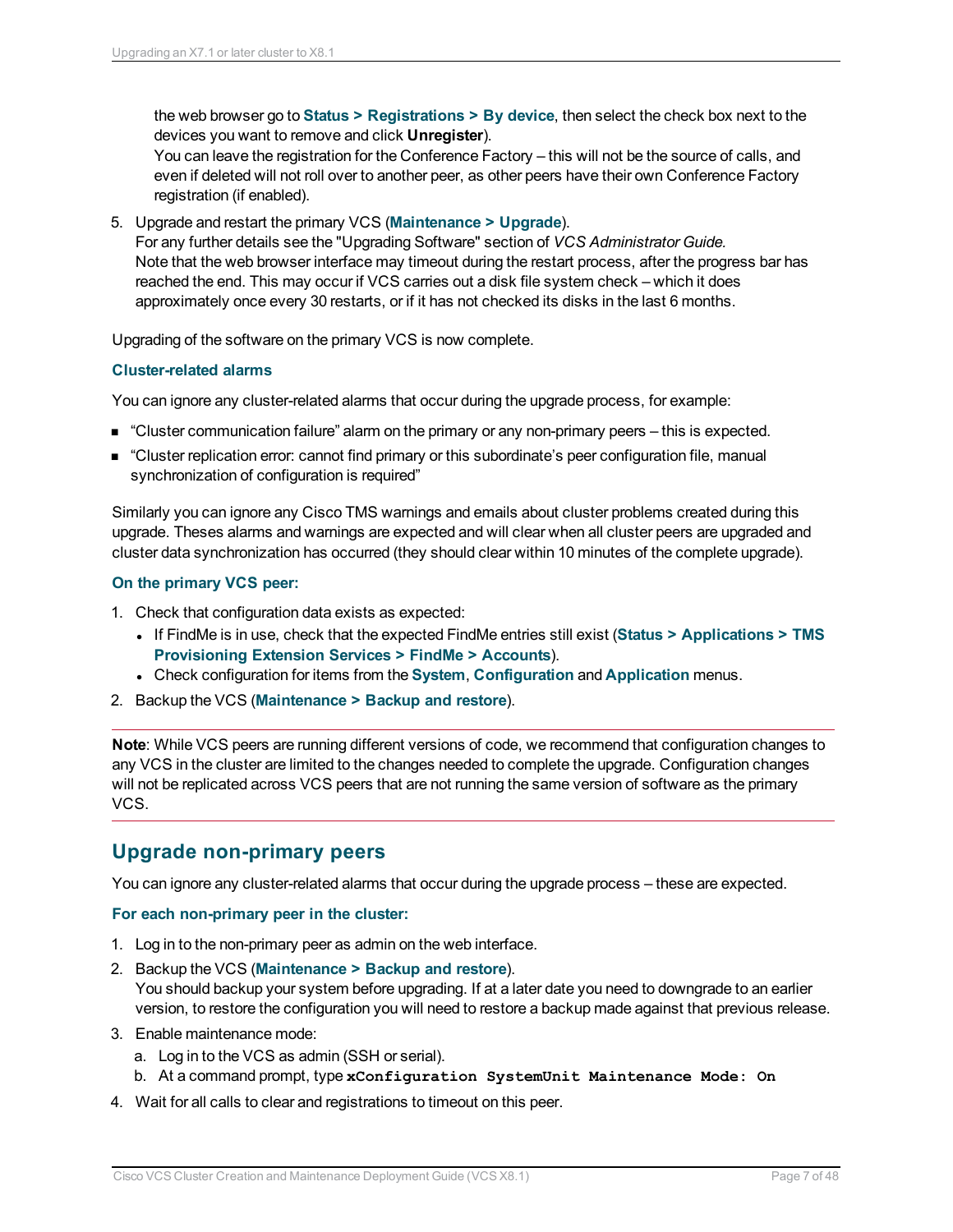the web browser go to **Status > Registrations > By device**, then select the check box next to the devices you want to remove and click **Unregister**).
You can leave the registration for the Conference Factory – this will not be the source of calls, and even if deleted will not roll over to another peer, as other peers have their own Conference Factory registration (if enabled).

5. Upgrade and restart the primary VCS (**Maintenance > Upgrade**).
For any further details see the "Upgrading Software" section of *VCS Administrator Guide.*
Note that the web browser interface may timeout during the restart process, after the progress bar has reached the end. This may occur if VCS carries out a disk file system check – which it does approximately once every 30 restarts, or if it has not checked its disks in the last 6 months.

Upgrading of the software on the primary VCS is now complete.

#### Cluster-related alarms

You can ignore any cluster-related alarms that occur during the upgrade process, for example:

- “Cluster communication failure” alarm on the primary or any non-primary peers – this is expected.
- “Cluster replication error: cannot find primary or this subordinate’s peer configuration file, manual synchronization of configuration is required”

Similarly you can ignore any Cisco TMS warnings and emails about cluster problems created during this upgrade. Theses alarms and warnings are expected and will clear when all cluster peers are upgraded and cluster data synchronization has occurred (they should clear within 10 minutes of the complete upgrade).

#### On the primary VCS peer:

1. Check that configuration data exists as expected:
   - If FindMe is in use, check that the expected FindMe entries still exist (**Status > Applications > TMS Provisioning Extension Services > FindMe > Accounts**).
   - Check configuration for items from the **System**, **Configuration** and **Application** menus.
2. Backup the VCS (**Maintenance > Backup and restore**).

---

**Note**: While VCS peers are running different versions of code, we recommend that configuration changes to any VCS in the cluster are limited to the changes needed to complete the upgrade. Configuration changes will not be replicated across VCS peers that are not running the same version of software as the primary VCS.

---

## Upgrade non-primary peers

You can ignore any cluster-related alarms that occur during the upgrade process – these are expected.

#### For each non-primary peer in the cluster:

1. Log in to the non-primary peer as admin on the web interface.
2. Backup the VCS (**Maintenance > Backup and restore**).
You should backup your system before upgrading. If at a later date you need to downgrade to an earlier version, to restore the configuration you will need to restore a backup made against that previous release.
3. Enable maintenance mode:
   a. Log in to the VCS as admin (SSH or serial).
   b. At a command prompt, type `xConfiguration SystemUnit Maintenance Mode: On`
4. Wait for all calls to clear and registrations to timeout on this peer.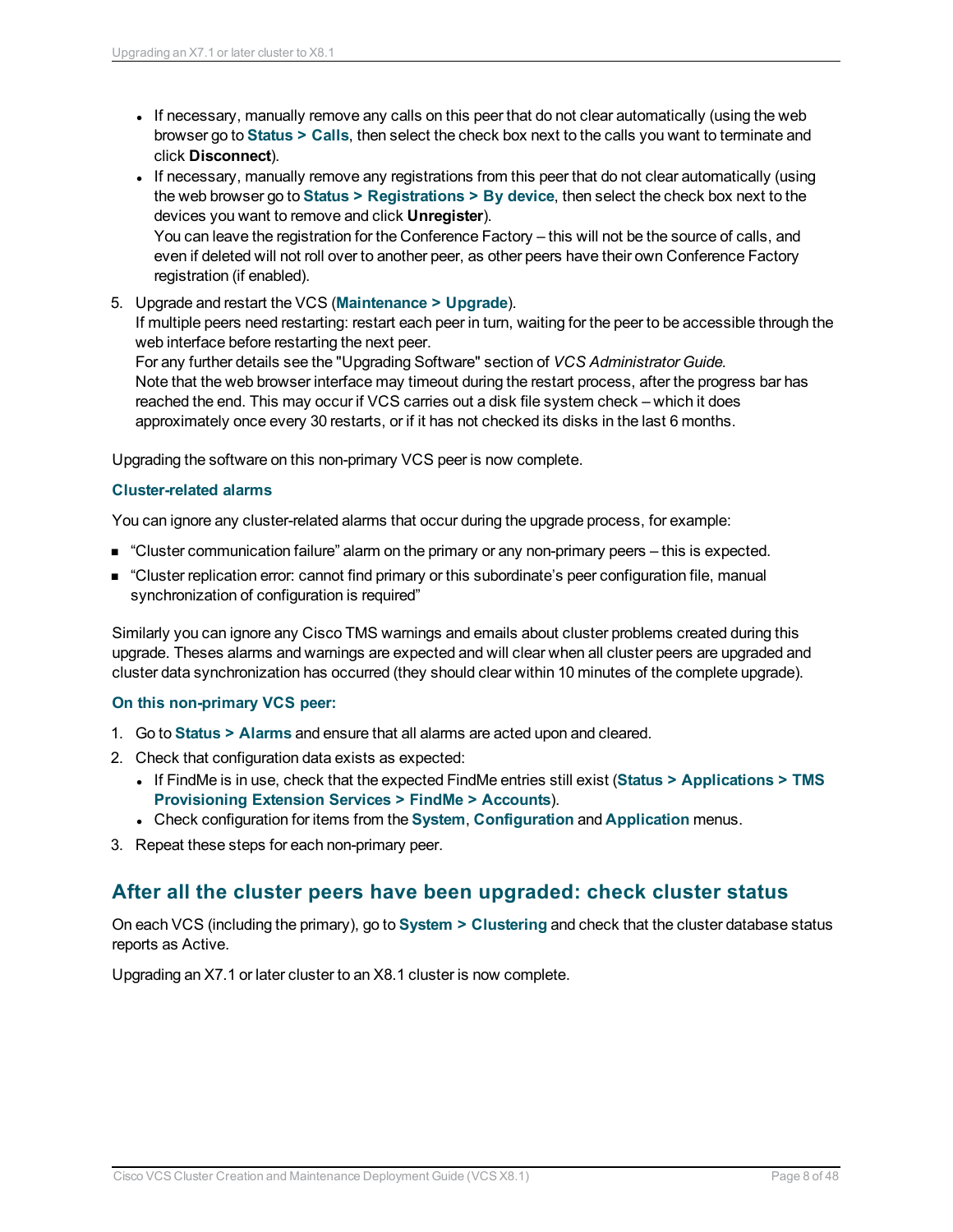- If necessary, manually remove any calls on this peer that do not clear automatically (using the web browser go to **Status > Calls**, then select the check box next to the calls you want to terminate and click **Disconnect**).
- If necessary, manually remove any registrations from this peer that do not clear automatically (using the web browser go to **Status > Registrations > By device**, then select the check box next to the devices you want to remove and click **Unregister**).
  You can leave the registration for the Conference Factory – this will not be the source of calls, and even if deleted will not roll over to another peer, as other peers have their own Conference Factory registration (if enabled).

5. Upgrade and restart the VCS (**Maintenance > Upgrade**).
   If multiple peers need restarting: restart each peer in turn, waiting for the peer to be accessible through the web interface before restarting the next peer.
   For any further details see the "Upgrading Software" section of *VCS Administrator Guide.*
   Note that the web browser interface may timeout during the restart process, after the progress bar has reached the end. This may occur if VCS carries out a disk file system check – which it does approximately once every 30 restarts, or if it has not checked its disks in the last 6 months.

Upgrading the software on this non-primary VCS peer is now complete.

#### Cluster-related alarms

You can ignore any cluster-related alarms that occur during the upgrade process, for example:

- "Cluster communication failure" alarm on the primary or any non-primary peers – this is expected.
- "Cluster replication error: cannot find primary or this subordinate's peer configuration file, manual synchronization of configuration is required"

Similarly you can ignore any Cisco TMS warnings and emails about cluster problems created during this upgrade. Theses alarms and warnings are expected and will clear when all cluster peers are upgraded and cluster data synchronization has occurred (they should clear within 10 minutes of the complete upgrade).

#### On this non-primary VCS peer:

1. Go to **Status > Alarms** and ensure that all alarms are acted upon and cleared.
2. Check that configuration data exists as expected:
   - If FindMe is in use, check that the expected FindMe entries still exist (**Status > Applications > TMS Provisioning Extension Services > FindMe > Accounts**).
   - Check configuration for items from the **System**, **Configuration** and **Application** menus.
3. Repeat these steps for each non-primary peer.

## After all the cluster peers have been upgraded: check cluster status

On each VCS (including the primary), go to **System > Clustering** and check that the cluster database status reports as Active.

Upgrading an X7.1 or later cluster to an X8.1 cluster is now complete.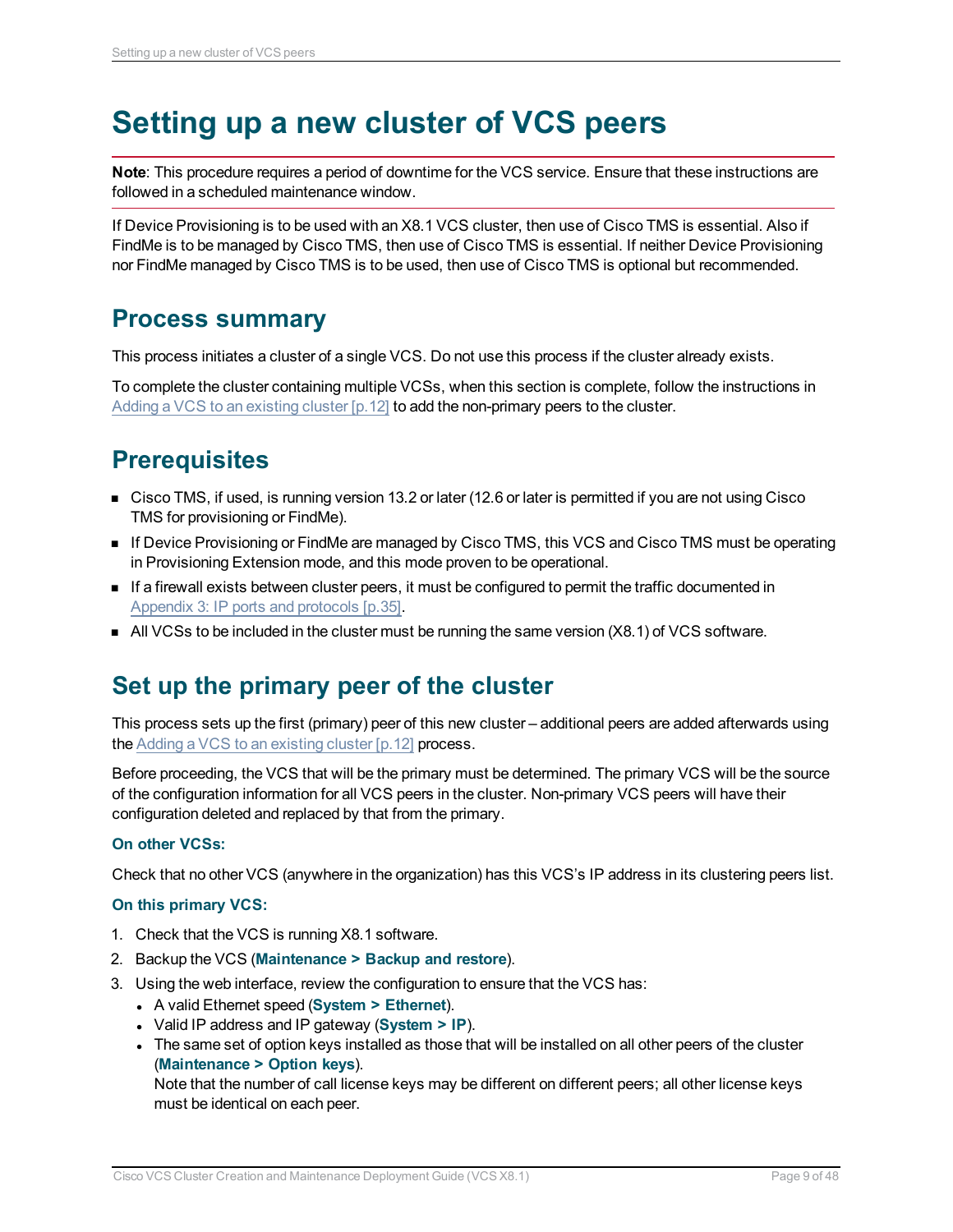# Setting up a new cluster of VCS peers

**Note**: This procedure requires a period of downtime for the VCS service. Ensure that these instructions are followed in a scheduled maintenance window.

If Device Provisioning is to be used with an X8.1 VCS cluster, then use of Cisco TMS is essential. Also if FindMe is to be managed by Cisco TMS, then use of Cisco TMS is essential. If neither Device Provisioning nor FindMe managed by Cisco TMS is to be used, then use of Cisco TMS is optional but recommended.

## Process summary

This process initiates a cluster of a single VCS. Do not use this process if the cluster already exists.

To complete the cluster containing multiple VCSs, when this section is complete, follow the instructions in Adding a VCS to an existing cluster [p.12] to add the non-primary peers to the cluster.

## Prerequisites

- Cisco TMS, if used, is running version 13.2 or later (12.6 or later is permitted if you are not using Cisco TMS for provisioning or FindMe).
- If Device Provisioning or FindMe are managed by Cisco TMS, this VCS and Cisco TMS must be operating in Provisioning Extension mode, and this mode proven to be operational.
- If a firewall exists between cluster peers, it must be configured to permit the traffic documented in Appendix 3: IP ports and protocols [p.35].
- All VCSs to be included in the cluster must be running the same version (X8.1) of VCS software.

## Set up the primary peer of the cluster

This process sets up the first (primary) peer of this new cluster – additional peers are added afterwards using the Adding a VCS to an existing cluster [p.12] process.

Before proceeding, the VCS that will be the primary must be determined. The primary VCS will be the source of the configuration information for all VCS peers in the cluster. Non-primary VCS peers will have their configuration deleted and replaced by that from the primary.

#### On other VCSs:

Check that no other VCS (anywhere in the organization) has this VCS's IP address in its clustering peers list.

#### On this primary VCS:

1. Check that the VCS is running X8.1 software.
2. Backup the VCS (**Maintenance > Backup and restore**).
3. Using the web interface, review the configuration to ensure that the VCS has:
   - A valid Ethernet speed (**System > Ethernet**).
   - Valid IP address and IP gateway (**System > IP**).
   - The same set of option keys installed as those that will be installed on all other peers of the cluster (**Maintenance > Option keys**).
     Note that the number of call license keys may be different on different peers; all other license keys must be identical on each peer.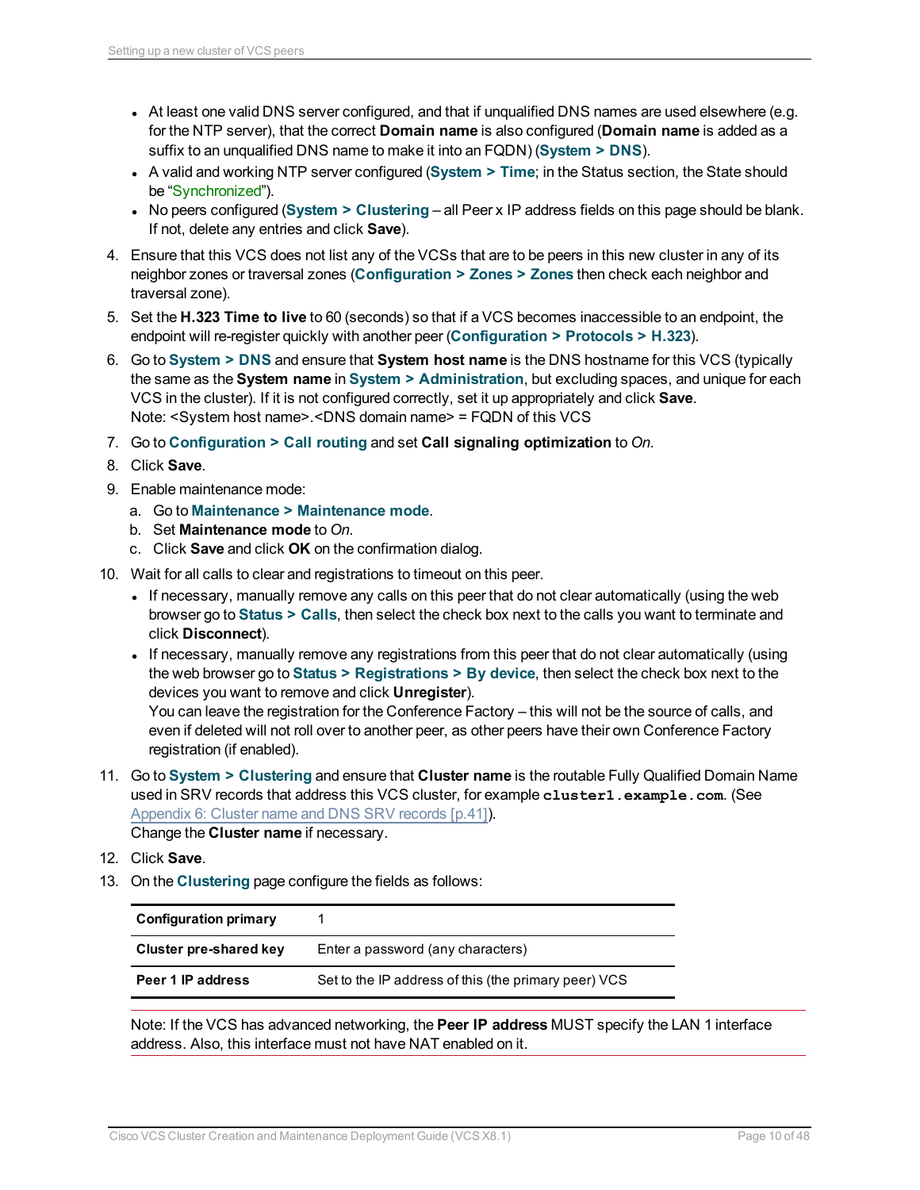- At least one valid DNS server configured, and that if unqualified DNS names are used elsewhere (e.g. for the NTP server), that the correct **Domain name** is also configured (**Domain name** is added as a suffix to an unqualified DNS name to make it into an FQDN) (**System > DNS**).
- A valid and working NTP server configured (**System > Time**; in the Status section, the State should be "Synchronized").
- No peers configured (**System > Clustering** – all Peer x IP address fields on this page should be blank. If not, delete any entries and click **Save**).

4. Ensure that this VCS does not list any of the VCSs that are to be peers in this new cluster in any of its neighbor zones or traversal zones (**Configuration > Zones > Zones** then check each neighbor and traversal zone).
5. Set the **H.323 Time to live** to 60 (seconds) so that if a VCS becomes inaccessible to an endpoint, the endpoint will re-register quickly with another peer (**Configuration > Protocols > H.323**).
6. Go to **System > DNS** and ensure that **System host name** is the DNS hostname for this VCS (typically the same as the **System name** in **System > Administration**, but excluding spaces, and unique for each VCS in the cluster). If it is not configured correctly, set it up appropriately and click **Save**.
   Note: <System host name>.<DNS domain name> = FQDN of this VCS
7. Go to **Configuration > Call routing** and set **Call signaling optimization** to *On*.
8. Click **Save**.
9. Enable maintenance mode:
   a. Go to **Maintenance > Maintenance mode**.
   b. Set **Maintenance mode** to *On*.
   c. Click **Save** and click **OK** on the confirmation dialog.
10. Wait for all calls to clear and registrations to timeout on this peer.
    - If necessary, manually remove any calls on this peer that do not clear automatically (using the web browser go to **Status > Calls**, then select the check box next to the calls you want to terminate and click **Disconnect**).
    - If necessary, manually remove any registrations from this peer that do not clear automatically (using the web browser go to **Status > Registrations > By device**, then select the check box next to the devices you want to remove and click **Unregister**).
      You can leave the registration for the Conference Factory – this will not be the source of calls, and even if deleted will not roll over to another peer, as other peers have their own Conference Factory registration (if enabled).
11. Go to **System > Clustering** and ensure that **Cluster name** is the routable Fully Qualified Domain Name used in SRV records that address this VCS cluster, for example `cluster1.example.com`. (See Appendix 6: Cluster name and DNS SRV records [p.41]).
    Change the **Cluster name** if necessary.
12. Click **Save**.
13. On the **Clustering** page configure the fields as follows:

| | |
|---|---|
| **Configuration primary** | 1 |
| **Cluster pre-shared key** | Enter a password (any characters) |
| **Peer 1 IP address** | Set to the IP address of this (the primary peer) VCS |

Note: If the VCS has advanced networking, the **Peer IP address** MUST specify the LAN 1 interface address. Also, this interface must not have NAT enabled on it.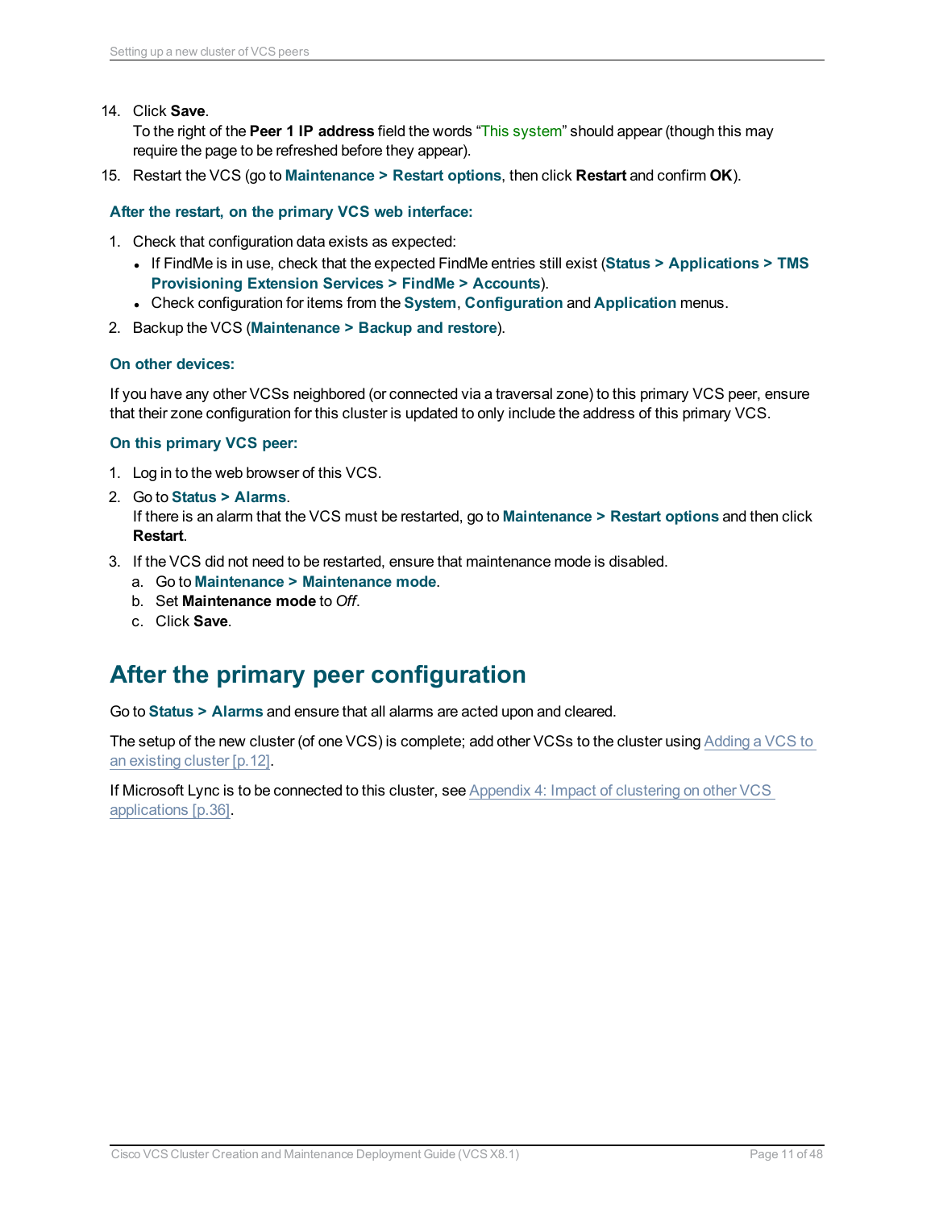14. Click **Save**.
    To the right of the **Peer 1 IP address** field the words "This system" should appear (though this may require the page to be refreshed before they appear).
15. Restart the VCS (go to **Maintenance > Restart options**, then click **Restart** and confirm **OK**).

**After the restart, on the primary VCS web interface:**

1. Check that configuration data exists as expected:
   - If FindMe is in use, check that the expected FindMe entries still exist (**Status > Applications > TMS Provisioning Extension Services > FindMe > Accounts**).
   - Check configuration for items from the **System**, **Configuration** and **Application** menus.
2. Backup the VCS (**Maintenance > Backup and restore**).

**On other devices:**

If you have any other VCSs neighbored (or connected via a traversal zone) to this primary VCS peer, ensure that their zone configuration for this cluster is updated to only include the address of this primary VCS.

**On this primary VCS peer:**

1. Log in to the web browser of this VCS.
2. Go to **Status > Alarms**.
   If there is an alarm that the VCS must be restarted, go to **Maintenance > Restart options** and then click **Restart**.
3. If the VCS did not need to be restarted, ensure that maintenance mode is disabled.
   a. Go to **Maintenance > Maintenance mode**.
   b. Set **Maintenance mode** to *Off*.
   c. Click **Save**.

# After the primary peer configuration

Go to **Status > Alarms** and ensure that all alarms are acted upon and cleared.

The setup of the new cluster (of one VCS) is complete; add other VCSs to the cluster using Adding a VCS to an existing cluster [p.12].

If Microsoft Lync is to be connected to this cluster, see Appendix 4: Impact of clustering on other VCS applications [p.36].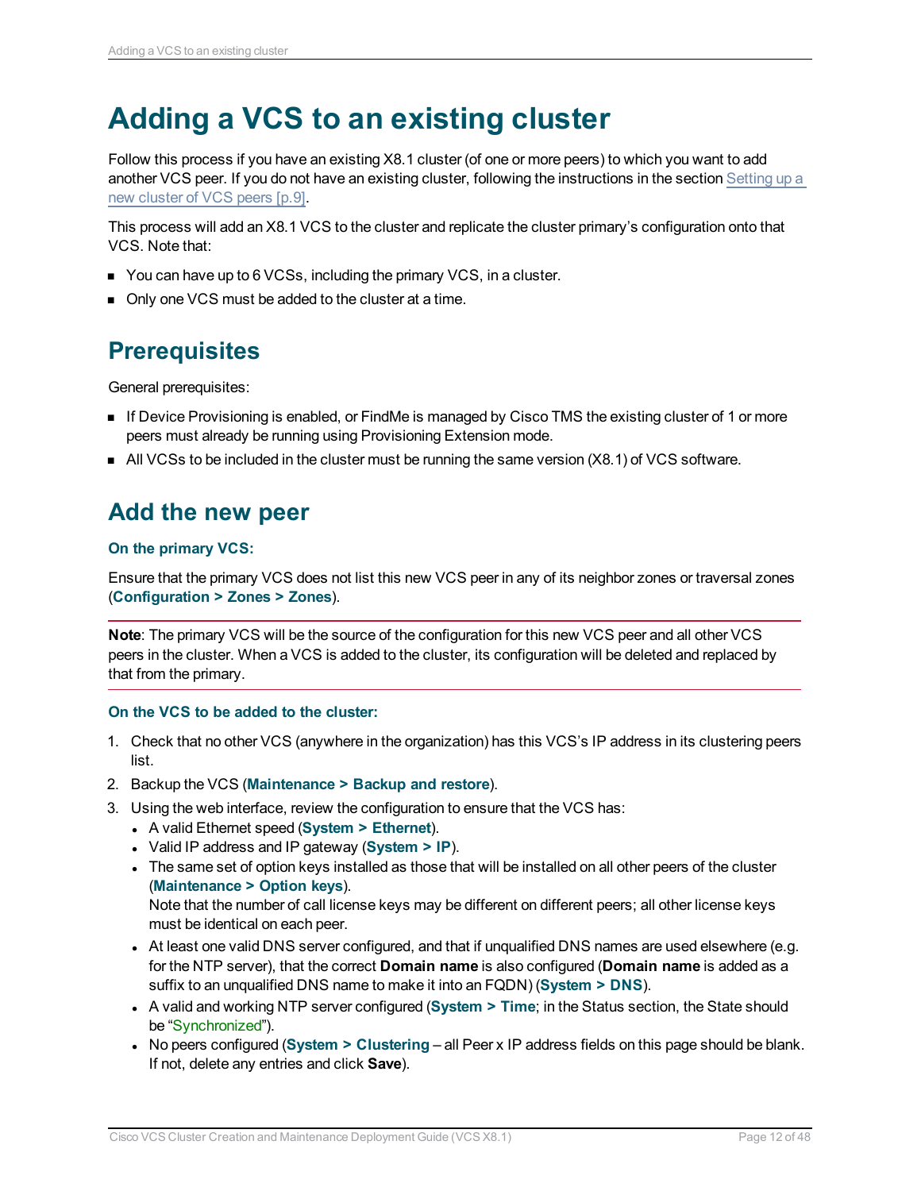# Adding a VCS to an existing cluster

Follow this process if you have an existing X8.1 cluster (of one or more peers) to which you want to add another VCS peer. If you do not have an existing cluster, following the instructions in the section Setting up a new cluster of VCS peers [p.9].

This process will add an X8.1 VCS to the cluster and replicate the cluster primary's configuration onto that VCS. Note that:

- You can have up to 6 VCSs, including the primary VCS, in a cluster.
- Only one VCS must be added to the cluster at a time.

## Prerequisites

General prerequisites:

- If Device Provisioning is enabled, or FindMe is managed by Cisco TMS the existing cluster of 1 or more peers must already be running using Provisioning Extension mode.
- All VCSs to be included in the cluster must be running the same version (X8.1) of VCS software.

## Add the new peer

### On the primary VCS:

Ensure that the primary VCS does not list this new VCS peer in any of its neighbor zones or traversal zones (**Configuration > Zones > Zones**).

**Note**: The primary VCS will be the source of the configuration for this new VCS peer and all other VCS peers in the cluster. When a VCS is added to the cluster, its configuration will be deleted and replaced by that from the primary.

### On the VCS to be added to the cluster:

1. Check that no other VCS (anywhere in the organization) has this VCS's IP address in its clustering peers list.
2. Backup the VCS (**Maintenance > Backup and restore**).
3. Using the web interface, review the configuration to ensure that the VCS has:
   - A valid Ethernet speed (**System > Ethernet**).
   - Valid IP address and IP gateway (**System > IP**).
   - The same set of option keys installed as those that will be installed on all other peers of the cluster (**Maintenance > Option keys**).
     Note that the number of call license keys may be different on different peers; all other license keys must be identical on each peer.
   - At least one valid DNS server configured, and that if unqualified DNS names are used elsewhere (e.g. for the NTP server), that the correct **Domain name** is also configured (**Domain name** is added as a suffix to an unqualified DNS name to make it into an FQDN) (**System > DNS**).
   - A valid and working NTP server configured (**System > Time**; in the Status section, the State should be "Synchronized").
   - No peers configured (**System > Clustering** – all Peer x IP address fields on this page should be blank. If not, delete any entries and click **Save**).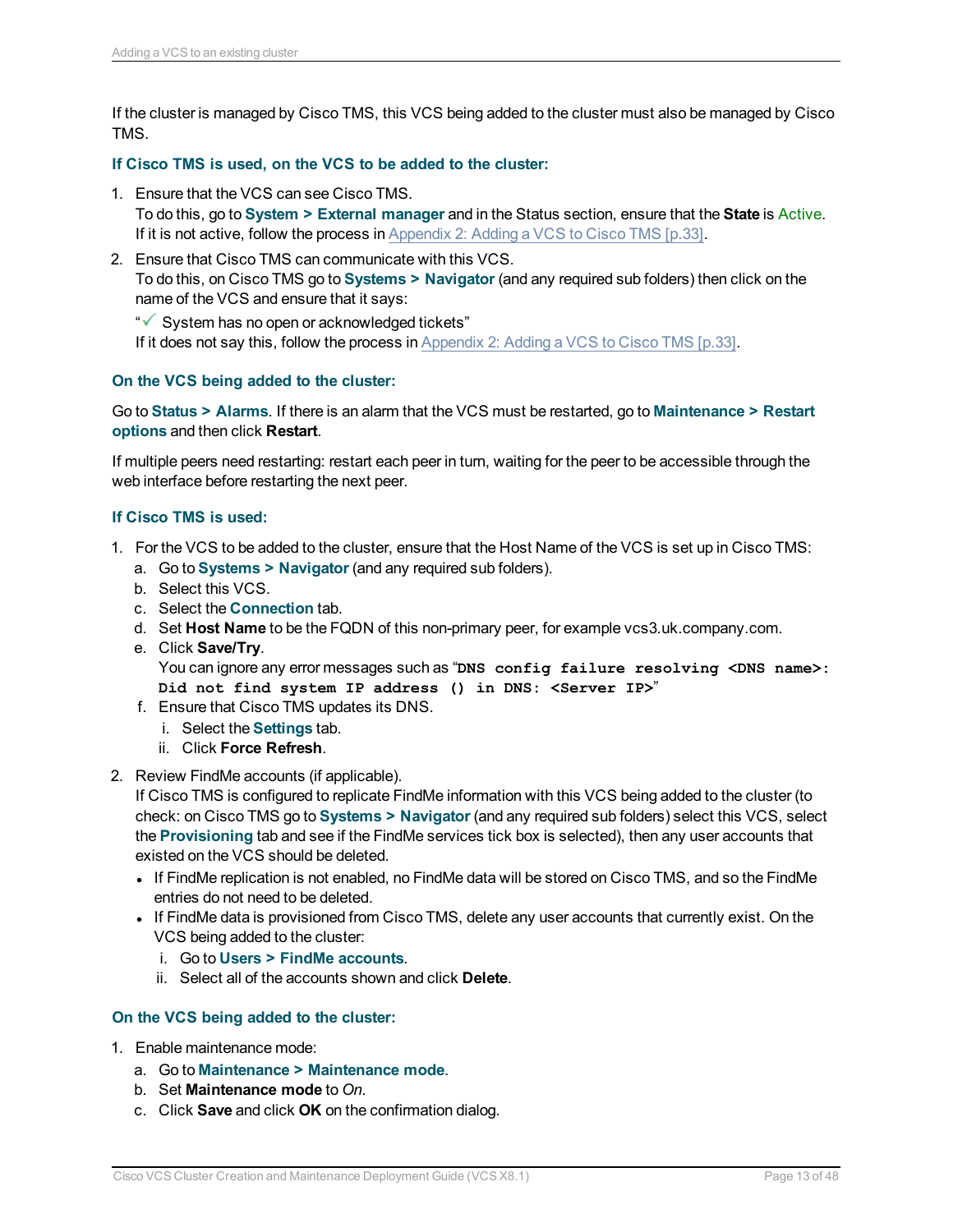If the cluster is managed by Cisco TMS, this VCS being added to the cluster must also be managed by Cisco TMS.

#### If Cisco TMS is used, on the VCS to be added to the cluster:

1. Ensure that the VCS can see Cisco TMS.
   To do this, go to **System > External manager** and in the Status section, ensure that the **State** is Active.
   If it is not active, follow the process in Appendix 2: Adding a VCS to Cisco TMS [p.33].
2. Ensure that Cisco TMS can communicate with this VCS.
   To do this, on Cisco TMS go to **Systems > Navigator** (and any required sub folders) then click on the name of the VCS and ensure that it says:
   "✓ System has no open or acknowledged tickets"
   If it does not say this, follow the process in Appendix 2: Adding a VCS to Cisco TMS [p.33].

#### On the VCS being added to the cluster:

Go to **Status > Alarms**. If there is an alarm that the VCS must be restarted, go to **Maintenance > Restart options** and then click **Restart**.

If multiple peers need restarting: restart each peer in turn, waiting for the peer to be accessible through the web interface before restarting the next peer.

#### If Cisco TMS is used:

1. For the VCS to be added to the cluster, ensure that the Host Name of the VCS is set up in Cisco TMS:
   a. Go to **Systems > Navigator** (and any required sub folders).
   b. Select this VCS.
   c. Select the **Connection** tab.
   d. Set **Host Name** to be the FQDN of this non-primary peer, for example vcs3.uk.company.com.
   e. Click **Save/Try**.
      You can ignore any error messages such as "`DNS config failure resolving <DNS name>: Did not find system IP address () in DNS: <Server IP>`"
   f. Ensure that Cisco TMS updates its DNS.
      i. Select the **Settings** tab.
      ii. Click **Force Refresh**.
2. Review FindMe accounts (if applicable).
   If Cisco TMS is configured to replicate FindMe information with this VCS being added to the cluster (to check: on Cisco TMS go to **Systems > Navigator** (and any required sub folders) select this VCS, select the **Provisioning** tab and see if the FindMe services tick box is selected), then any user accounts that existed on the VCS should be deleted.
   - If FindMe replication is not enabled, no FindMe data will be stored on Cisco TMS, and so the FindMe entries do not need to be deleted.
   - If FindMe data is provisioned from Cisco TMS, delete any user accounts that currently exist. On the VCS being added to the cluster:
      i. Go to **Users > FindMe accounts**.
      ii. Select all of the accounts shown and click **Delete**.

#### On the VCS being added to the cluster:

1. Enable maintenance mode:
   a. Go to **Maintenance > Maintenance mode**.
   b. Set **Maintenance mode** to *On*.
   c. Click **Save** and click **OK** on the confirmation dialog.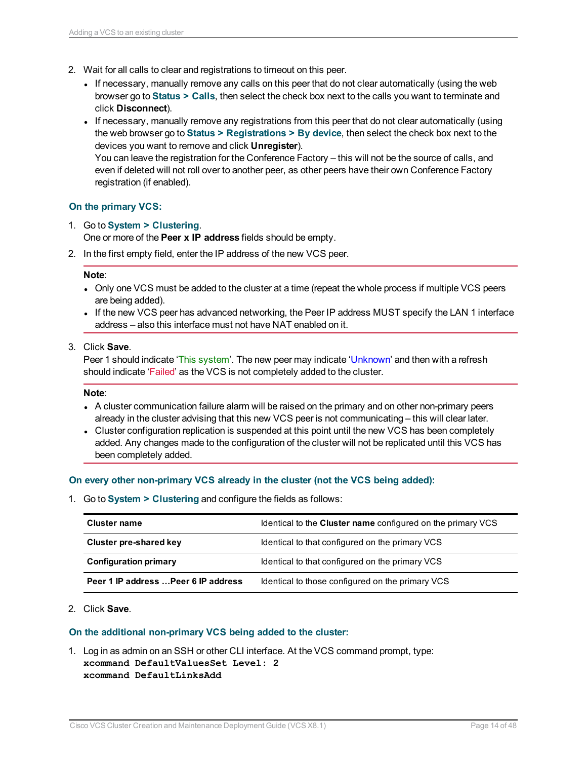2. Wait for all calls to clear and registrations to timeout on this peer.
   - If necessary, manually remove any calls on this peer that do not clear automatically (using the web browser go to **Status > Calls**, then select the check box next to the calls you want to terminate and click **Disconnect**).
   - If necessary, manually remove any registrations from this peer that do not clear automatically (using the web browser go to **Status > Registrations > By device**, then select the check box next to the devices you want to remove and click **Unregister**).
     You can leave the registration for the Conference Factory – this will not be the source of calls, and even if deleted will not roll over to another peer, as other peers have their own Conference Factory registration (if enabled).

### On the primary VCS:

1. Go to **System > Clustering**.
   One or more of the **Peer x IP address** fields should be empty.
2. In the first empty field, enter the IP address of the new VCS peer.

**Note**:
- Only one VCS must be added to the cluster at a time (repeat the whole process if multiple VCS peers are being added).
- If the new VCS peer has advanced networking, the Peer IP address MUST specify the LAN 1 interface address – also this interface must not have NAT enabled on it.

3. Click **Save**.
   Peer 1 should indicate 'This system'. The new peer may indicate 'Unknown' and then with a refresh should indicate 'Failed' as the VCS is not completely added to the cluster.

**Note**:
- A cluster communication failure alarm will be raised on the primary and on other non-primary peers already in the cluster advising that this new VCS peer is not communicating – this will clear later.
- Cluster configuration replication is suspended at this point until the new VCS has been completely added. Any changes made to the configuration of the cluster will not be replicated until this VCS has been completely added.

### On every other non-primary VCS already in the cluster (not the VCS being added):

1. Go to **System > Clustering** and configure the fields as follows:

| Cluster name | Identical to the **Cluster name** configured on the primary VCS |
|---|---|
| **Cluster pre-shared key** | Identical to that configured on the primary VCS |
| **Configuration primary** | Identical to that configured on the primary VCS |
| **Peer 1 IP address …Peer 6 IP address** | Identical to those configured on the primary VCS |

2. Click **Save**.

### On the additional non-primary VCS being added to the cluster:

1. Log in as admin on an SSH or other CLI interface. At the VCS command prompt, type:

```
xcommand DefaultValuesSet Level: 2
xcommand DefaultLinksAdd
```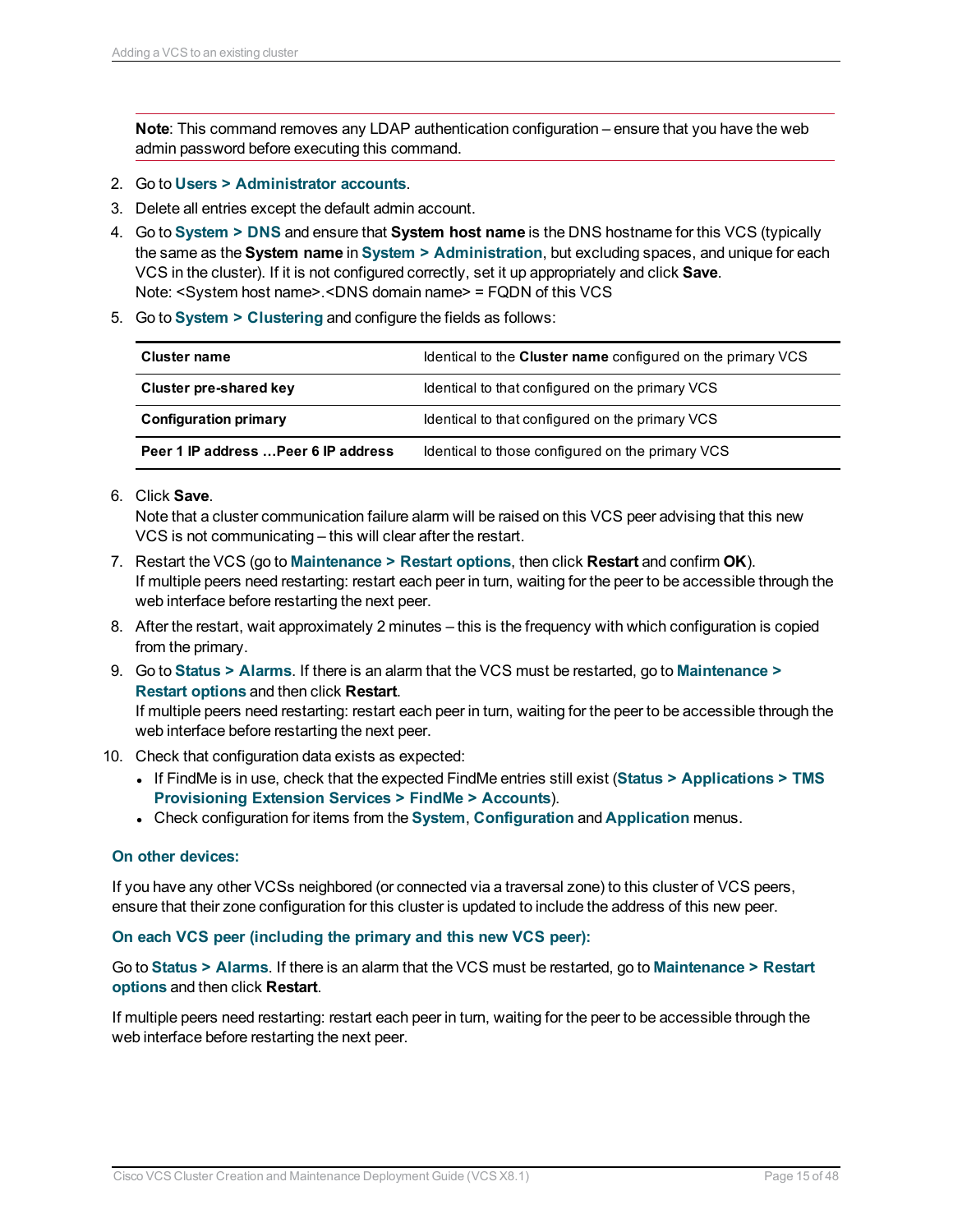**Note**: This command removes any LDAP authentication configuration – ensure that you have the web admin password before executing this command.

2. Go to **Users > Administrator accounts**.
3. Delete all entries except the default admin account.
4. Go to **System > DNS** and ensure that **System host name** is the DNS hostname for this VCS (typically the same as the **System name** in **System > Administration**, but excluding spaces, and unique for each VCS in the cluster). If it is not configured correctly, set it up appropriately and click **Save**.
   Note: <System host name>.<DNS domain name> = FQDN of this VCS
5. Go to **System > Clustering** and configure the fields as follows:

| | |
|---|---|
| **Cluster name** | Identical to the **Cluster name** configured on the primary VCS |
| **Cluster pre-shared key** | Identical to that configured on the primary VCS |
| **Configuration primary** | Identical to that configured on the primary VCS |
| **Peer 1 IP address …Peer 6 IP address** | Identical to those configured on the primary VCS |

6. Click **Save**.
   Note that a cluster communication failure alarm will be raised on this VCS peer advising that this new VCS is not communicating – this will clear after the restart.
7. Restart the VCS (go to **Maintenance > Restart options**, then click **Restart** and confirm **OK**).
   If multiple peers need restarting: restart each peer in turn, waiting for the peer to be accessible through the web interface before restarting the next peer.
8. After the restart, wait approximately 2 minutes – this is the frequency with which configuration is copied from the primary.
9. Go to **Status > Alarms**. If there is an alarm that the VCS must be restarted, go to **Maintenance > Restart options** and then click **Restart**.
   If multiple peers need restarting: restart each peer in turn, waiting for the peer to be accessible through the web interface before restarting the next peer.
10. Check that configuration data exists as expected:
    - If FindMe is in use, check that the expected FindMe entries still exist (**Status > Applications > TMS Provisioning Extension Services > FindMe > Accounts**).
    - Check configuration for items from the **System**, **Configuration** and **Application** menus.

### On other devices:

If you have any other VCSs neighbored (or connected via a traversal zone) to this cluster of VCS peers, ensure that their zone configuration for this cluster is updated to include the address of this new peer.

### On each VCS peer (including the primary and this new VCS peer):

Go to **Status > Alarms**. If there is an alarm that the VCS must be restarted, go to **Maintenance > Restart options** and then click **Restart**.

If multiple peers need restarting: restart each peer in turn, waiting for the peer to be accessible through the web interface before restarting the next peer.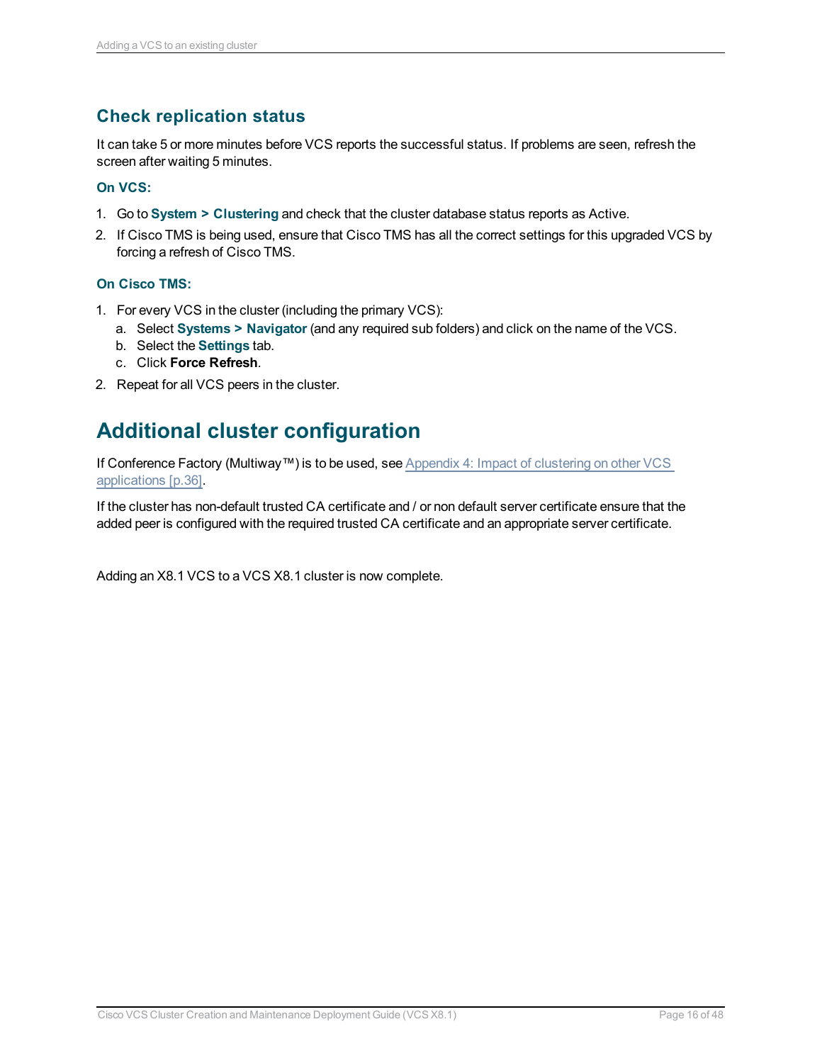### Check replication status

It can take 5 or more minutes before VCS reports the successful status. If problems are seen, refresh the screen after waiting 5 minutes.

#### On VCS:

1. Go to **System > Clustering** and check that the cluster database status reports as Active.
2. If Cisco TMS is being used, ensure that Cisco TMS has all the correct settings for this upgraded VCS by forcing a refresh of Cisco TMS.

#### On Cisco TMS:

1. For every VCS in the cluster (including the primary VCS):
   a. Select **Systems > Navigator** (and any required sub folders) and click on the name of the VCS.
   b. Select the **Settings** tab.
   c. Click **Force Refresh**.
2. Repeat for all VCS peers in the cluster.

## Additional cluster configuration

If Conference Factory (Multiway™) is to be used, see Appendix 4: Impact of clustering on other VCS applications [p.36].

If the cluster has non-default trusted CA certificate and / or non default server certificate ensure that the added peer is configured with the required trusted CA certificate and an appropriate server certificate.

Adding an X8.1 VCS to a VCS X8.1 cluster is now complete.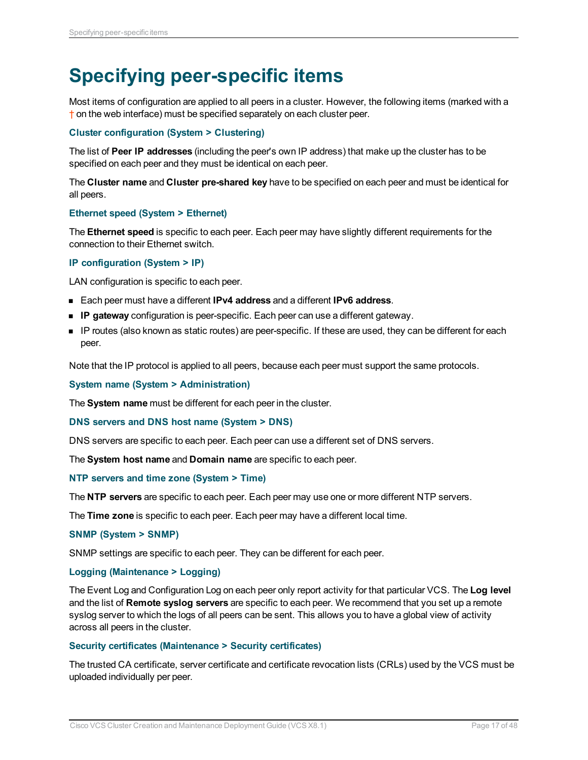# Specifying peer-specific items

Most items of configuration are applied to all peers in a cluster. However, the following items (marked with a † on the web interface) must be specified separately on each cluster peer.

### Cluster configuration (System > Clustering)

The list of **Peer IP addresses** (including the peer's own IP address) that make up the cluster has to be specified on each peer and they must be identical on each peer.

The **Cluster name** and **Cluster pre-shared key** have to be specified on each peer and must be identical for all peers.

### Ethernet speed (System > Ethernet)

The **Ethernet speed** is specific to each peer. Each peer may have slightly different requirements for the connection to their Ethernet switch.

### IP configuration (System > IP)

LAN configuration is specific to each peer.

- Each peer must have a different **IPv4 address** and a different **IPv6 address**.
- **IP gateway** configuration is peer-specific. Each peer can use a different gateway.
- IP routes (also known as static routes) are peer-specific. If these are used, they can be different for each peer.

Note that the IP protocol is applied to all peers, because each peer must support the same protocols.

### System name (System > Administration)

The **System name** must be different for each peer in the cluster.

### DNS servers and DNS host name (System > DNS)

DNS servers are specific to each peer. Each peer can use a different set of DNS servers.

The **System host name** and **Domain name** are specific to each peer.

### NTP servers and time zone (System > Time)

The **NTP servers** are specific to each peer. Each peer may use one or more different NTP servers.

The **Time zone** is specific to each peer. Each peer may have a different local time.

### SNMP (System > SNMP)

SNMP settings are specific to each peer. They can be different for each peer.

### Logging (Maintenance > Logging)

The Event Log and Configuration Log on each peer only report activity for that particular VCS. The **Log level** and the list of **Remote syslog servers** are specific to each peer. We recommend that you set up a remote syslog server to which the logs of all peers can be sent. This allows you to have a global view of activity across all peers in the cluster.

### Security certificates (Maintenance > Security certificates)

The trusted CA certificate, server certificate and certificate revocation lists (CRLs) used by the VCS must be uploaded individually per peer.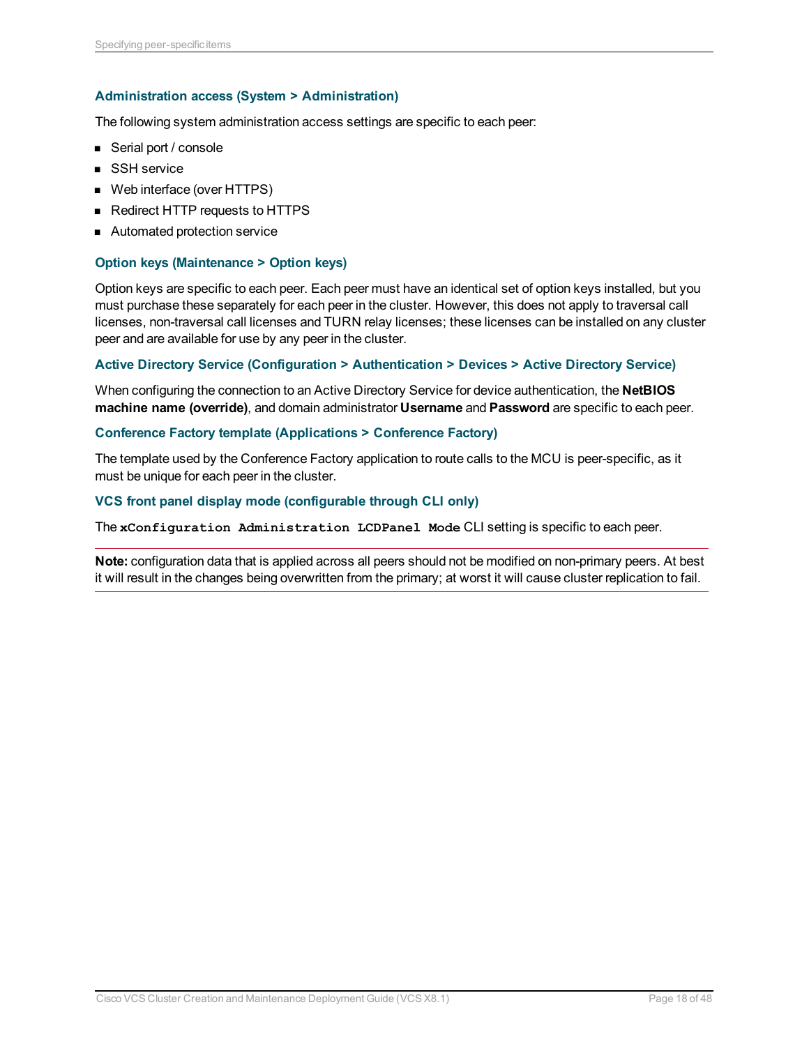### Administration access (System > Administration)

The following system administration access settings are specific to each peer:

- Serial port / console
- SSH service
- Web interface (over HTTPS)
- Redirect HTTP requests to HTTPS
- Automated protection service

### Option keys (Maintenance > Option keys)

Option keys are specific to each peer. Each peer must have an identical set of option keys installed, but you must purchase these separately for each peer in the cluster. However, this does not apply to traversal call licenses, non-traversal call licenses and TURN relay licenses; these licenses can be installed on any cluster peer and are available for use by any peer in the cluster.

### Active Directory Service (Configuration > Authentication > Devices > Active Directory Service)

When configuring the connection to an Active Directory Service for device authentication, the **NetBIOS machine name (override)**, and domain administrator **Username** and **Password** are specific to each peer.

### Conference Factory template (Applications > Conference Factory)

The template used by the Conference Factory application to route calls to the MCU is peer-specific, as it must be unique for each peer in the cluster.

### VCS front panel display mode (configurable through CLI only)

The `xConfiguration Administration LCDPanel Mode` CLI setting is specific to each peer.

---

**Note:** configuration data that is applied across all peers should not be modified on non-primary peers. At best it will result in the changes being overwritten from the primary; at worst it will cause cluster replication to fail.

---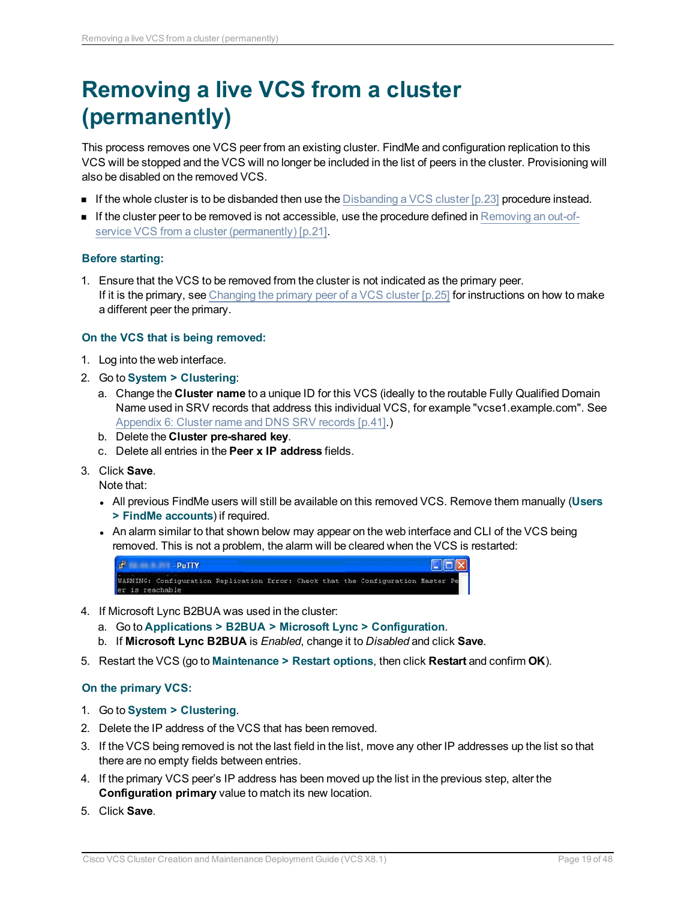# Removing a live VCS from a cluster (permanently)

This process removes one VCS peer from an existing cluster. FindMe and configuration replication to this VCS will be stopped and the VCS will no longer be included in the list of peers in the cluster. Provisioning will also be disabled on the removed VCS.

- If the whole cluster is to be disbanded then use the Disbanding a VCS cluster [p.23] procedure instead.
- If the cluster peer to be removed is not accessible, use the procedure defined in Removing an out-of-service VCS from a cluster (permanently) [p.21].

### Before starting:

1. Ensure that the VCS to be removed from the cluster is not indicated as the primary peer. If it is the primary, see Changing the primary peer of a VCS cluster [p.25] for instructions on how to make a different peer the primary.

### On the VCS that is being removed:

1. Log into the web interface.
2. Go to **System > Clustering**:
   a. Change the **Cluster name** to a unique ID for this VCS (ideally to the routable Fully Qualified Domain Name used in SRV records that address this individual VCS, for example "vcse1.example.com". See Appendix 6: Cluster name and DNS SRV records [p.41].)
   b. Delete the **Cluster pre-shared key**.
   c. Delete all entries in the **Peer x IP address** fields.
3. Click **Save**.
   Note that:
   - All previous FindMe users will still be available on this removed VCS. Remove them manually (**Users > FindMe accounts**) if required.
   - An alarm similar to that shown below may appear on the web interface and CLI of the VCS being removed. This is not a problem, the alarm will be cleared when the VCS is restarted:

```
WARNING: Configuration Replication Error: Check that the Configuration Master Peer is reachable
```

4. If Microsoft Lync B2BUA was used in the cluster:
   a. Go to **Applications > B2BUA > Microsoft Lync > Configuration**.
   b. If **Microsoft Lync B2BUA** is *Enabled*, change it to *Disabled* and click **Save**.
5. Restart the VCS (go to **Maintenance > Restart options**, then click **Restart** and confirm **OK**).

### On the primary VCS:

1. Go to **System > Clustering**.
2. Delete the IP address of the VCS that has been removed.
3. If the VCS being removed is not the last field in the list, move any other IP addresses up the list so that there are no empty fields between entries.
4. If the primary VCS peer's IP address has been moved up the list in the previous step, alter the **Configuration primary** value to match its new location.
5. Click **Save**.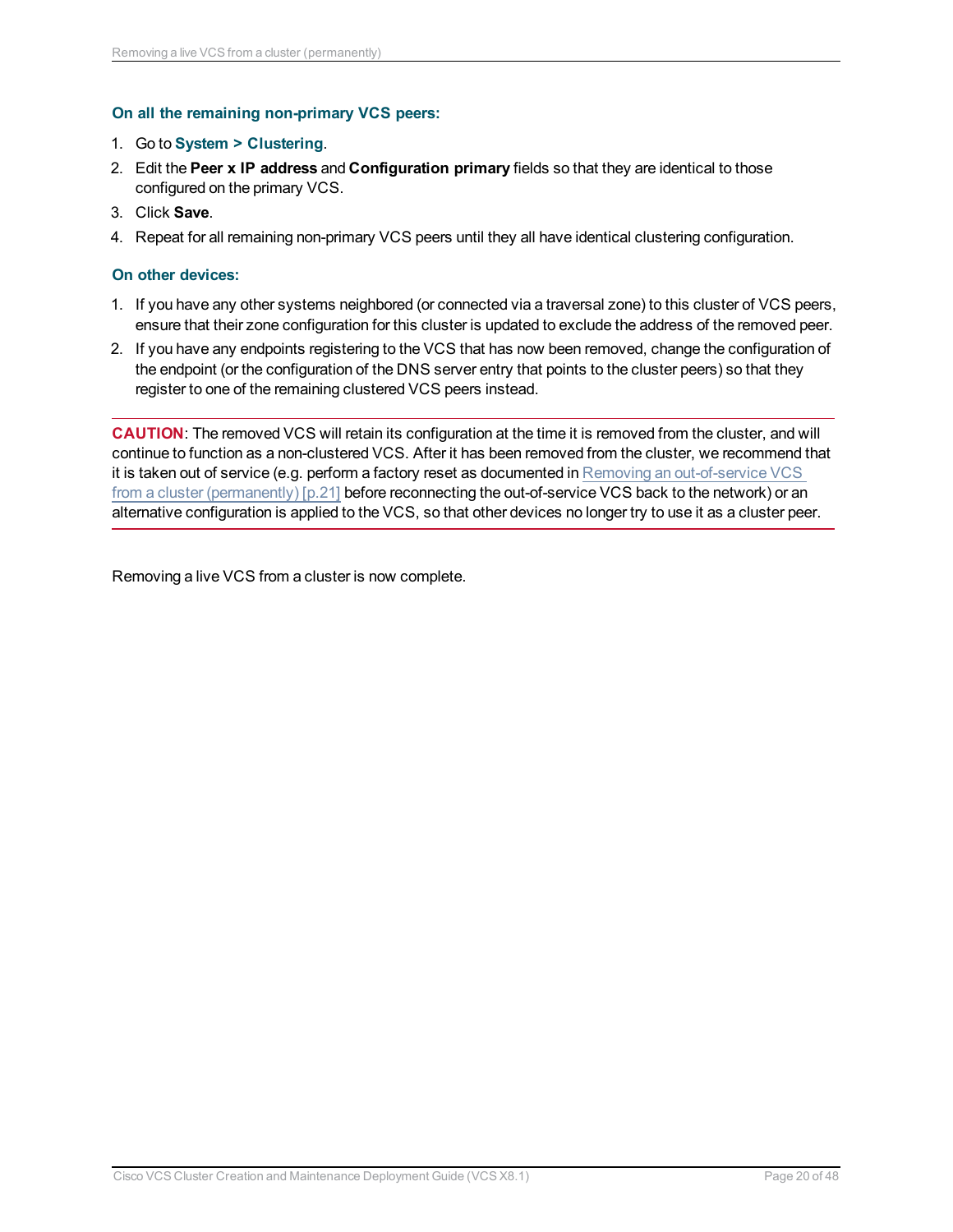### On all the remaining non-primary VCS peers:

1. Go to **System > Clustering**.
2. Edit the **Peer x IP address** and **Configuration primary** fields so that they are identical to those configured on the primary VCS.
3. Click **Save**.
4. Repeat for all remaining non-primary VCS peers until they all have identical clustering configuration.

### On other devices:

1. If you have any other systems neighbored (or connected via a traversal zone) to this cluster of VCS peers, ensure that their zone configuration for this cluster is updated to exclude the address of the removed peer.
2. If you have any endpoints registering to the VCS that has now been removed, change the configuration of the endpoint (or the configuration of the DNS server entry that points to the cluster peers) so that they register to one of the remaining clustered VCS peers instead.

---

**CAUTION**: The removed VCS will retain its configuration at the time it is removed from the cluster, and will continue to function as a non-clustered VCS. After it has been removed from the cluster, we recommend that it is taken out of service (e.g. perform a factory reset as documented in Removing an out-of-service VCS from a cluster (permanently) [p.21] before reconnecting the out-of-service VCS back to the network) or an alternative configuration is applied to the VCS, so that other devices no longer try to use it as a cluster peer.

---

Removing a live VCS from a cluster is now complete.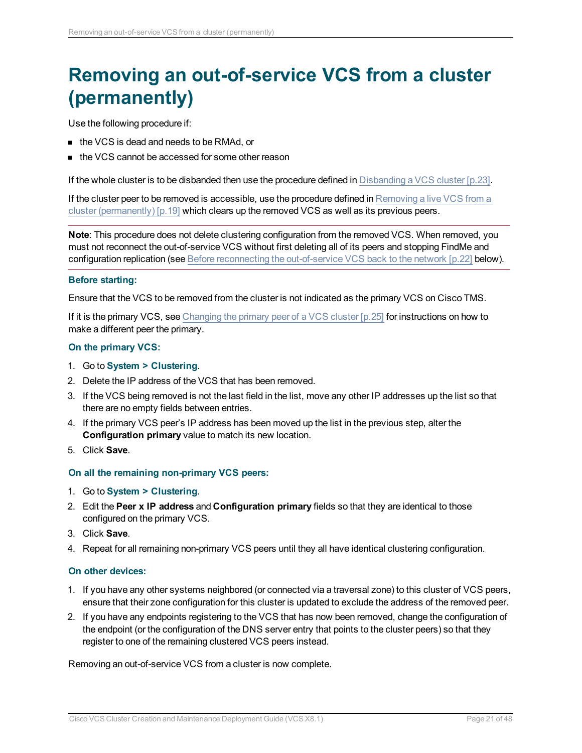# Removing an out-of-service VCS from a cluster (permanently)

Use the following procedure if:

- the VCS is dead and needs to be RMAd, or
- the VCS cannot be accessed for some other reason

If the whole cluster is to be disbanded then use the procedure defined in Disbanding a VCS cluster [p.23].

If the cluster peer to be removed is accessible, use the procedure defined in Removing a live VCS from a cluster (permanently) [p.19] which clears up the removed VCS as well as its previous peers.

---

**Note**: This procedure does not delete clustering configuration from the removed VCS. When removed, you must not reconnect the out-of-service VCS without first deleting all of its peers and stopping FindMe and configuration replication (see Before reconnecting the out-of-service VCS back to the network [p.22] below).

---

### Before starting:

Ensure that the VCS to be removed from the cluster is not indicated as the primary VCS on Cisco TMS.

If it is the primary VCS, see Changing the primary peer of a VCS cluster [p.25] for instructions on how to make a different peer the primary.

### On the primary VCS:

1. Go to **System > Clustering**.
2. Delete the IP address of the VCS that has been removed.
3. If the VCS being removed is not the last field in the list, move any other IP addresses up the list so that there are no empty fields between entries.
4. If the primary VCS peer's IP address has been moved up the list in the previous step, alter the **Configuration primary** value to match its new location.
5. Click **Save**.

### On all the remaining non-primary VCS peers:

1. Go to **System > Clustering**.
2. Edit the **Peer x IP address** and **Configuration primary** fields so that they are identical to those configured on the primary VCS.
3. Click **Save**.
4. Repeat for all remaining non-primary VCS peers until they all have identical clustering configuration.

### On other devices:

1. If you have any other systems neighbored (or connected via a traversal zone) to this cluster of VCS peers, ensure that their zone configuration for this cluster is updated to exclude the address of the removed peer.
2. If you have any endpoints registering to the VCS that has now been removed, change the configuration of the endpoint (or the configuration of the DNS server entry that points to the cluster peers) so that they register to one of the remaining clustered VCS peers instead.

Removing an out-of-service VCS from a cluster is now complete.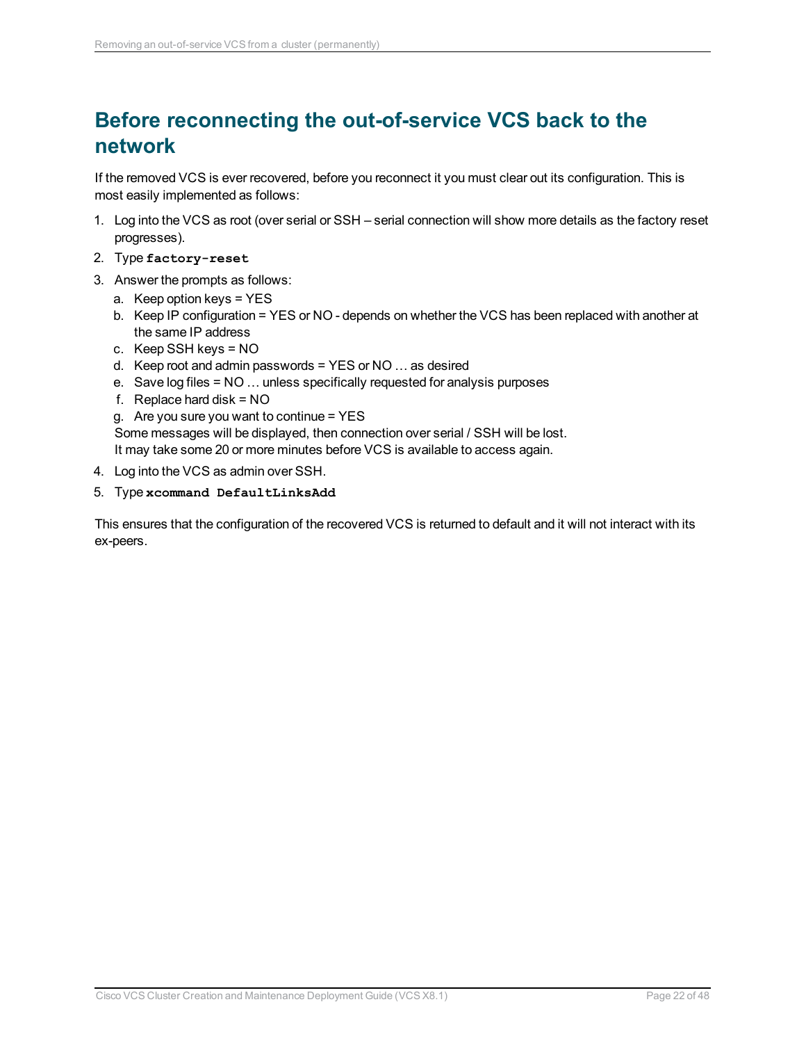# Before reconnecting the out-of-service VCS back to the network

If the removed VCS is ever recovered, before you reconnect it you must clear out its configuration. This is most easily implemented as follows:

1. Log into the VCS as root (over serial or SSH – serial connection will show more details as the factory reset progresses).
2. Type **`factory-reset`**
3. Answer the prompts as follows:
   a. Keep option keys = YES
   b. Keep IP configuration = YES or NO - depends on whether the VCS has been replaced with another at the same IP address
   c. Keep SSH keys = NO
   d. Keep root and admin passwords = YES or NO … as desired
   e. Save log files = NO … unless specifically requested for analysis purposes
   f. Replace hard disk = NO
   g. Are you sure you want to continue = YES

   Some messages will be displayed, then connection over serial / SSH will be lost.
   It may take some 20 or more minutes before VCS is available to access again.
4. Log into the VCS as admin over SSH.
5. Type **`xcommand DefaultLinksAdd`**

This ensures that the configuration of the recovered VCS is returned to default and it will not interact with its ex-peers.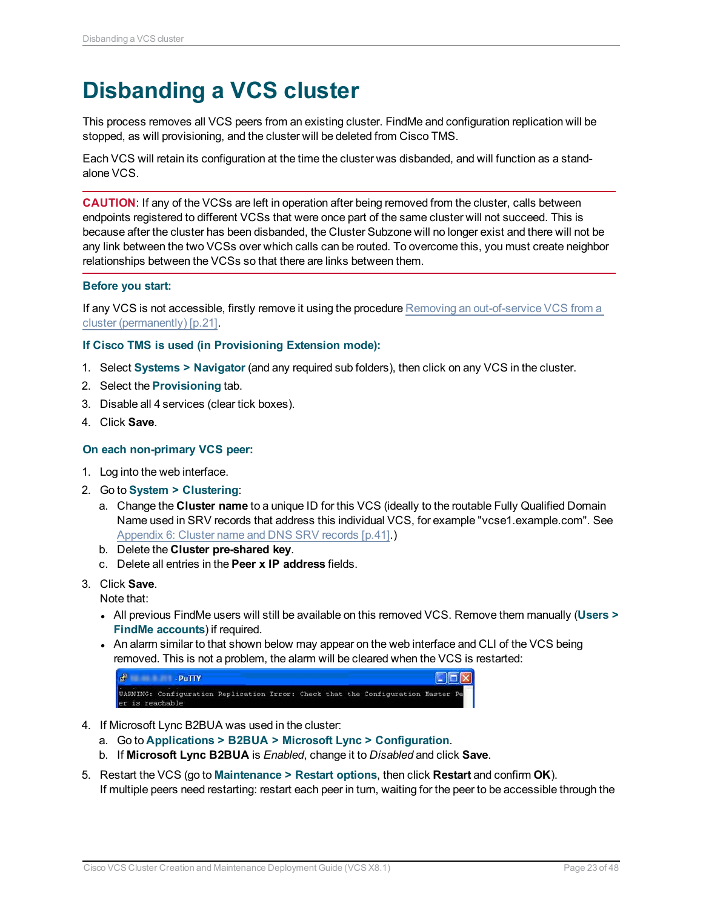# Disbanding a VCS cluster

This process removes all VCS peers from an existing cluster. FindMe and configuration replication will be stopped, as will provisioning, and the cluster will be deleted from Cisco TMS.

Each VCS will retain its configuration at the time the cluster was disbanded, and will function as a stand-alone VCS.

**CAUTION**: If any of the VCSs are left in operation after being removed from the cluster, calls between endpoints registered to different VCSs that were once part of the same cluster will not succeed. This is because after the cluster has been disbanded, the Cluster Subzone will no longer exist and there will not be any link between the two VCSs over which calls can be routed. To overcome this, you must create neighbor relationships between the VCSs so that there are links between them.

### Before you start:

If any VCS is not accessible, firstly remove it using the procedure Removing an out-of-service VCS from a cluster (permanently) [p.21].

### If Cisco TMS is used (in Provisioning Extension mode):

1. Select **Systems > Navigator** (and any required sub folders), then click on any VCS in the cluster.
2. Select the **Provisioning** tab.
3. Disable all 4 services (clear tick boxes).
4. Click **Save**.

### On each non-primary VCS peer:

1. Log into the web interface.
2. Go to **System > Clustering**:
   a. Change the **Cluster name** to a unique ID for this VCS (ideally to the routable Fully Qualified Domain Name used in SRV records that address this individual VCS, for example "vcse1.example.com". See Appendix 6: Cluster name and DNS SRV records [p.41].)
   b. Delete the **Cluster pre-shared key**.
   c. Delete all entries in the **Peer x IP address** fields.
3. Click **Save**.
   Note that:
   - All previous FindMe users will still be available on this removed VCS. Remove them manually (**Users > FindMe accounts**) if required.
   - An alarm similar to that shown below may appear on the web interface and CLI of the VCS being removed. This is not a problem, the alarm will be cleared when the VCS is restarted:

```
WARNING: Configuration Replication Error: Check that the Configuration Master Peer is reachable
```

4. If Microsoft Lync B2BUA was used in the cluster:
   a. Go to **Applications > B2BUA > Microsoft Lync > Configuration**.
   b. If **Microsoft Lync B2BUA** is *Enabled*, change it to *Disabled* and click **Save**.
5. Restart the VCS (go to **Maintenance > Restart options**, then click **Restart** and confirm **OK**).
   If multiple peers need restarting: restart each peer in turn, waiting for the peer to be accessible through the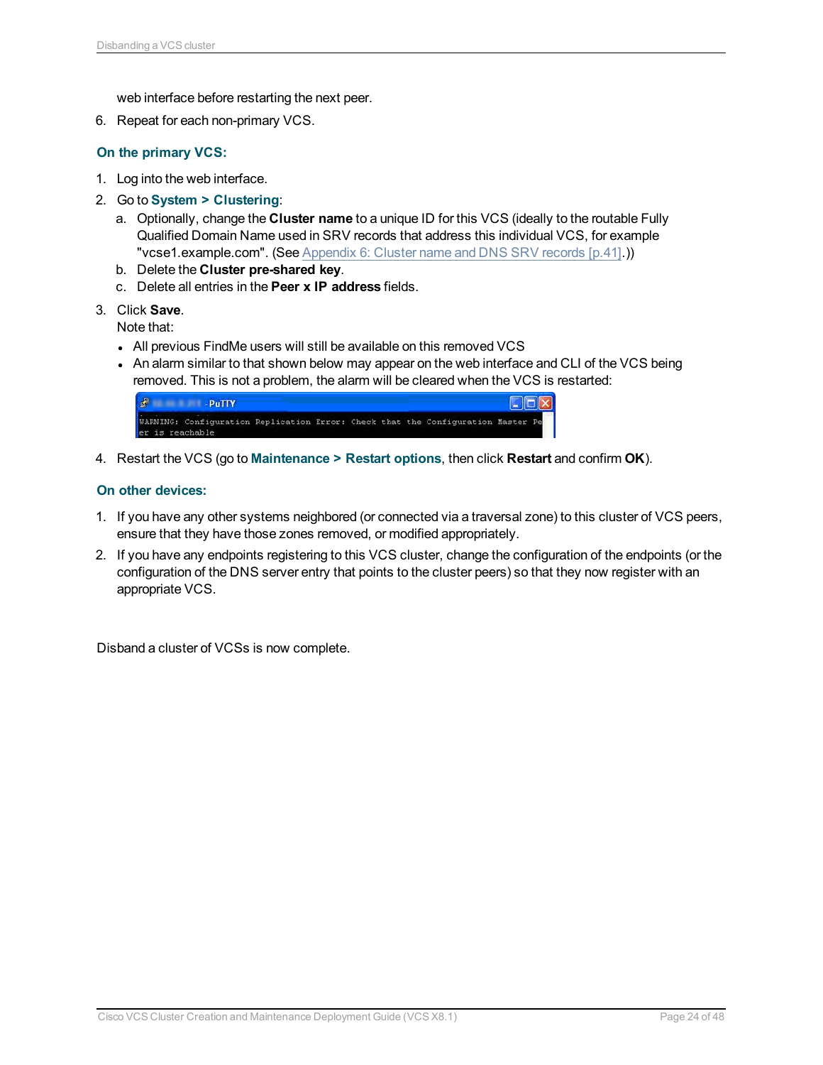web interface before restarting the next peer.

6. Repeat for each non-primary VCS.

### On the primary VCS:

1. Log into the web interface.
2. Go to **System > Clustering**:
   a. Optionally, change the **Cluster name** to a unique ID for this VCS (ideally to the routable Fully Qualified Domain Name used in SRV records that address this individual VCS, for example "vcse1.example.com". (See Appendix 6: Cluster name and DNS SRV records [p.41].))
   b. Delete the **Cluster pre-shared key**.
   c. Delete all entries in the **Peer x IP address** fields.
3. Click **Save**.
   Note that:
   - All previous FindMe users will still be available on this removed VCS
   - An alarm similar to that shown below may appear on the web interface and CLI of the VCS being removed. This is not a problem, the alarm will be cleared when the VCS is restarted:

```
WARNING: Configuration Replication Error: Check that the Configuration Master Pe
er is reachable
```

4. Restart the VCS (go to **Maintenance > Restart options**, then click **Restart** and confirm **OK**).

### On other devices:

1. If you have any other systems neighbored (or connected via a traversal zone) to this cluster of VCS peers, ensure that they have those zones removed, or modified appropriately.
2. If you have any endpoints registering to this VCS cluster, change the configuration of the endpoints (or the configuration of the DNS server entry that points to the cluster peers) so that they now register with an appropriate VCS.

Disband a cluster of VCSs is now complete.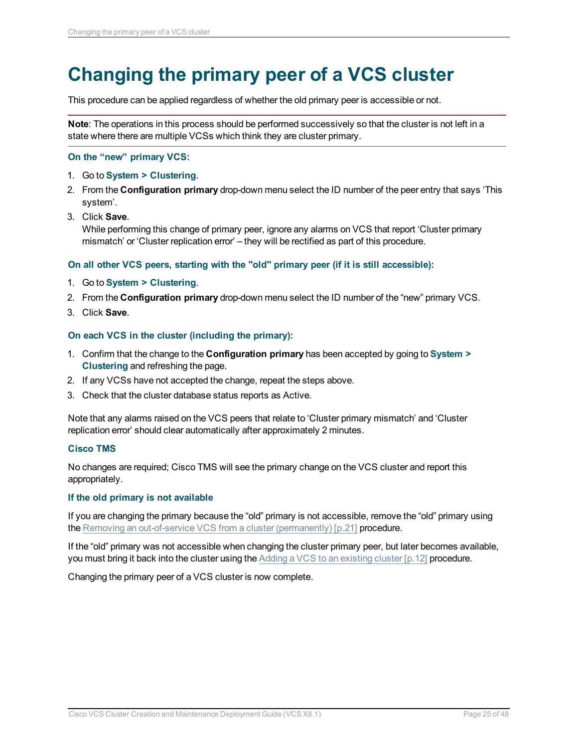# Changing the primary peer of a VCS cluster

This procedure can be applied regardless of whether the old primary peer is accessible or not.

---

**Note**: The operations in this process should be performed successively so that the cluster is not left in a state where there are multiple VCSs which think they are cluster primary.

---

### On the “new” primary VCS:

1. Go to **System > Clustering**.
2. From the **Configuration primary** drop-down menu select the ID number of the peer entry that says ‘This system’.
3. Click **Save**.
   While performing this change of primary peer, ignore any alarms on VCS that report ‘Cluster primary mismatch’ or ‘Cluster replication error’ – they will be rectified as part of this procedure.

### On all other VCS peers, starting with the "old" primary peer (if it is still accessible):

1. Go to **System > Clustering**.
2. From the **Configuration primary** drop-down menu select the ID number of the “new” primary VCS.
3. Click **Save**.

### On each VCS in the cluster (including the primary):

1. Confirm that the change to the **Configuration primary** has been accepted by going to **System > Clustering** and refreshing the page.
2. If any VCSs have not accepted the change, repeat the steps above.
3. Check that the cluster database status reports as Active.

Note that any alarms raised on the VCS peers that relate to ‘Cluster primary mismatch’ and ‘Cluster replication error’ should clear automatically after approximately 2 minutes.

### Cisco TMS

No changes are required; Cisco TMS will see the primary change on the VCS cluster and report this appropriately.

### If the old primary is not available

If you are changing the primary because the “old” primary is not accessible, remove the “old” primary using the Removing an out-of-service VCS from a cluster (permanently) [p.21] procedure.

If the “old” primary was not accessible when changing the cluster primary peer, but later becomes available, you must bring it back into the cluster using the Adding a VCS to an existing cluster [p.12] procedure.

Changing the primary peer of a VCS cluster is now complete.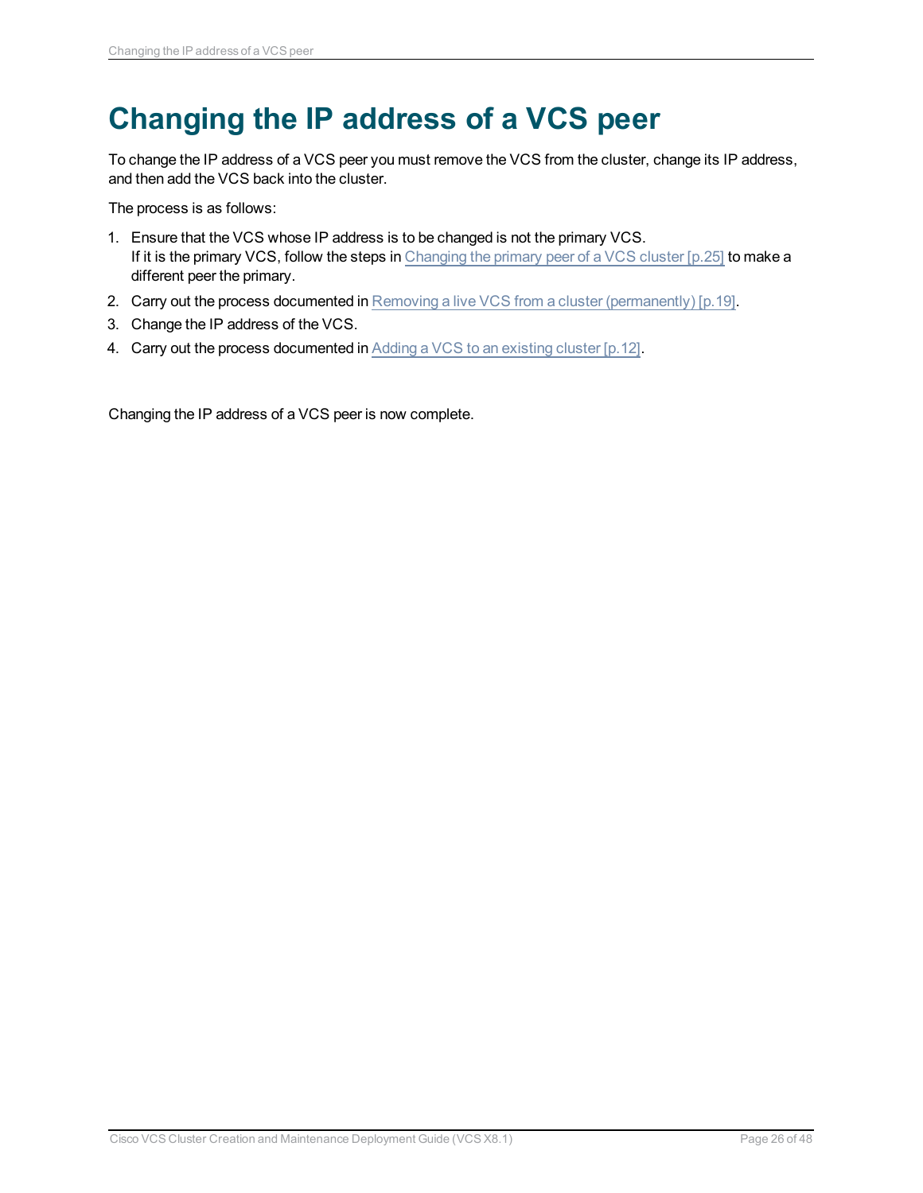# Changing the IP address of a VCS peer

To change the IP address of a VCS peer you must remove the VCS from the cluster, change its IP address, and then add the VCS back into the cluster.

The process is as follows:

1. Ensure that the VCS whose IP address is to be changed is not the primary VCS.
   If it is the primary VCS, follow the steps in Changing the primary peer of a VCS cluster [p.25] to make a different peer the primary.
2. Carry out the process documented in Removing a live VCS from a cluster (permanently) [p.19].
3. Change the IP address of the VCS.
4. Carry out the process documented in Adding a VCS to an existing cluster [p.12].

Changing the IP address of a VCS peer is now complete.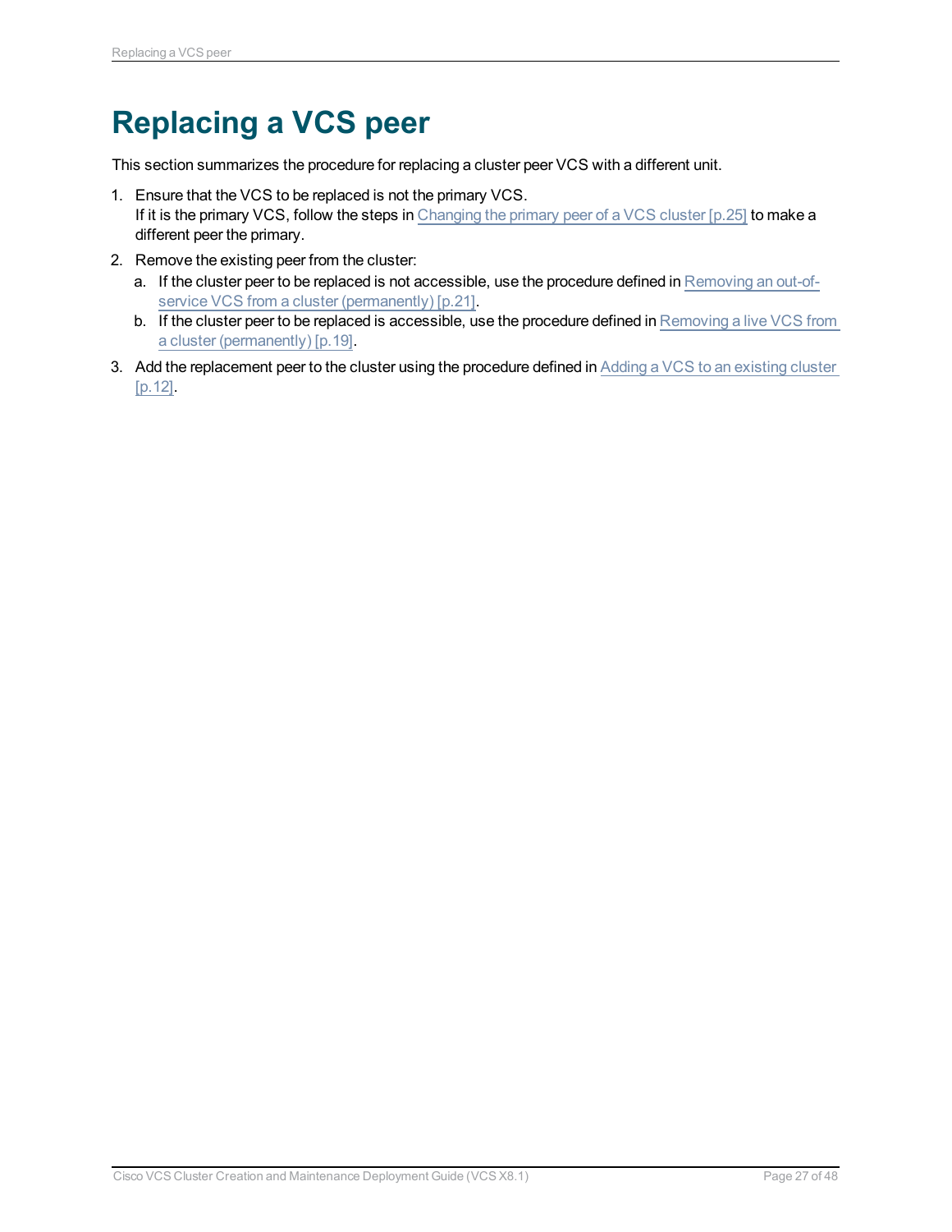# Replacing a VCS peer

This section summarizes the procedure for replacing a cluster peer VCS with a different unit.

1. Ensure that the VCS to be replaced is not the primary VCS.
   If it is the primary VCS, follow the steps in Changing the primary peer of a VCS cluster [p.25] to make a different peer the primary.
2. Remove the existing peer from the cluster:
   a. If the cluster peer to be replaced is not accessible, use the procedure defined in Removing an out-of-service VCS from a cluster (permanently) [p.21].
   b. If the cluster peer to be replaced is accessible, use the procedure defined in Removing a live VCS from a cluster (permanently) [p.19].
3. Add the replacement peer to the cluster using the procedure defined in Adding a VCS to an existing cluster [p.12].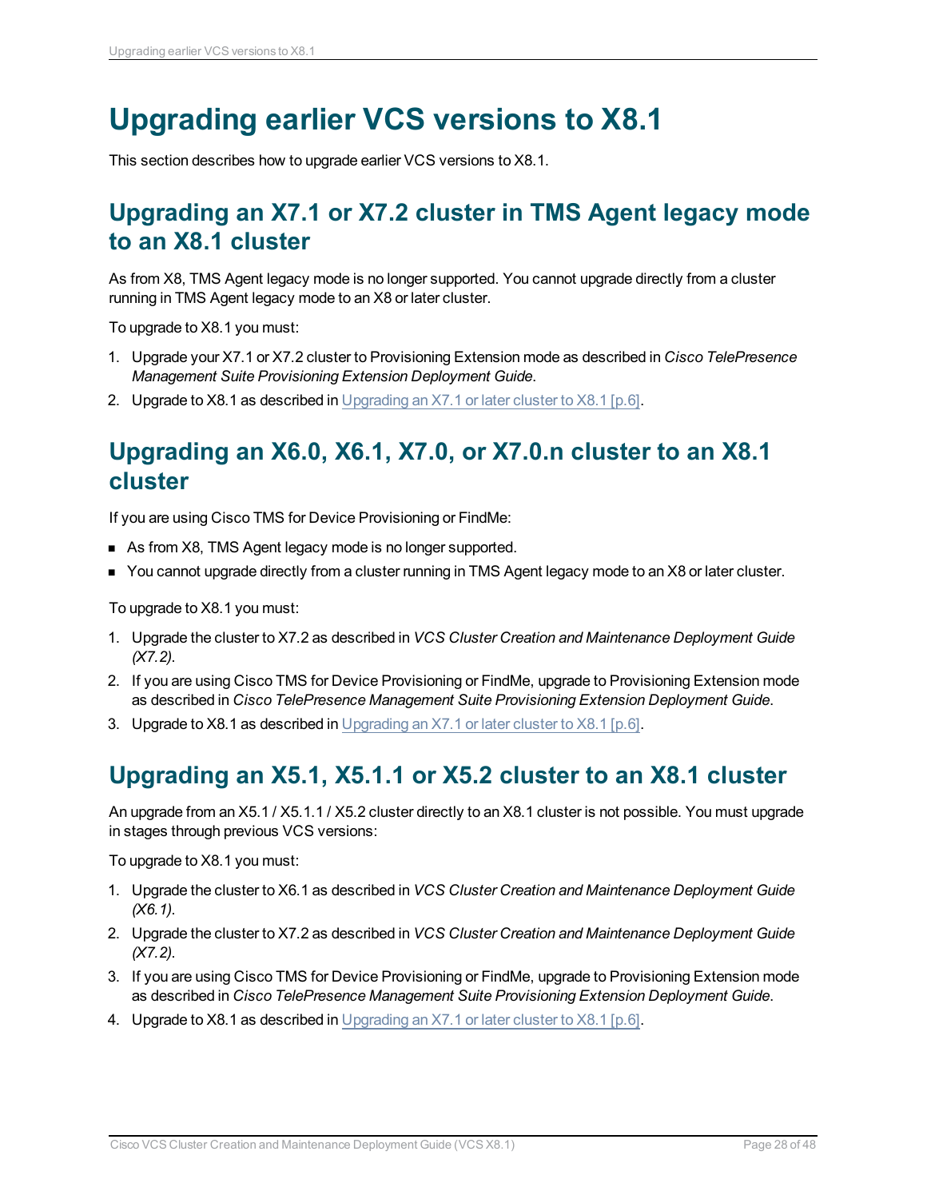# Upgrading earlier VCS versions to X8.1

This section describes how to upgrade earlier VCS versions to X8.1.

## Upgrading an X7.1 or X7.2 cluster in TMS Agent legacy mode to an X8.1 cluster

As from X8, TMS Agent legacy mode is no longer supported. You cannot upgrade directly from a cluster running in TMS Agent legacy mode to an X8 or later cluster.

To upgrade to X8.1 you must:

1. Upgrade your X7.1 or X7.2 cluster to Provisioning Extension mode as described in *Cisco TelePresence Management Suite Provisioning Extension Deployment Guide*.
2. Upgrade to X8.1 as described in Upgrading an X7.1 or later cluster to X8.1 [p.6].

## Upgrading an X6.0, X6.1, X7.0, or X7.0.n cluster to an X8.1 cluster

If you are using Cisco TMS for Device Provisioning or FindMe:

- As from X8, TMS Agent legacy mode is no longer supported.
- You cannot upgrade directly from a cluster running in TMS Agent legacy mode to an X8 or later cluster.

To upgrade to X8.1 you must:

1. Upgrade the cluster to X7.2 as described in *VCS Cluster Creation and Maintenance Deployment Guide (X7.2)*.
2. If you are using Cisco TMS for Device Provisioning or FindMe, upgrade to Provisioning Extension mode as described in *Cisco TelePresence Management Suite Provisioning Extension Deployment Guide*.
3. Upgrade to X8.1 as described in Upgrading an X7.1 or later cluster to X8.1 [p.6].

## Upgrading an X5.1, X5.1.1 or X5.2 cluster to an X8.1 cluster

An upgrade from an X5.1 / X5.1.1 / X5.2 cluster directly to an X8.1 cluster is not possible. You must upgrade in stages through previous VCS versions:

To upgrade to X8.1 you must:

1. Upgrade the cluster to X6.1 as described in *VCS Cluster Creation and Maintenance Deployment Guide (X6.1)*.
2. Upgrade the cluster to X7.2 as described in *VCS Cluster Creation and Maintenance Deployment Guide (X7.2)*.
3. If you are using Cisco TMS for Device Provisioning or FindMe, upgrade to Provisioning Extension mode as described in *Cisco TelePresence Management Suite Provisioning Extension Deployment Guide*.
4. Upgrade to X8.1 as described in Upgrading an X7.1 or later cluster to X8.1 [p.6].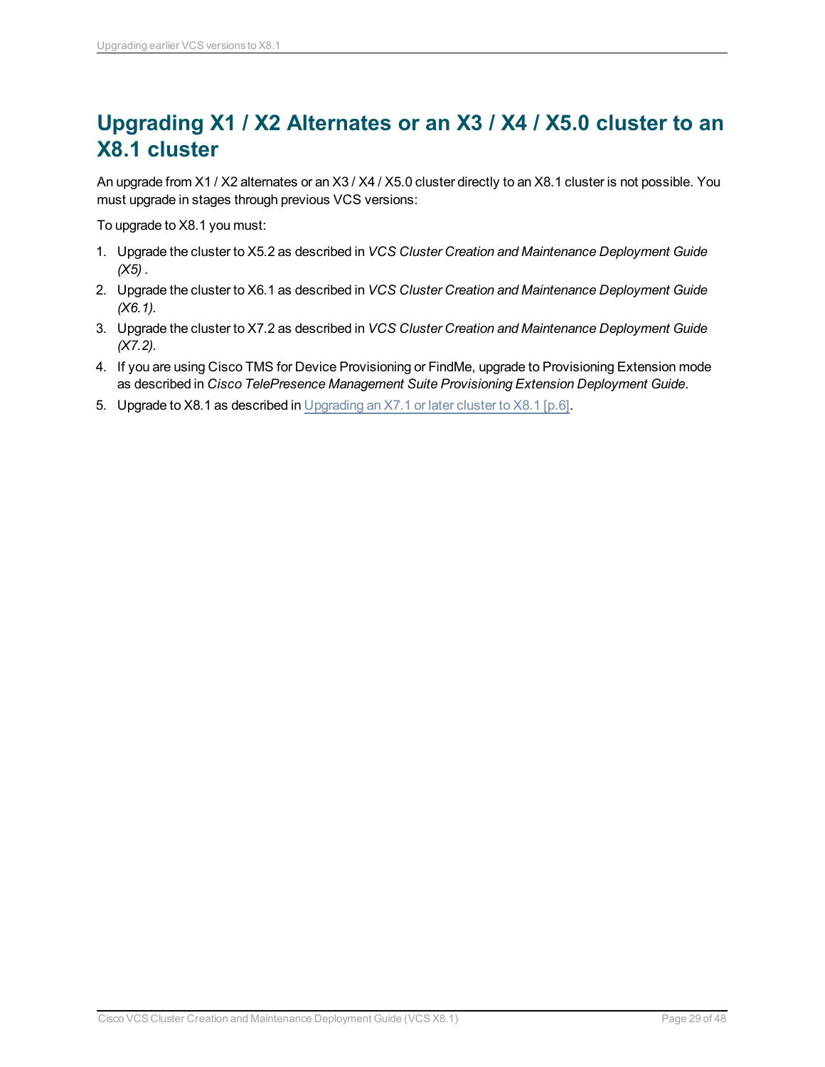# Upgrading X1 / X2 Alternates or an X3 / X4 / X5.0 cluster to an X8.1 cluster

An upgrade from X1 / X2 alternates or an X3 / X4 / X5.0 cluster directly to an X8.1 cluster is not possible. You must upgrade in stages through previous VCS versions:

To upgrade to X8.1 you must:

1. Upgrade the cluster to X5.2 as described in *VCS Cluster Creation and Maintenance Deployment Guide (X5)* .
2. Upgrade the cluster to X6.1 as described in *VCS Cluster Creation and Maintenance Deployment Guide (X6.1)*.
3. Upgrade the cluster to X7.2 as described in *VCS Cluster Creation and Maintenance Deployment Guide (X7.2)*.
4. If you are using Cisco TMS for Device Provisioning or FindMe, upgrade to Provisioning Extension mode as described in *Cisco TelePresence Management Suite Provisioning Extension Deployment Guide*.
5. Upgrade to X8.1 as described in Upgrading an X7.1 or later cluster to X8.1 [p.6].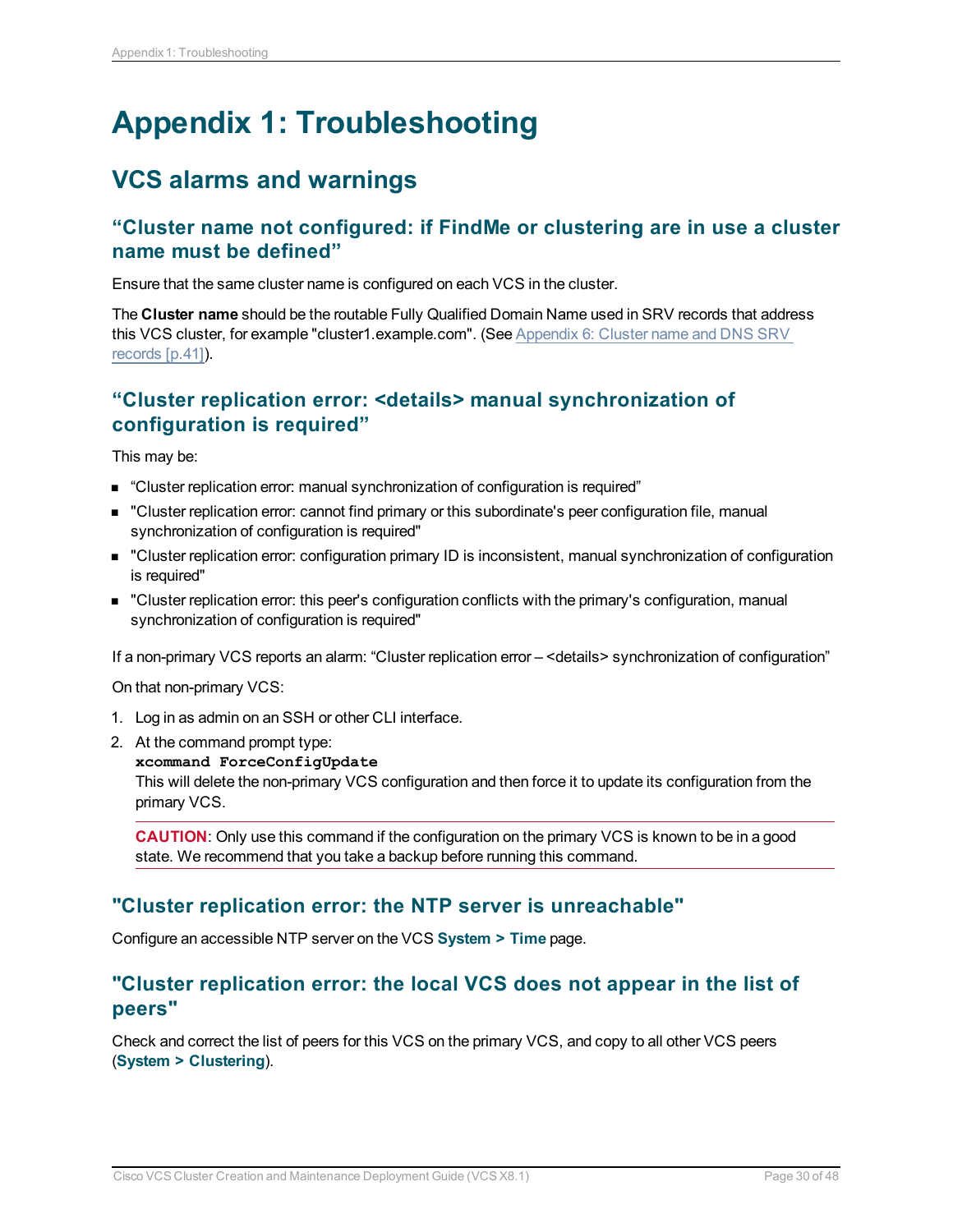# Appendix 1: Troubleshooting

## VCS alarms and warnings

### “Cluster name not configured: if FindMe or clustering are in use a cluster name must be defined”

Ensure that the same cluster name is configured on each VCS in the cluster.

The **Cluster name** should be the routable Fully Qualified Domain Name used in SRV records that address this VCS cluster, for example "cluster1.example.com". (See Appendix 6: Cluster name and DNS SRV records [p.41]).

### “Cluster replication error: <details> manual synchronization of configuration is required”

This may be:

- “Cluster replication error: manual synchronization of configuration is required”
- "Cluster replication error: cannot find primary or this subordinate's peer configuration file, manual synchronization of configuration is required"
- "Cluster replication error: configuration primary ID is inconsistent, manual synchronization of configuration is required"
- "Cluster replication error: this peer's configuration conflicts with the primary's configuration, manual synchronization of configuration is required"

If a non-primary VCS reports an alarm: “Cluster replication error – <details> synchronization of configuration”

On that non-primary VCS:

1. Log in as admin on an SSH or other CLI interface.
2. At the command prompt type:
   **`xcommand ForceConfigUpdate`**
   This will delete the non-primary VCS configuration and then force it to update its configuration from the primary VCS.

   **CAUTION**: Only use this command if the configuration on the primary VCS is known to be in a good state. We recommend that you take a backup before running this command.

### "Cluster replication error: the NTP server is unreachable"

Configure an accessible NTP server on the VCS **System > Time** page.

### "Cluster replication error: the local VCS does not appear in the list of peers"

Check and correct the list of peers for this VCS on the primary VCS, and copy to all other VCS peers (**System > Clustering**).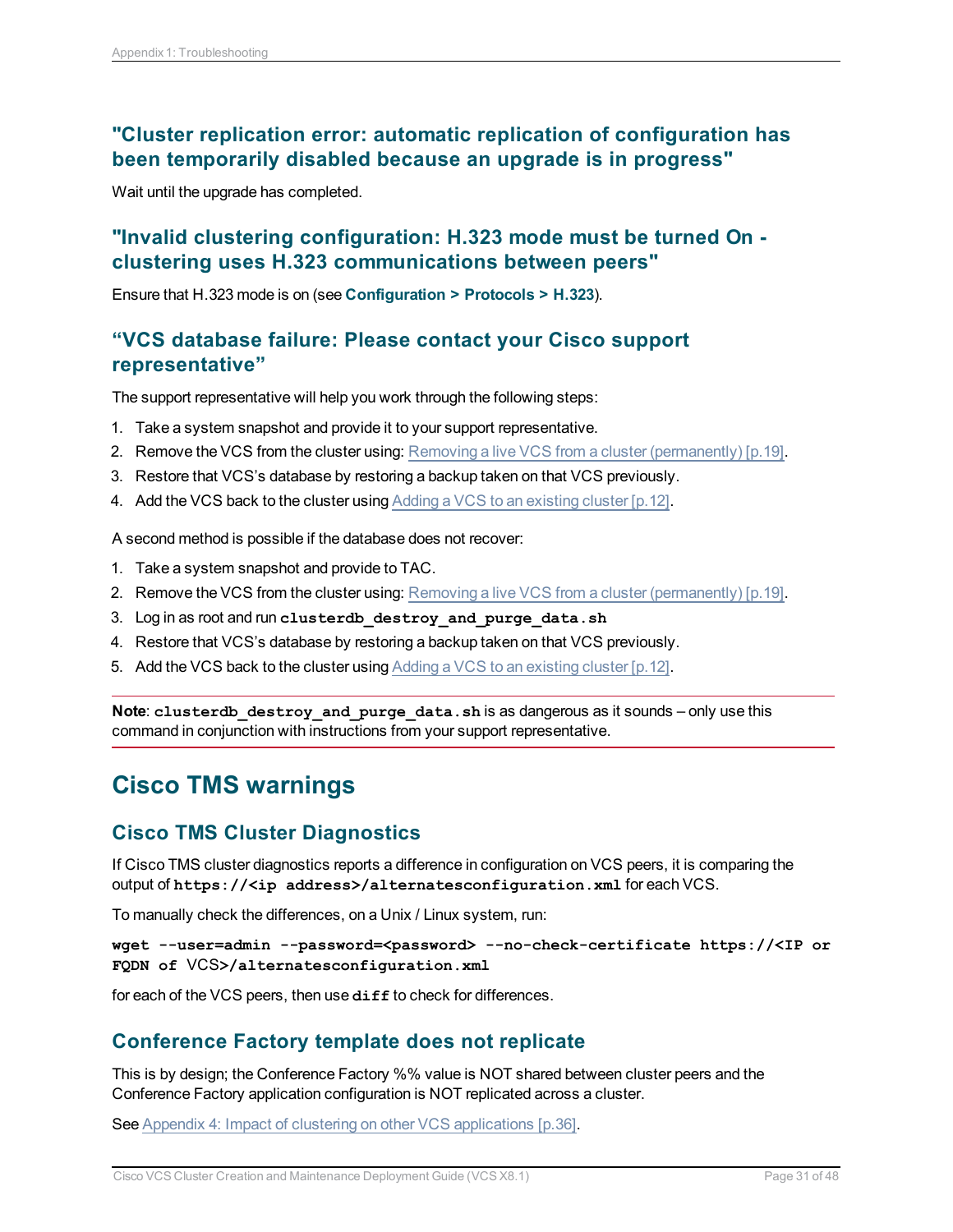### "Cluster replication error: automatic replication of configuration has been temporarily disabled because an upgrade is in progress"

Wait until the upgrade has completed.

### "Invalid clustering configuration: H.323 mode must be turned On - clustering uses H.323 communications between peers"

Ensure that H.323 mode is on (see **Configuration > Protocols > H.323**).

### "VCS database failure: Please contact your Cisco support representative"

The support representative will help you work through the following steps:

1. Take a system snapshot and provide it to your support representative.
2. Remove the VCS from the cluster using: Removing a live VCS from a cluster (permanently) [p.19].
3. Restore that VCS's database by restoring a backup taken on that VCS previously.
4. Add the VCS back to the cluster using Adding a VCS to an existing cluster [p.12].

A second method is possible if the database does not recover:

1. Take a system snapshot and provide to TAC.
2. Remove the VCS from the cluster using: Removing a live VCS from a cluster (permanently) [p.19].
3. Log in as root and run **`clusterdb_destroy_and_purge_data.sh`**
4. Restore that VCS's database by restoring a backup taken on that VCS previously.
5. Add the VCS back to the cluster using Adding a VCS to an existing cluster [p.12].

**Note**: **`clusterdb_destroy_and_purge_data.sh`** is as dangerous as it sounds – only use this command in conjunction with instructions from your support representative.

## Cisco TMS warnings

### Cisco TMS Cluster Diagnostics

If Cisco TMS cluster diagnostics reports a difference in configuration on VCS peers, it is comparing the output of **`https://<ip address>/alternatesconfiguration.xml`** for each VCS.

To manually check the differences, on a Unix / Linux system, run:

```
wget --user=admin --password=<password> --no-check-certificate https://<IP or FQDN of VCS>/alternatesconfiguration.xml
```

for each of the VCS peers, then use **`diff`** to check for differences.

### Conference Factory template does not replicate

This is by design; the Conference Factory %% value is NOT shared between cluster peers and the Conference Factory application configuration is NOT replicated across a cluster.

See Appendix 4: Impact of clustering on other VCS applications [p.36].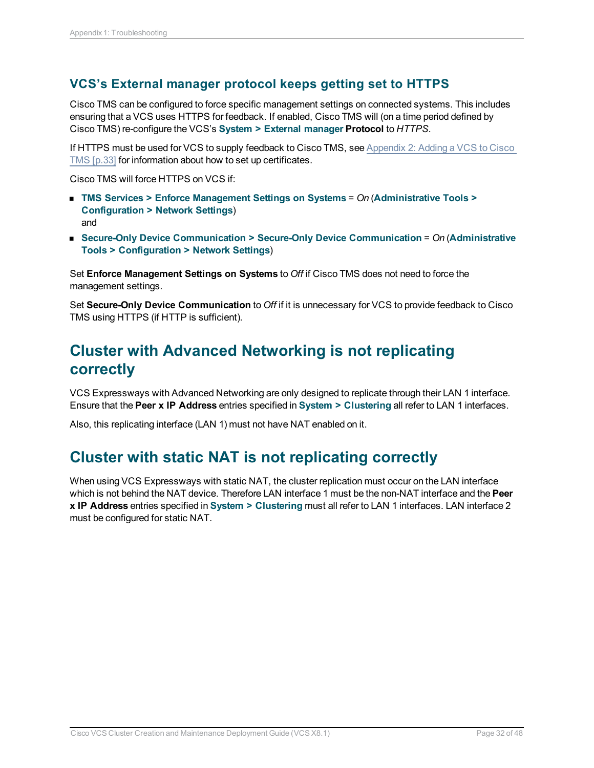### VCS's External manager protocol keeps getting set to HTTPS

Cisco TMS can be configured to force specific management settings on connected systems. This includes ensuring that a VCS uses HTTPS for feedback. If enabled, Cisco TMS will (on a time period defined by Cisco TMS) re-configure the VCS's **System > External manager** **Protocol** to *HTTPS*.

If HTTPS must be used for VCS to supply feedback to Cisco TMS, see Appendix 2: Adding a VCS to Cisco TMS [p.33] for information about how to set up certificates.

Cisco TMS will force HTTPS on VCS if:

- **TMS Services > Enforce Management Settings on Systems** = *On* (**Administrative Tools > Configuration > Network Settings**)
  and
- **Secure-Only Device Communication > Secure-Only Device Communication** = *On* (**Administrative Tools > Configuration > Network Settings**)

Set **Enforce Management Settings on Systems** to *Off* if Cisco TMS does not need to force the management settings.

Set **Secure-Only Device Communication** to *Off* if it is unnecessary for VCS to provide feedback to Cisco TMS using HTTPS (if HTTP is sufficient).

## Cluster with Advanced Networking is not replicating correctly

VCS Expressways with Advanced Networking are only designed to replicate through their LAN 1 interface. Ensure that the **Peer x IP Address** entries specified in **System > Clustering** all refer to LAN 1 interfaces.

Also, this replicating interface (LAN 1) must not have NAT enabled on it.

## Cluster with static NAT is not replicating correctly

When using VCS Expressways with static NAT, the cluster replication must occur on the LAN interface which is not behind the NAT device. Therefore LAN interface 1 must be the non-NAT interface and the **Peer x IP Address** entries specified in **System > Clustering** must all refer to LAN 1 interfaces. LAN interface 2 must be configured for static NAT.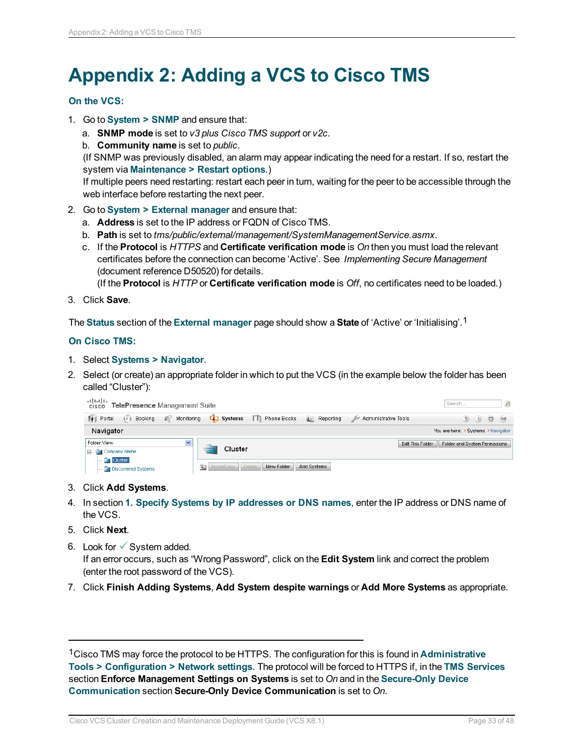# Appendix 2: Adding a VCS to Cisco TMS

### On the VCS:

1. Go to **System > SNMP** and ensure that:
   a. **SNMP mode** is set to *v3 plus Cisco TMS support* or *v2c*.
   b. **Community name** is set to *public*.
   (If SNMP was previously disabled, an alarm may appear indicating the need for a restart. If so, restart the system via **Maintenance > Restart options**.)
   If multiple peers need restarting: restart each peer in turn, waiting for the peer to be accessible through the web interface before restarting the next peer.
2. Go to **System > External manager** and ensure that:
   a. **Address** is set to the IP address or FQDN of Cisco TMS.
   b. **Path** is set to *tms/public/external/management/SystemManagementService.asmx*.
   c. If the **Protocol** is *HTTPS* and **Certificate verification mode** is *On* then you must load the relevant certificates before the connection can become 'Active'. See *Implementing Secure Management* (document reference D50520) for details.
   (If the **Protocol** is *HTTP* or **Certificate verification mode** is *Off*, no certificates need to be loaded.)
3. Click **Save**.

The **Status** section of the **External manager** page should show a **State** of 'Active' or 'Initialising'.[1]

### On Cisco TMS:

1. Select **Systems > Navigator**.
2. Select (or create) an appropriate folder in which to put the VCS (in the example below the folder has been called "Cluster"):
3. Click **Add Systems**.
4. In section **1. Specify Systems by IP addresses or DNS names**, enter the IP address or DNS name of the VCS.
5. Click **Next**.
6. Look for ✓ System added.
   If an error occurs, such as "Wrong Password", click on the **Edit System** link and correct the problem (enter the root password of the VCS).
7. Click **Finish Adding Systems**, **Add System despite warnings** or **Add More Systems** as appropriate.

---

[1] Cisco TMS may force the protocol to be HTTPS. The configuration for this is found in **Administrative Tools > Configuration > Network settings**. The protocol will be forced to HTTPS if, in the **TMS Services** section **Enforce Management Settings on Systems** is set to *On* and in the **Secure-Only Device Communication** section **Secure-Only Device Communication** is set to *On.*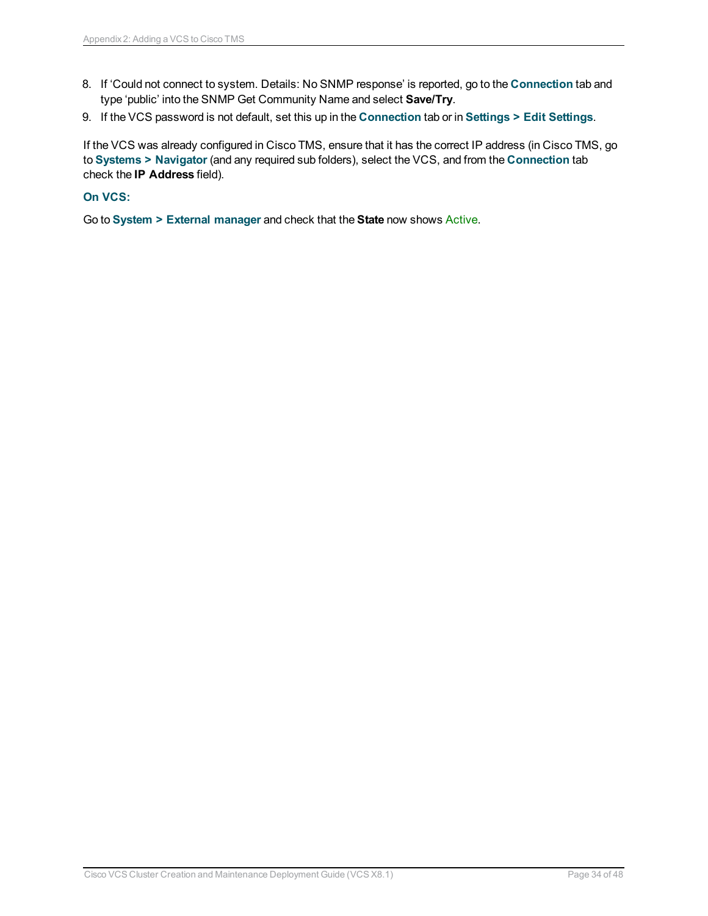8. If ‘Could not connect to system. Details: No SNMP response’ is reported, go to the **Connection** tab and type ‘public’ into the SNMP Get Community Name and select **Save/Try**.
9. If the VCS password is not default, set this up in the **Connection** tab or in **Settings > Edit Settings**.

If the VCS was already configured in Cisco TMS, ensure that it has the correct IP address (in Cisco TMS, go to **Systems > Navigator** (and any required sub folders), select the VCS, and from the **Connection** tab check the **IP Address** field).

**On VCS:**

Go to **System > External manager** and check that the **State** now shows Active.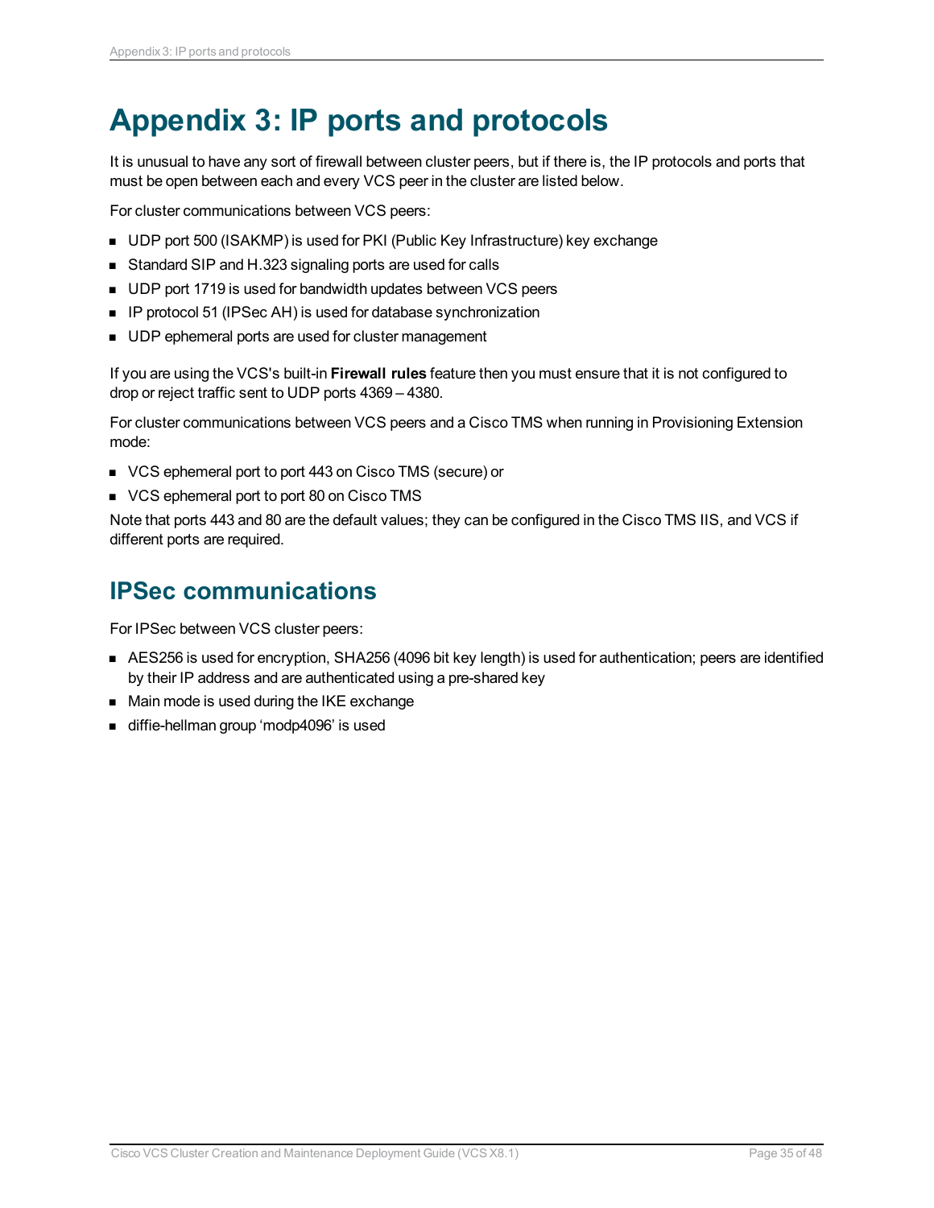# Appendix 3: IP ports and protocols

It is unusual to have any sort of firewall between cluster peers, but if there is, the IP protocols and ports that must be open between each and every VCS peer in the cluster are listed below.

For cluster communications between VCS peers:

- UDP port 500 (ISAKMP) is used for PKI (Public Key Infrastructure) key exchange
- Standard SIP and H.323 signaling ports are used for calls
- UDP port 1719 is used for bandwidth updates between VCS peers
- IP protocol 51 (IPSec AH) is used for database synchronization
- UDP ephemeral ports are used for cluster management

If you are using the VCS's built-in **Firewall rules** feature then you must ensure that it is not configured to drop or reject traffic sent to UDP ports 4369 – 4380.

For cluster communications between VCS peers and a Cisco TMS when running in Provisioning Extension mode:

- VCS ephemeral port to port 443 on Cisco TMS (secure) or
- VCS ephemeral port to port 80 on Cisco TMS

Note that ports 443 and 80 are the default values; they can be configured in the Cisco TMS IIS, and VCS if different ports are required.

## IPSec communications

For IPSec between VCS cluster peers:

- AES256 is used for encryption, SHA256 (4096 bit key length) is used for authentication; peers are identified by their IP address and are authenticated using a pre-shared key
- Main mode is used during the IKE exchange
- diffie-hellman group 'modp4096' is used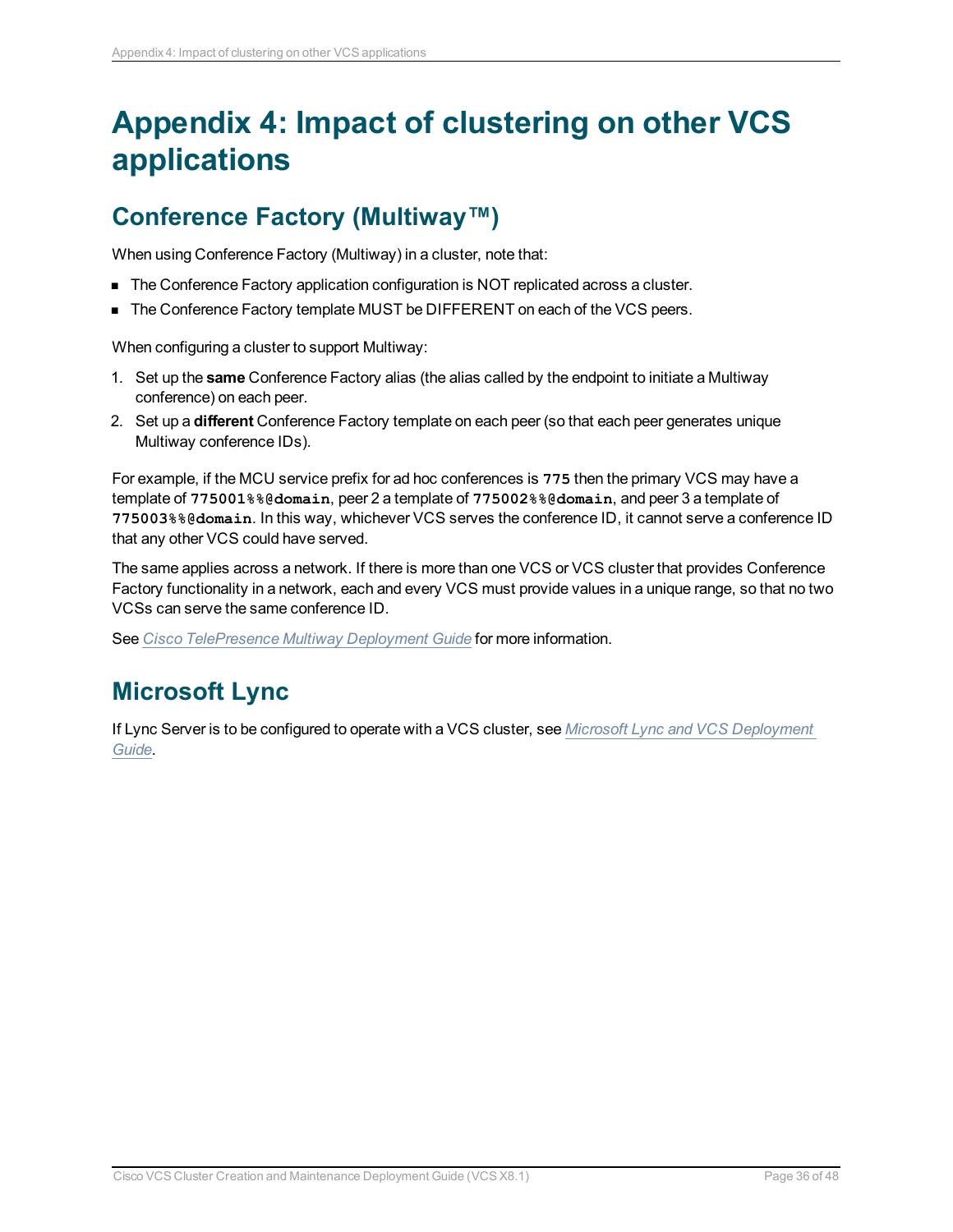# Appendix 4: Impact of clustering on other VCS applications

## Conference Factory (Multiway™)

When using Conference Factory (Multiway) in a cluster, note that:

- The Conference Factory application configuration is NOT replicated across a cluster.
- The Conference Factory template MUST be DIFFERENT on each of the VCS peers.

When configuring a cluster to support Multiway:

1. Set up the **same** Conference Factory alias (the alias called by the endpoint to initiate a Multiway conference) on each peer.
2. Set up a **different** Conference Factory template on each peer (so that each peer generates unique Multiway conference IDs).

For example, if the MCU service prefix for ad hoc conferences is **775** then the primary VCS may have a template of **775001%%@domain**, peer 2 a template of **775002%%@domain**, and peer 3 a template of **775003%%@domain**. In this way, whichever VCS serves the conference ID, it cannot serve a conference ID that any other VCS could have served.

The same applies across a network. If there is more than one VCS or VCS cluster that provides Conference Factory functionality in a network, each and every VCS must provide values in a unique range, so that no two VCSs can serve the same conference ID.

See *Cisco TelePresence Multiway Deployment Guide* for more information.

## Microsoft Lync

If Lync Server is to be configured to operate with a VCS cluster, see *Microsoft Lync and VCS Deployment Guide*.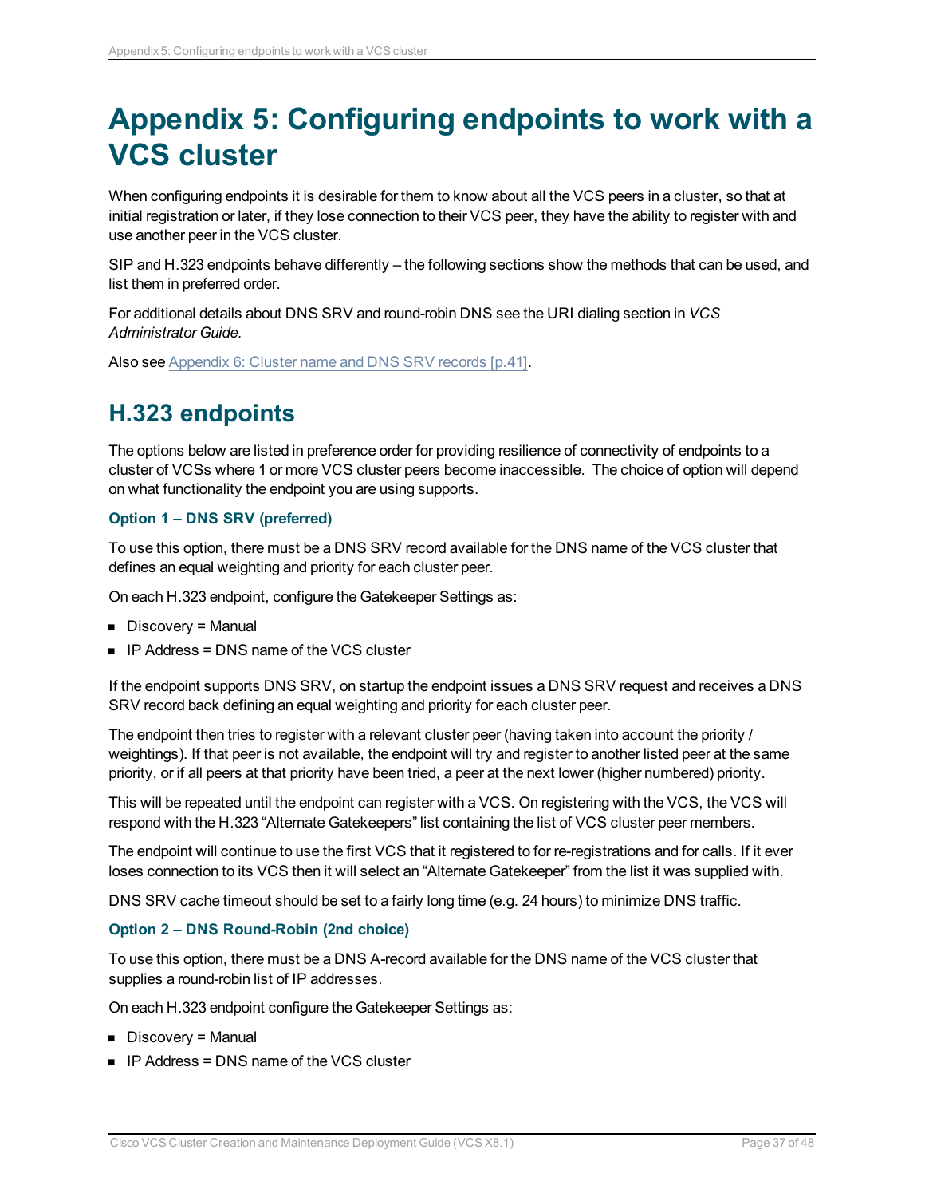# Appendix 5: Configuring endpoints to work with a VCS cluster

When configuring endpoints it is desirable for them to know about all the VCS peers in a cluster, so that at initial registration or later, if they lose connection to their VCS peer, they have the ability to register with and use another peer in the VCS cluster.

SIP and H.323 endpoints behave differently – the following sections show the methods that can be used, and list them in preferred order.

For additional details about DNS SRV and round-robin DNS see the URI dialing section in *VCS Administrator Guide*.

Also see Appendix 6: Cluster name and DNS SRV records [p.41].

## H.323 endpoints

The options below are listed in preference order for providing resilience of connectivity of endpoints to a cluster of VCSs where 1 or more VCS cluster peers become inaccessible. The choice of option will depend on what functionality the endpoint you are using supports.

### Option 1 – DNS SRV (preferred)

To use this option, there must be a DNS SRV record available for the DNS name of the VCS cluster that defines an equal weighting and priority for each cluster peer.

On each H.323 endpoint, configure the Gatekeeper Settings as:

- Discovery = Manual
- IP Address = DNS name of the VCS cluster

If the endpoint supports DNS SRV, on startup the endpoint issues a DNS SRV request and receives a DNS SRV record back defining an equal weighting and priority for each cluster peer.

The endpoint then tries to register with a relevant cluster peer (having taken into account the priority / weightings). If that peer is not available, the endpoint will try and register to another listed peer at the same priority, or if all peers at that priority have been tried, a peer at the next lower (higher numbered) priority.

This will be repeated until the endpoint can register with a VCS. On registering with the VCS, the VCS will respond with the H.323 "Alternate Gatekeepers" list containing the list of VCS cluster peer members.

The endpoint will continue to use the first VCS that it registered to for re-registrations and for calls. If it ever loses connection to its VCS then it will select an "Alternate Gatekeeper" from the list it was supplied with.

DNS SRV cache timeout should be set to a fairly long time (e.g. 24 hours) to minimize DNS traffic.

### Option 2 – DNS Round-Robin (2nd choice)

To use this option, there must be a DNS A-record available for the DNS name of the VCS cluster that supplies a round-robin list of IP addresses.

On each H.323 endpoint configure the Gatekeeper Settings as:

- Discovery = Manual
- IP Address = DNS name of the VCS cluster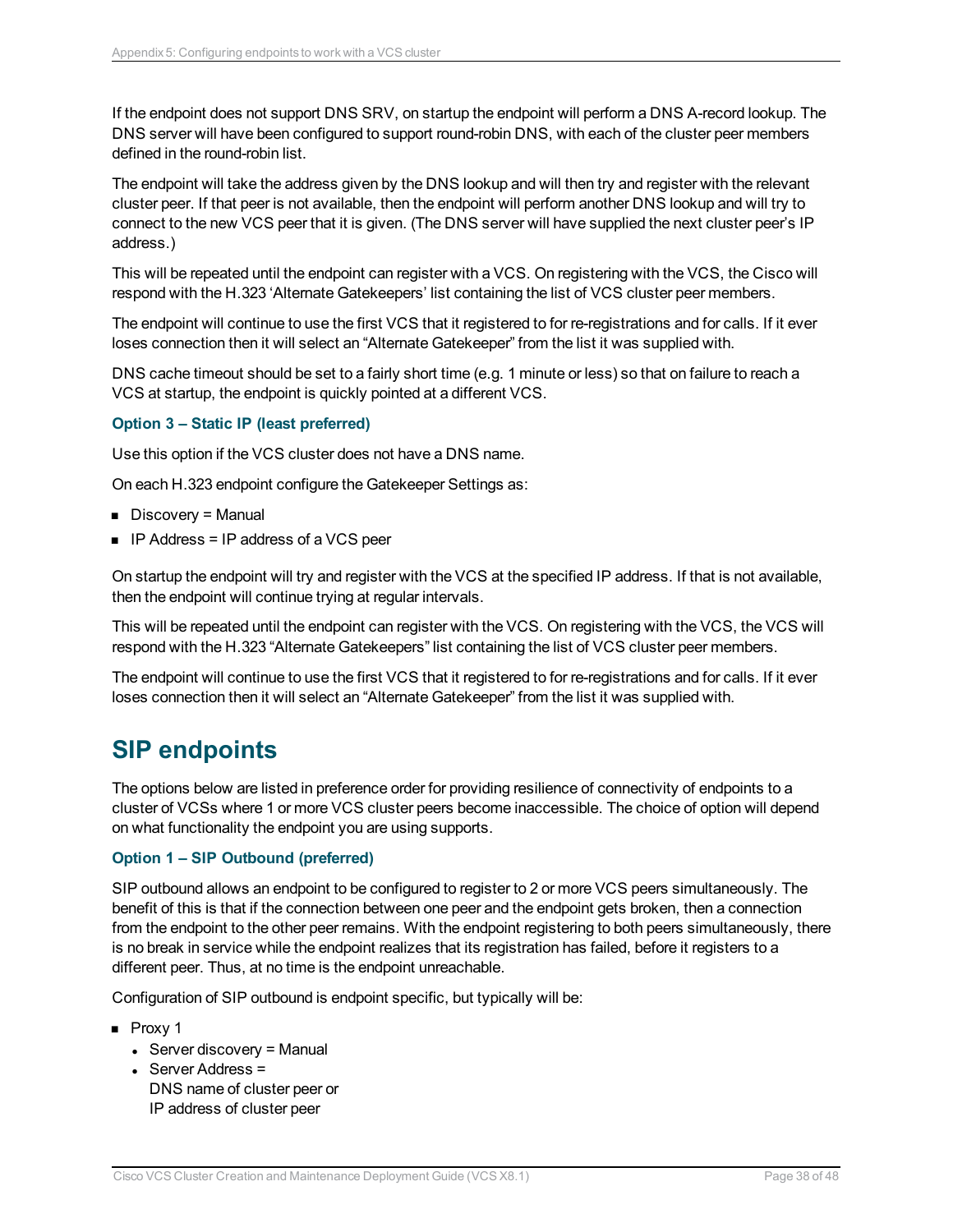If the endpoint does not support DNS SRV, on startup the endpoint will perform a DNS A-record lookup. The DNS server will have been configured to support round-robin DNS, with each of the cluster peer members defined in the round-robin list.

The endpoint will take the address given by the DNS lookup and will then try and register with the relevant cluster peer. If that peer is not available, then the endpoint will perform another DNS lookup and will try to connect to the new VCS peer that it is given. (The DNS server will have supplied the next cluster peer's IP address.)

This will be repeated until the endpoint can register with a VCS. On registering with the VCS, the Cisco will respond with the H.323 'Alternate Gatekeepers' list containing the list of VCS cluster peer members.

The endpoint will continue to use the first VCS that it registered to for re-registrations and for calls. If it ever loses connection then it will select an "Alternate Gatekeeper" from the list it was supplied with.

DNS cache timeout should be set to a fairly short time (e.g. 1 minute or less) so that on failure to reach a VCS at startup, the endpoint is quickly pointed at a different VCS.

### Option 3 – Static IP (least preferred)

Use this option if the VCS cluster does not have a DNS name.

On each H.323 endpoint configure the Gatekeeper Settings as:

- Discovery = Manual
- IP Address = IP address of a VCS peer

On startup the endpoint will try and register with the VCS at the specified IP address. If that is not available, then the endpoint will continue trying at regular intervals.

This will be repeated until the endpoint can register with the VCS. On registering with the VCS, the VCS will respond with the H.323 "Alternate Gatekeepers" list containing the list of VCS cluster peer members.

The endpoint will continue to use the first VCS that it registered to for re-registrations and for calls. If it ever loses connection then it will select an "Alternate Gatekeeper" from the list it was supplied with.

## SIP endpoints

The options below are listed in preference order for providing resilience of connectivity of endpoints to a cluster of VCSs where 1 or more VCS cluster peers become inaccessible. The choice of option will depend on what functionality the endpoint you are using supports.

### Option 1 – SIP Outbound (preferred)

SIP outbound allows an endpoint to be configured to register to 2 or more VCS peers simultaneously. The benefit of this is that if the connection between one peer and the endpoint gets broken, then a connection from the endpoint to the other peer remains. With the endpoint registering to both peers simultaneously, there is no break in service while the endpoint realizes that its registration has failed, before it registers to a different peer. Thus, at no time is the endpoint unreachable.

Configuration of SIP outbound is endpoint specific, but typically will be:

- Proxy 1
  - Server discovery = Manual
  - Server Address =
    DNS name of cluster peer or
    IP address of cluster peer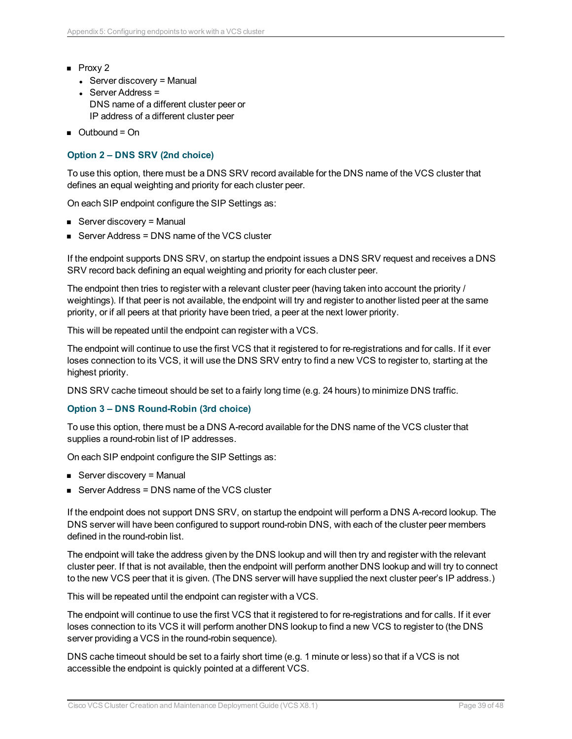- Proxy 2
  - Server discovery = Manual
  - Server Address = 
    DNS name of a different cluster peer or
    IP address of a different cluster peer
- Outbound = On

#### Option 2 – DNS SRV (2nd choice)

To use this option, there must be a DNS SRV record available for the DNS name of the VCS cluster that defines an equal weighting and priority for each cluster peer.

On each SIP endpoint configure the SIP Settings as:

- Server discovery = Manual
- Server Address = DNS name of the VCS cluster

If the endpoint supports DNS SRV, on startup the endpoint issues a DNS SRV request and receives a DNS SRV record back defining an equal weighting and priority for each cluster peer.

The endpoint then tries to register with a relevant cluster peer (having taken into account the priority / weightings). If that peer is not available, the endpoint will try and register to another listed peer at the same priority, or if all peers at that priority have been tried, a peer at the next lower priority.

This will be repeated until the endpoint can register with a VCS.

The endpoint will continue to use the first VCS that it registered to for re-registrations and for calls. If it ever loses connection to its VCS, it will use the DNS SRV entry to find a new VCS to register to, starting at the highest priority.

DNS SRV cache timeout should be set to a fairly long time (e.g. 24 hours) to minimize DNS traffic.

#### Option 3 – DNS Round-Robin (3rd choice)

To use this option, there must be a DNS A-record available for the DNS name of the VCS cluster that supplies a round-robin list of IP addresses.

On each SIP endpoint configure the SIP Settings as:

- Server discovery = Manual
- Server Address = DNS name of the VCS cluster

If the endpoint does not support DNS SRV, on startup the endpoint will perform a DNS A-record lookup. The DNS server will have been configured to support round-robin DNS, with each of the cluster peer members defined in the round-robin list.

The endpoint will take the address given by the DNS lookup and will then try and register with the relevant cluster peer. If that is not available, then the endpoint will perform another DNS lookup and will try to connect to the new VCS peer that it is given. (The DNS server will have supplied the next cluster peer's IP address.)

This will be repeated until the endpoint can register with a VCS.

The endpoint will continue to use the first VCS that it registered to for re-registrations and for calls. If it ever loses connection to its VCS it will perform another DNS lookup to find a new VCS to register to (the DNS server providing a VCS in the round-robin sequence).

DNS cache timeout should be set to a fairly short time (e.g. 1 minute or less) so that if a VCS is not accessible the endpoint is quickly pointed at a different VCS.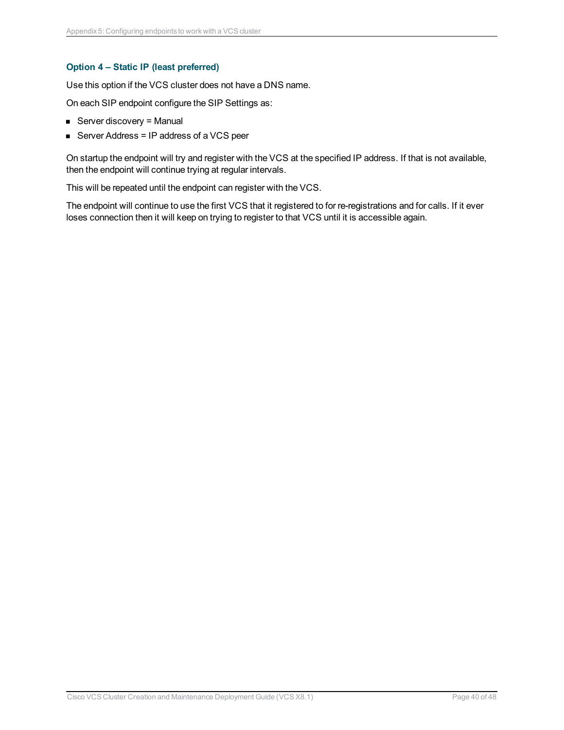### Option 4 – Static IP (least preferred)

Use this option if the VCS cluster does not have a DNS name.

On each SIP endpoint configure the SIP Settings as:

- Server discovery = Manual
- Server Address = IP address of a VCS peer

On startup the endpoint will try and register with the VCS at the specified IP address. If that is not available, then the endpoint will continue trying at regular intervals.

This will be repeated until the endpoint can register with the VCS.

The endpoint will continue to use the first VCS that it registered to for re-registrations and for calls. If it ever loses connection then it will keep on trying to register to that VCS until it is accessible again.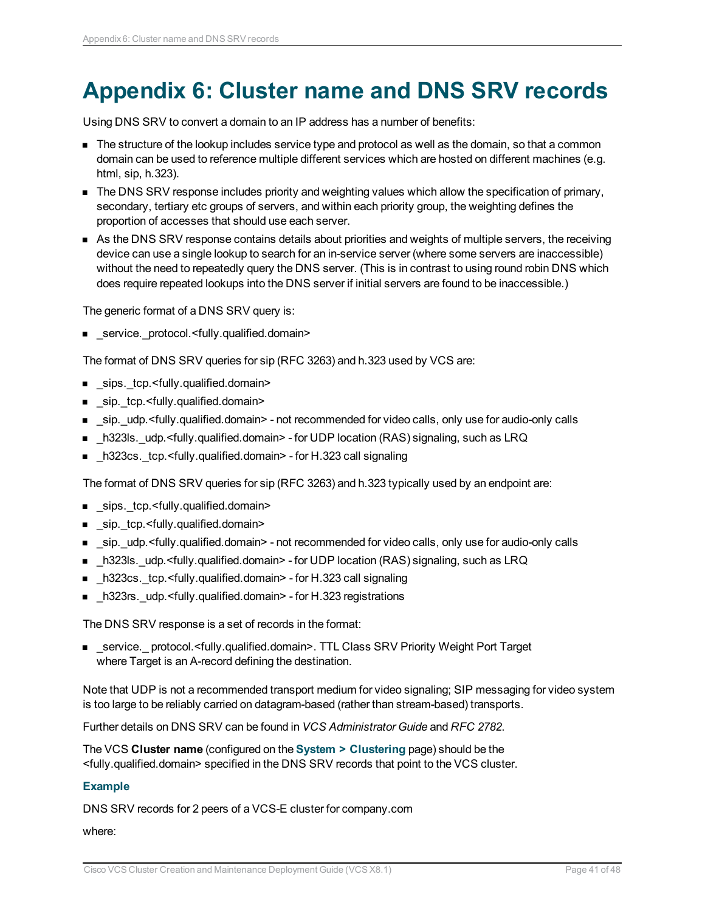# Appendix 6: Cluster name and DNS SRV records

Using DNS SRV to convert a domain to an IP address has a number of benefits:

- The structure of the lookup includes service type and protocol as well as the domain, so that a common domain can be used to reference multiple different services which are hosted on different machines (e.g. html, sip, h.323).
- The DNS SRV response includes priority and weighting values which allow the specification of primary, secondary, tertiary etc groups of servers, and within each priority group, the weighting defines the proportion of accesses that should use each server.
- As the DNS SRV response contains details about priorities and weights of multiple servers, the receiving device can use a single lookup to search for an in-service server (where some servers are inaccessible) without the need to repeatedly query the DNS server. (This is in contrast to using round robin DNS which does require repeated lookups into the DNS server if initial servers are found to be inaccessible.)

The generic format of a DNS SRV query is:

- _service._protocol.<fully.qualified.domain>

The format of DNS SRV queries for sip (RFC 3263) and h.323 used by VCS are:

- _sips._tcp.<fully.qualified.domain>
- _sip._tcp.<fully.qualified.domain>
- _sip._udp.<fully.qualified.domain> - not recommended for video calls, only use for audio-only calls
- _h323ls._udp.<fully.qualified.domain> - for UDP location (RAS) signaling, such as LRQ
- _h323cs._tcp.<fully.qualified.domain> - for H.323 call signaling

The format of DNS SRV queries for sip (RFC 3263) and h.323 typically used by an endpoint are:

- _sips._tcp.<fully.qualified.domain>
- _sip._tcp.<fully.qualified.domain>
- _sip._udp.<fully.qualified.domain> - not recommended for video calls, only use for audio-only calls
- _h323ls._udp.<fully.qualified.domain> - for UDP location (RAS) signaling, such as LRQ
- _h323cs._tcp.<fully.qualified.domain> - for H.323 call signaling
- _h323rs._udp.<fully.qualified.domain> - for H.323 registrations

The DNS SRV response is a set of records in the format:

- _service._ protocol.<fully.qualified.domain>. TTL Class SRV Priority Weight Port Target
  where Target is an A-record defining the destination.

Note that UDP is not a recommended transport medium for video signaling; SIP messaging for video system is too large to be reliably carried on datagram-based (rather than stream-based) transports.

Further details on DNS SRV can be found in *VCS Administrator Guide* and *RFC 2782*.

The VCS **Cluster name** (configured on the **System > Clustering** page) should be the <fully.qualified.domain> specified in the DNS SRV records that point to the VCS cluster.

### Example

DNS SRV records for 2 peers of a VCS-E cluster for company.com

where: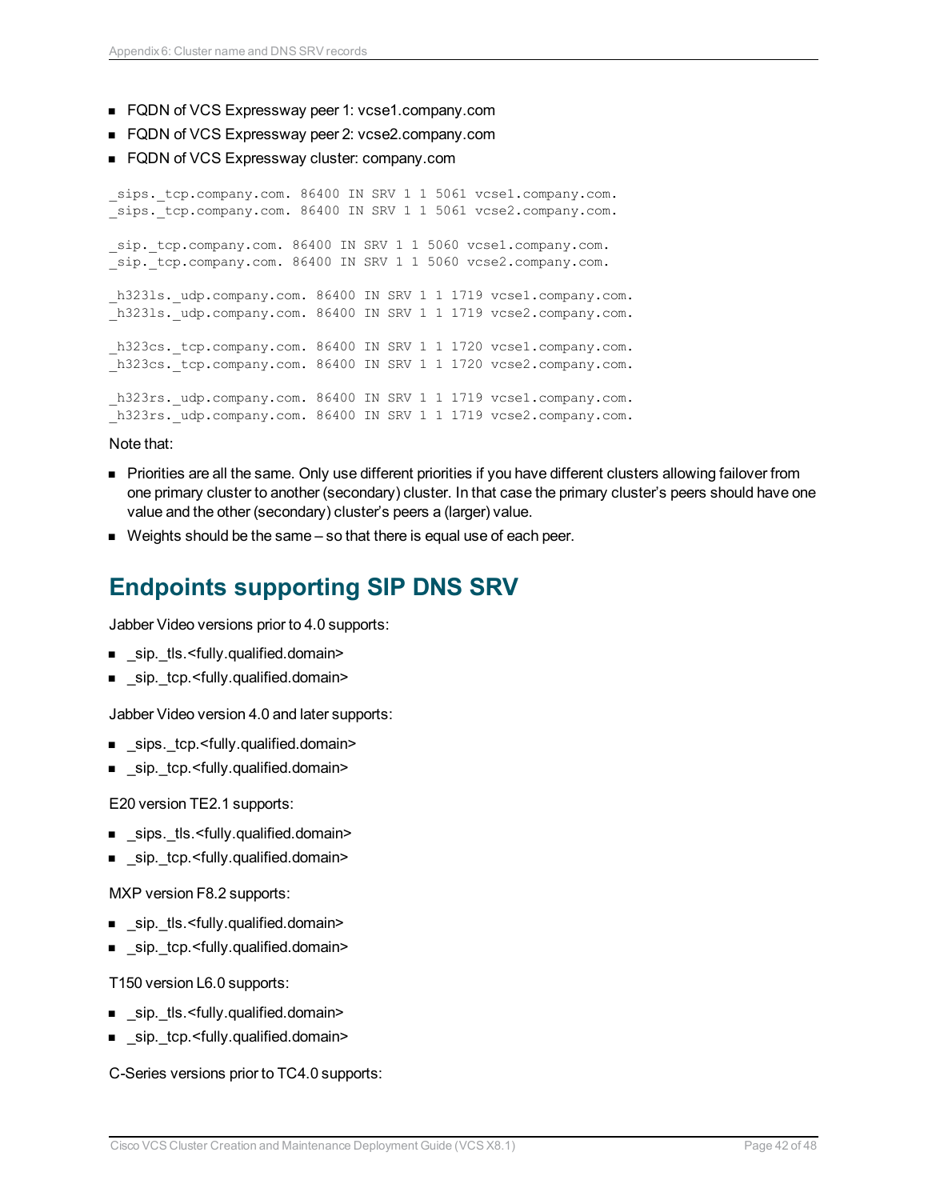- FQDN of VCS Expressway peer 1: vcse1.company.com
- FQDN of VCS Expressway peer 2: vcse2.company.com
- FQDN of VCS Expressway cluster: company.com

```
_sips._tcp.company.com. 86400 IN SRV 1 1 5061 vcse1.company.com.
_sips._tcp.company.com. 86400 IN SRV 1 1 5061 vcse2.company.com.

_sip._tcp.company.com. 86400 IN SRV 1 1 5060 vcse1.company.com.
_sip._tcp.company.com. 86400 IN SRV 1 1 5060 vcse2.company.com.

_h323ls._udp.company.com. 86400 IN SRV 1 1 1719 vcse1.company.com.
_h323ls._udp.company.com. 86400 IN SRV 1 1 1719 vcse2.company.com.

_h323cs._tcp.company.com. 86400 IN SRV 1 1 1720 vcse1.company.com.
_h323cs._tcp.company.com. 86400 IN SRV 1 1 1720 vcse2.company.com.

_h323rs._udp.company.com. 86400 IN SRV 1 1 1719 vcse1.company.com.
_h323rs._udp.company.com. 86400 IN SRV 1 1 1719 vcse2.company.com.
```

Note that:

- Priorities are all the same. Only use different priorities if you have different clusters allowing failover from one primary cluster to another (secondary) cluster. In that case the primary cluster's peers should have one value and the other (secondary) cluster's peers a (larger) value.
- Weights should be the same – so that there is equal use of each peer.

## Endpoints supporting SIP DNS SRV

Jabber Video versions prior to 4.0 supports:

- _sip._tls.<fully.qualified.domain>
- _sip._tcp.<fully.qualified.domain>

Jabber Video version 4.0 and later supports:

- _sips._tcp.<fully.qualified.domain>
- _sip._tcp.<fully.qualified.domain>

E20 version TE2.1 supports:

- _sips._tls.<fully.qualified.domain>
- _sip._tcp.<fully.qualified.domain>

MXP version F8.2 supports:

- _sip._tls.<fully.qualified.domain>
- _sip._tcp.<fully.qualified.domain>

T150 version L6.0 supports:

- _sip._tls.<fully.qualified.domain>
- _sip._tcp.<fully.qualified.domain>

C-Series versions prior to TC4.0 supports: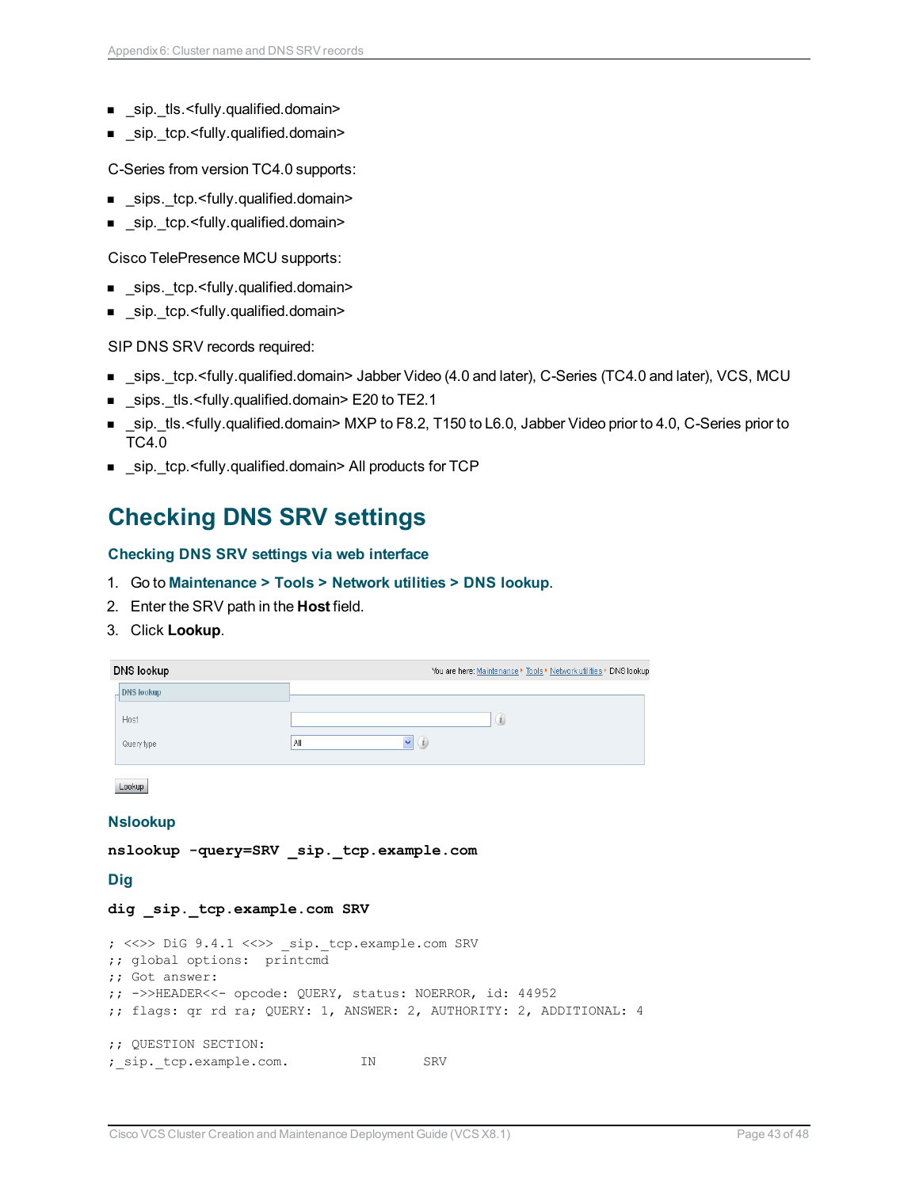- _sip._tls.<fully.qualified.domain>
- _sip._tcp.<fully.qualified.domain>

C-Series from version TC4.0 supports:

- _sips._tcp.<fully.qualified.domain>
- _sip._tcp.<fully.qualified.domain>

Cisco TelePresence MCU supports:

- _sips._tcp.<fully.qualified.domain>
- _sip._tcp.<fully.qualified.domain>

SIP DNS SRV records required:

- _sips._tcp.<fully.qualified.domain> Jabber Video (4.0 and later), C-Series (TC4.0 and later), VCS, MCU
- _sips._tls.<fully.qualified.domain> E20 to TE2.1
- _sip._tls.<fully.qualified.domain> MXP to F8.2, T150 to L6.0, Jabber Video prior to 4.0, C-Series prior to TC4.0
- _sip._tcp.<fully.qualified.domain> All products for TCP

# Checking DNS SRV settings

### Checking DNS SRV settings via web interface

1. Go to **Maintenance > Tools > Network utilities > DNS lookup**.
2. Enter the SRV path in the **Host** field.
3. Click **Lookup**.

DNS lookup — You are here: Maintenance ▸ Tools ▸ Network utilities ▸ DNS lookup

DNS lookup

Host

Query type: All

Lookup

### Nslookup

```
nslookup -query=SRV _sip._tcp.example.com
```

### Dig

```
dig _sip._tcp.example.com SRV
```

```
; <<>> DiG 9.4.1 <<>> _sip._tcp.example.com SRV
;; global options:  printcmd
;; Got answer:
;; ->>HEADER<<- opcode: QUERY, status: NOERROR, id: 44952
;; flags: qr rd ra; QUERY: 1, ANSWER: 2, AUTHORITY: 2, ADDITIONAL: 4

;; QUESTION SECTION:
;_sip._tcp.example.com.          IN      SRV
```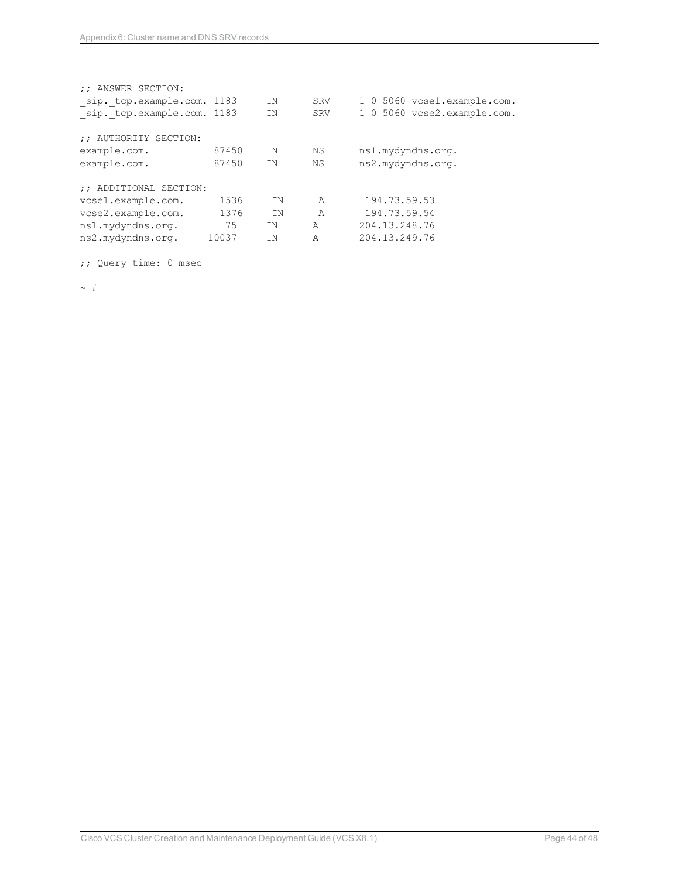```
;; ANSWER SECTION:
_sip._tcp.example.com. 1183     IN      SRV     1 0 5060 vcse1.example.com.
_sip._tcp.example.com. 1183     IN      SRV     1 0 5060 vcse2.example.com.

;; AUTHORITY SECTION:
example.com.           87450    IN      NS      ns1.mydyndns.org.
example.com.           87450    IN      NS      ns2.mydyndns.org.

;; ADDITIONAL SECTION:
vcse1.example.com.      1536     IN      A       194.73.59.53
vcse2.example.com.      1376     IN      A       194.73.59.54
ns1.mydyndns.org.        75     IN      A       204.13.248.76
ns2.mydyndns.org.     10037     IN      A       204.13.249.76

;; Query time: 0 msec

~ #
```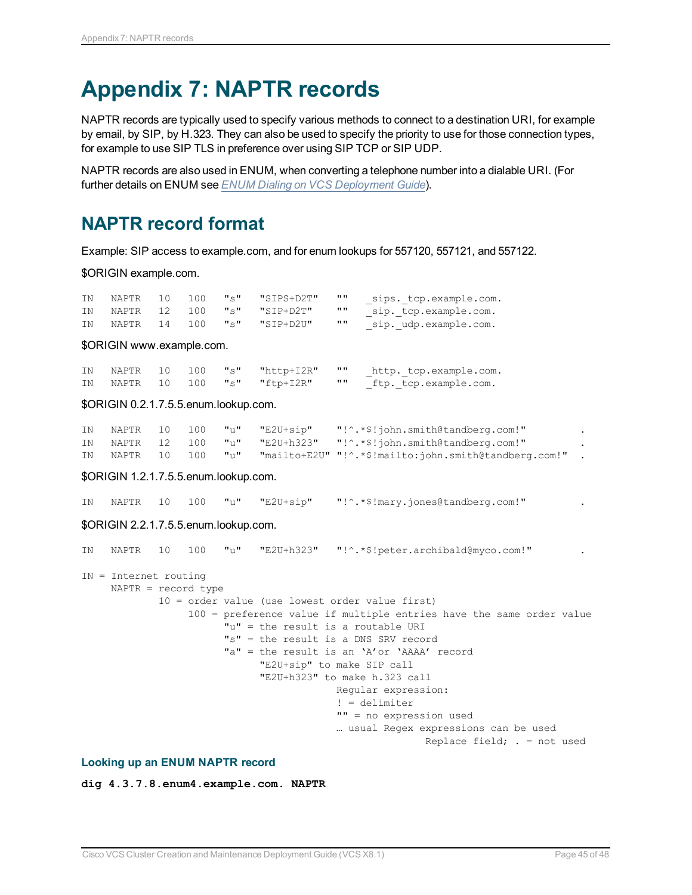# Appendix 7: NAPTR records

NAPTR records are typically used to specify various methods to connect to a destination URI, for example by email, by SIP, by H.323. They can also be used to specify the priority to use for those connection types, for example to use SIP TLS in preference over using SIP TCP or SIP UDP.

NAPTR records are also used in ENUM, when converting a telephone number into a dialable URI. (For further details on ENUM see *ENUM Dialing on VCS Deployment Guide*).

## NAPTR record format

Example: SIP access to example.com, and for enum lookups for 557120, 557121, and 557122.

$ORIGIN example.com.

```
IN   NAPTR   10   100   "s"   "SIPS+D2T"   ""   _sips._tcp.example.com.
IN   NAPTR   12   100   "s"   "SIP+D2T"    ""   _sip._tcp.example.com.
IN   NAPTR   14   100   "s"   "SIP+D2U"    ""   _sip._udp.example.com.
```

$ORIGIN www.example.com.

```
IN   NAPTR   10   100   "s"   "http+I2R"   ""   _http._tcp.example.com.
IN   NAPTR   10   100   "s"   "ftp+I2R"    ""   _ftp._tcp.example.com.
```

$ORIGIN 0.2.1.7.5.5.enum.lookup.com.

```
IN   NAPTR   10   100   "u"   "E2U+sip"    "!^.*$!john.smith@tandberg.com!"          .
IN   NAPTR   12   100   "u"   "E2U+h323"   "!^.*$!john.smith@tandberg.com!"          .
IN   NAPTR   10   100   "u"   "mailto+E2U" "!^.*$!mailto:john.smith@tandberg.com!"   .
```

$ORIGIN 1.2.1.7.5.5.enum.lookup.com.

```
IN   NAPTR   10   100   "u"   "E2U+sip"    "!^.*$!mary.jones@tandberg.com!"          .
```

$ORIGIN 2.2.1.7.5.5.enum.lookup.com.

```
IN   NAPTR   10   100   "u"   "E2U+h323"   "!^.*$!peter.archibald@myco.com!"         .
```

```
IN = Internet routing
     NAPTR = record type
             10 = order value (use lowest order value first)
                  100 = preference value if multiple entries have the same order value
                        "u" = the result is a routable URI
                        "s" = the result is a DNS SRV record
                        "a" = the result is an 'A'or 'AAAA' record
                              "E2U+sip" to make SIP call
                              "E2U+h323" to make h.323 call
                                           Regular expression:
                                           ! = delimiter
                                           "" = no expression used
                                           … usual Regex expressions can be used
                                                          Replace field; . = not used
```

### Looking up an ENUM NAPTR record

**`dig 4.3.7.8.enum4.example.com. NAPTR`**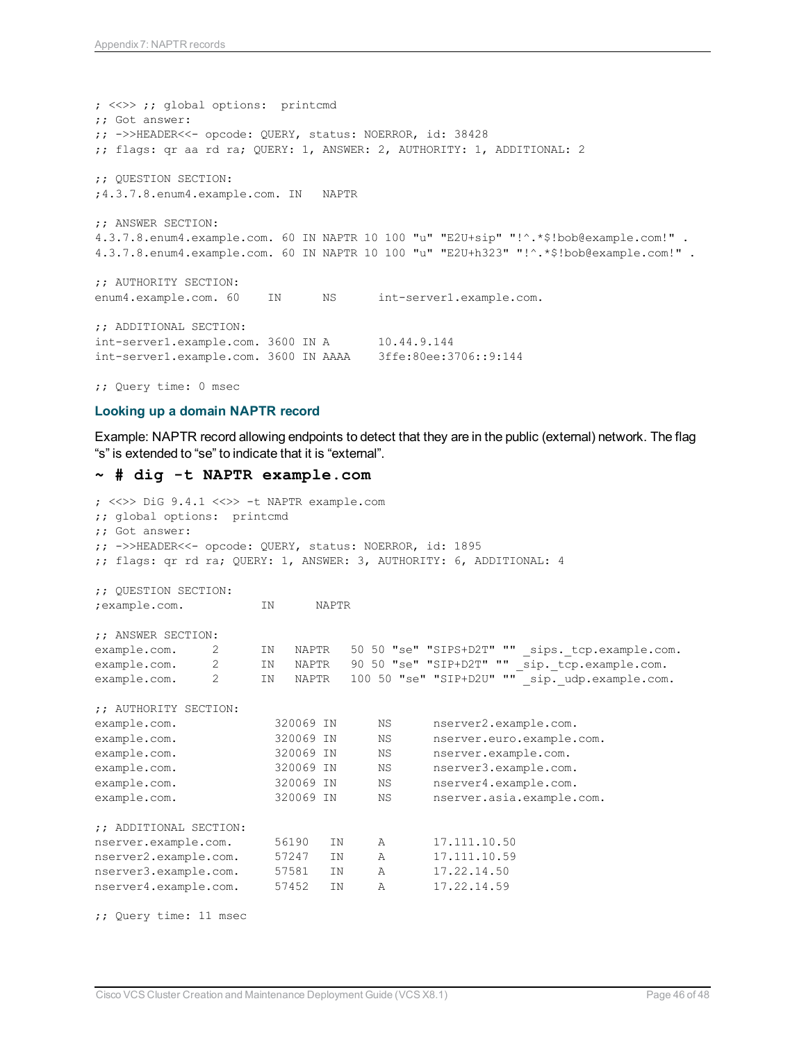```
; <<>> ;; global options:  printcmd
;; Got answer:
;; ->>HEADER<<- opcode: QUERY, status: NOERROR, id: 38428
;; flags: qr aa rd ra; QUERY: 1, ANSWER: 2, AUTHORITY: 1, ADDITIONAL: 2

;; QUESTION SECTION:
;4.3.7.8.enum4.example.com. IN   NAPTR

;; ANSWER SECTION:
4.3.7.8.enum4.example.com. 60 IN NAPTR 10 100 "u" "E2U+sip" "!^.*$!bob@example.com!" .
4.3.7.8.enum4.example.com. 60 IN NAPTR 10 100 "u" "E2U+h323" "!^.*$!bob@example.com!" .

;; AUTHORITY SECTION:
enum4.example.com. 60    IN      NS      int-server1.example.com.

;; ADDITIONAL SECTION:
int-server1.example.com. 3600 IN A       10.44.9.144
int-server1.example.com. 3600 IN AAAA    3ffe:80ee:3706::9:144

;; Query time: 0 msec
```

### Looking up a domain NAPTR record

Example: NAPTR record allowing endpoints to detect that they are in the public (external) network. The flag "s" is extended to "se" to indicate that it is "external".

**~ # dig -t NAPTR example.com**

```
; <<>> DiG 9.4.1 <<>> -t NAPTR example.com
;; global options:  printcmd
;; Got answer:
;; ->>HEADER<<- opcode: QUERY, status: NOERROR, id: 1895
;; flags: qr rd ra; QUERY: 1, ANSWER: 3, AUTHORITY: 6, ADDITIONAL: 4

;; QUESTION SECTION:
;example.com.           IN      NAPTR

;; ANSWER SECTION:
example.com.     2      IN   NAPTR   50 50 "se" "SIPS+D2T" "" _sips._tcp.example.com.
example.com.     2      IN   NAPTR   90 50 "se" "SIP+D2T" "" _sip._tcp.example.com.
example.com.     2      IN   NAPTR   100 50 "se" "SIP+D2U" "" _sip._udp.example.com.

;; AUTHORITY SECTION:
example.com.             320069 IN      NS      nserver2.example.com.
example.com.             320069 IN      NS      nserver.euro.example.com.
example.com.             320069 IN      NS      nserver.example.com.
example.com.             320069 IN      NS      nserver3.example.com.
example.com.             320069 IN      NS      nserver4.example.com.
example.com.             320069 IN      NS      nserver.asia.example.com.

;; ADDITIONAL SECTION:
nserver.example.com.     56190   IN     A       17.111.10.50
nserver2.example.com.    57247   IN     A       17.111.10.59
nserver3.example.com.    57581   IN     A       17.22.14.50
nserver4.example.com.    57452   IN     A       17.22.14.59

;; Query time: 11 msec
```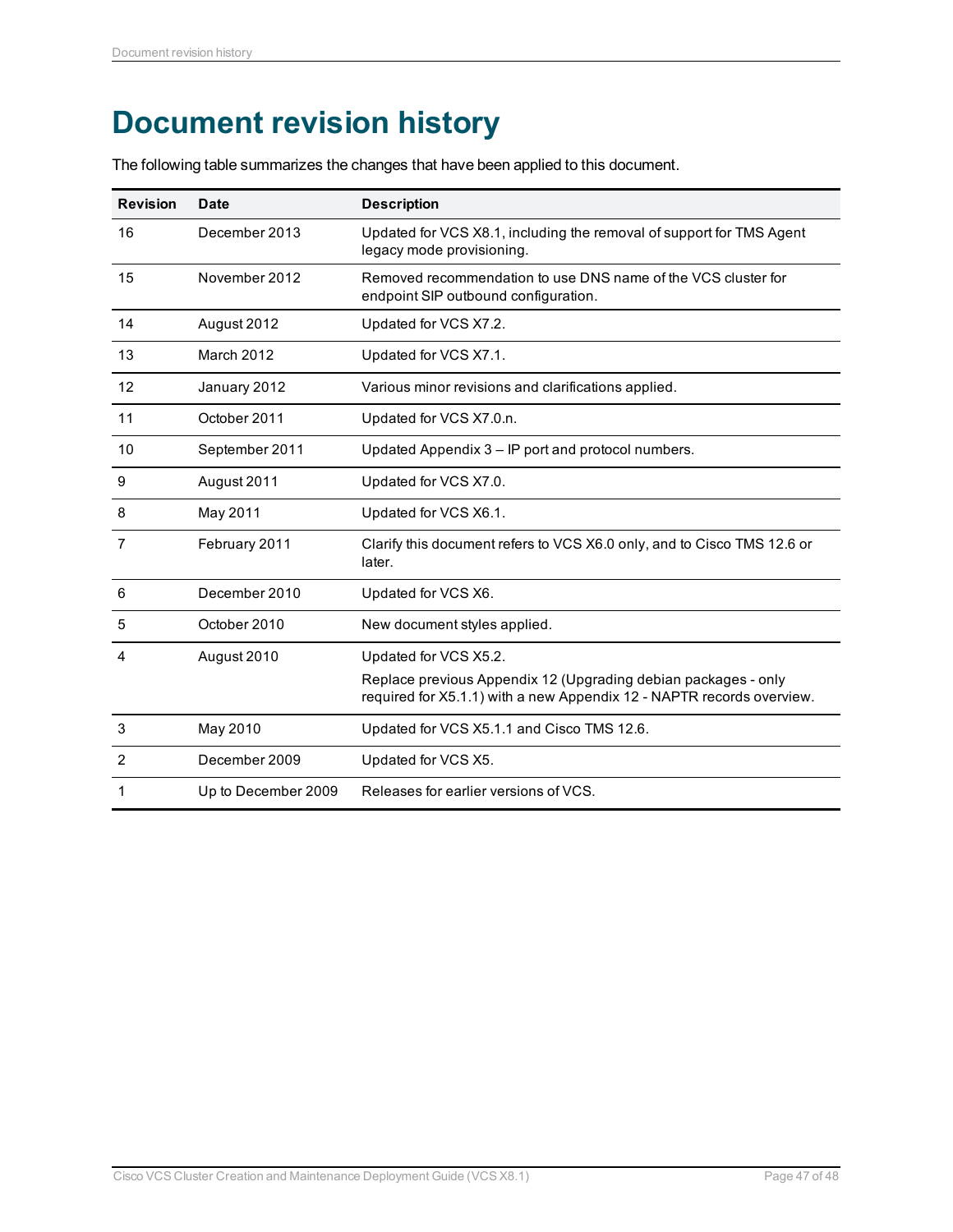# Document revision history

The following table summarizes the changes that have been applied to this document.

| Revision | Date | Description |
|---|---|---|
| 16 | December 2013 | Updated for VCS X8.1, including the removal of support for TMS Agent legacy mode provisioning. |
| 15 | November 2012 | Removed recommendation to use DNS name of the VCS cluster for endpoint SIP outbound configuration. |
| 14 | August 2012 | Updated for VCS X7.2. |
| 13 | March 2012 | Updated for VCS X7.1. |
| 12 | January 2012 | Various minor revisions and clarifications applied. |
| 11 | October 2011 | Updated for VCS X7.0.n. |
| 10 | September 2011 | Updated Appendix 3 – IP port and protocol numbers. |
| 9 | August 2011 | Updated for VCS X7.0. |
| 8 | May 2011 | Updated for VCS X6.1. |
| 7 | February 2011 | Clarify this document refers to VCS X6.0 only, and to Cisco TMS 12.6 or later. |
| 6 | December 2010 | Updated for VCS X6. |
| 5 | October 2010 | New document styles applied. |
| 4 | August 2010 | Updated for VCS X5.2.<br>Replace previous Appendix 12 (Upgrading debian packages - only required for X5.1.1) with a new Appendix 12 - NAPTR records overview. |
| 3 | May 2010 | Updated for VCS X5.1.1 and Cisco TMS 12.6. |
| 2 | December 2009 | Updated for VCS X5. |
| 1 | Up to December 2009 | Releases for earlier versions of VCS. |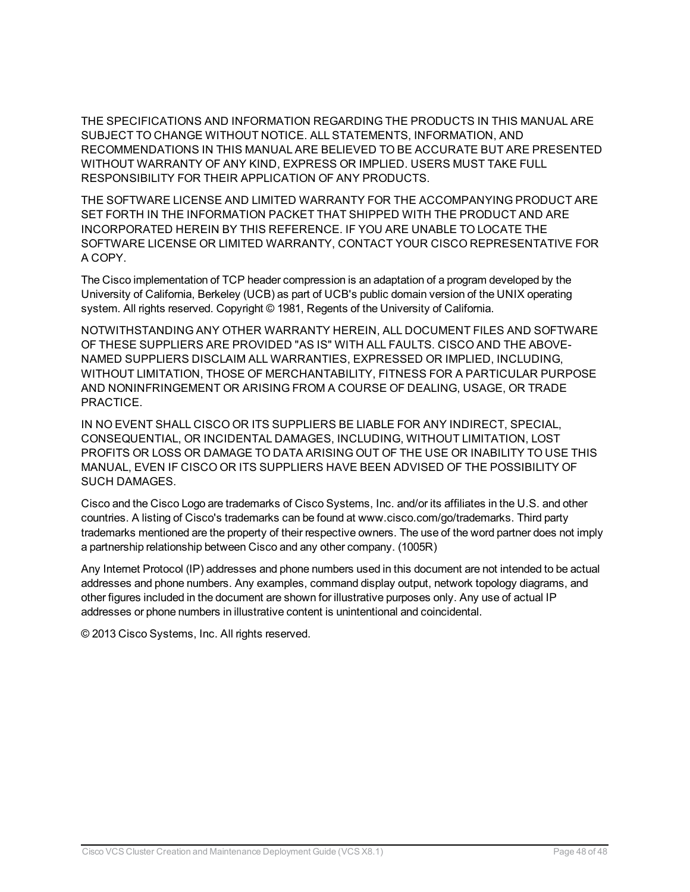THE SPECIFICATIONS AND INFORMATION REGARDING THE PRODUCTS IN THIS MANUAL ARE SUBJECT TO CHANGE WITHOUT NOTICE. ALL STATEMENTS, INFORMATION, AND RECOMMENDATIONS IN THIS MANUAL ARE BELIEVED TO BE ACCURATE BUT ARE PRESENTED WITHOUT WARRANTY OF ANY KIND, EXPRESS OR IMPLIED. USERS MUST TAKE FULL RESPONSIBILITY FOR THEIR APPLICATION OF ANY PRODUCTS.

THE SOFTWARE LICENSE AND LIMITED WARRANTY FOR THE ACCOMPANYING PRODUCT ARE SET FORTH IN THE INFORMATION PACKET THAT SHIPPED WITH THE PRODUCT AND ARE INCORPORATED HEREIN BY THIS REFERENCE. IF YOU ARE UNABLE TO LOCATE THE SOFTWARE LICENSE OR LIMITED WARRANTY, CONTACT YOUR CISCO REPRESENTATIVE FOR A COPY.

The Cisco implementation of TCP header compression is an adaptation of a program developed by the University of California, Berkeley (UCB) as part of UCB's public domain version of the UNIX operating system. All rights reserved. Copyright © 1981, Regents of the University of California.

NOTWITHSTANDING ANY OTHER WARRANTY HEREIN, ALL DOCUMENT FILES AND SOFTWARE OF THESE SUPPLIERS ARE PROVIDED "AS IS" WITH ALL FAULTS. CISCO AND THE ABOVE-NAMED SUPPLIERS DISCLAIM ALL WARRANTIES, EXPRESSED OR IMPLIED, INCLUDING, WITHOUT LIMITATION, THOSE OF MERCHANTABILITY, FITNESS FOR A PARTICULAR PURPOSE AND NONINFRINGEMENT OR ARISING FROM A COURSE OF DEALING, USAGE, OR TRADE PRACTICE.

IN NO EVENT SHALL CISCO OR ITS SUPPLIERS BE LIABLE FOR ANY INDIRECT, SPECIAL, CONSEQUENTIAL, OR INCIDENTAL DAMAGES, INCLUDING, WITHOUT LIMITATION, LOST PROFITS OR LOSS OR DAMAGE TO DATA ARISING OUT OF THE USE OR INABILITY TO USE THIS MANUAL, EVEN IF CISCO OR ITS SUPPLIERS HAVE BEEN ADVISED OF THE POSSIBILITY OF SUCH DAMAGES.

Cisco and the Cisco Logo are trademarks of Cisco Systems, Inc. and/or its affiliates in the U.S. and other countries. A listing of Cisco's trademarks can be found at www.cisco.com/go/trademarks. Third party trademarks mentioned are the property of their respective owners. The use of the word partner does not imply a partnership relationship between Cisco and any other company. (1005R)

Any Internet Protocol (IP) addresses and phone numbers used in this document are not intended to be actual addresses and phone numbers. Any examples, command display output, network topology diagrams, and other figures included in the document are shown for illustrative purposes only. Any use of actual IP addresses or phone numbers in illustrative content is unintentional and coincidental.

© 2013 Cisco Systems, Inc. All rights reserved.